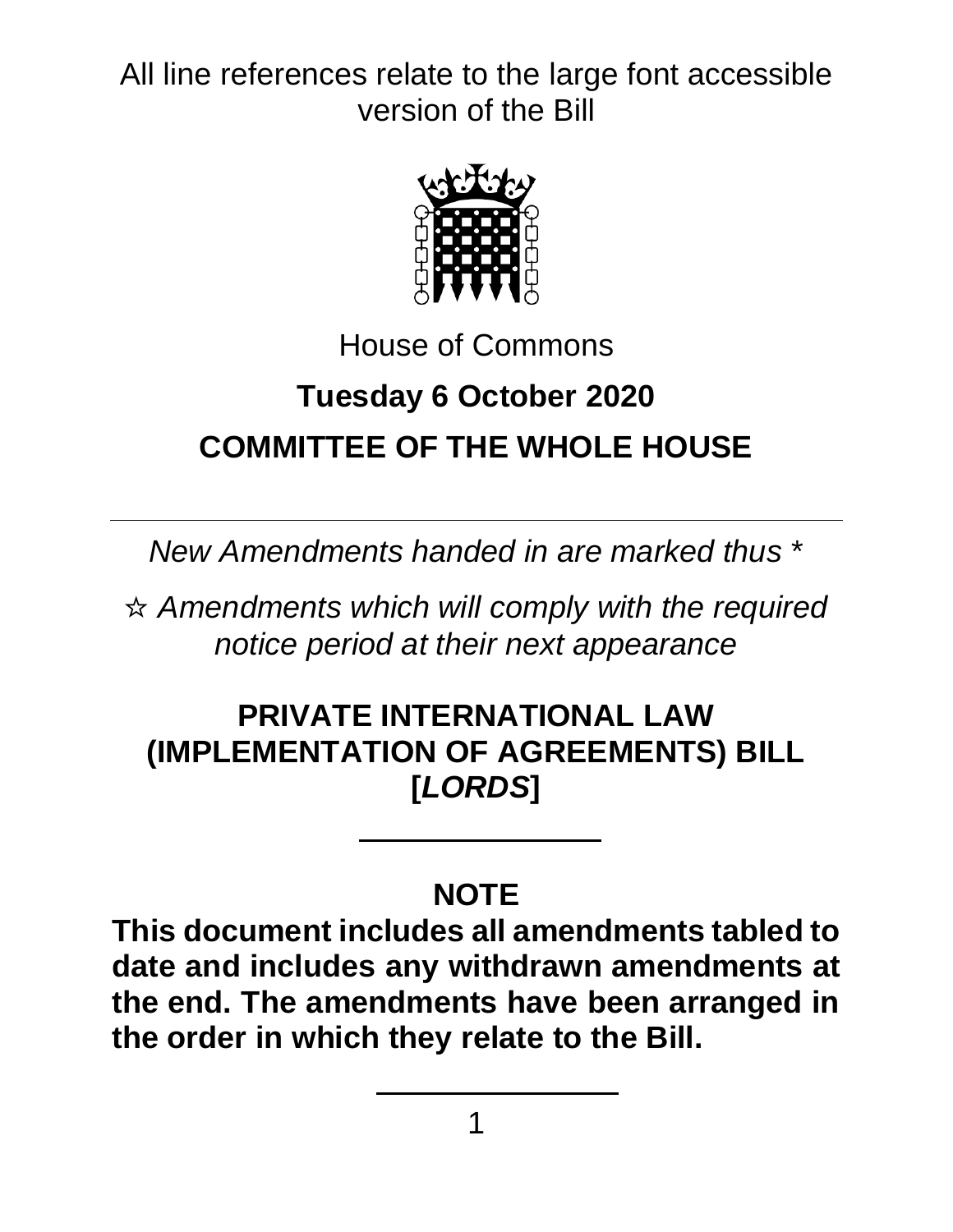All line references relate to the large font accessible version of the Bill

House of Commons

# Tuesday 6 October 2020

# COMMITTEE OF THE WHOLE HOUSE

---

*New Amendments handed in are marked thus \**

☆ *Amendments which will comply with the required notice period at their next appearance*

## PRIVATE INTERNATIONAL LAW (IMPLEMENTATION OF AGREEMENTS) BILL [*LORDS*]

---

### NOTE

**This document includes all amendments tabled to date and includes any withdrawn amendments at the end. The amendments have been arranged in the order in which they relate to the Bill.**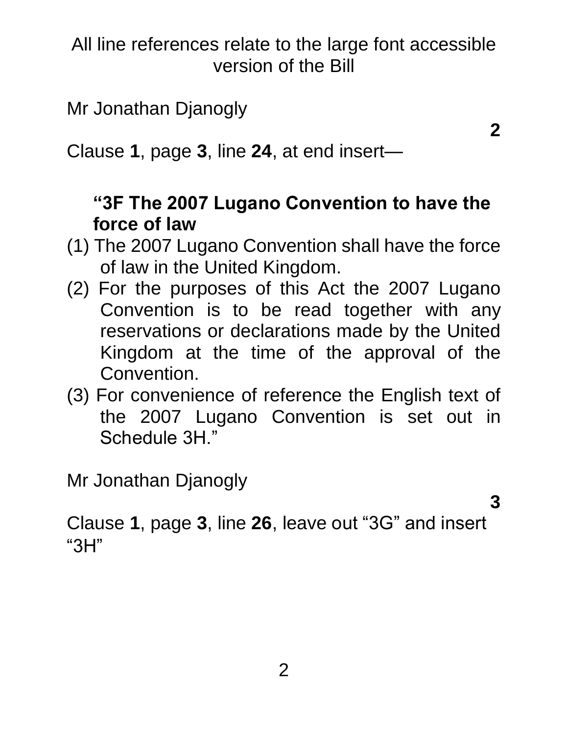All line references relate to the large font accessible version of the Bill

Mr Jonathan Djanogly

**2**

Clause **1**, page **3**, line **24**, at end insert—

**“3F The 2007 Lugano Convention to have the force of law**

(1) The 2007 Lugano Convention shall have the force of law in the United Kingdom.

(2) For the purposes of this Act the 2007 Lugano Convention is to be read together with any reservations or declarations made by the United Kingdom at the time of the approval of the Convention.

(3) For convenience of reference the English text of the 2007 Lugano Convention is set out in Schedule 3H.”

Mr Jonathan Djanogly

**3**

Clause **1**, page **3**, line **26**, leave out “3G” and insert “3H”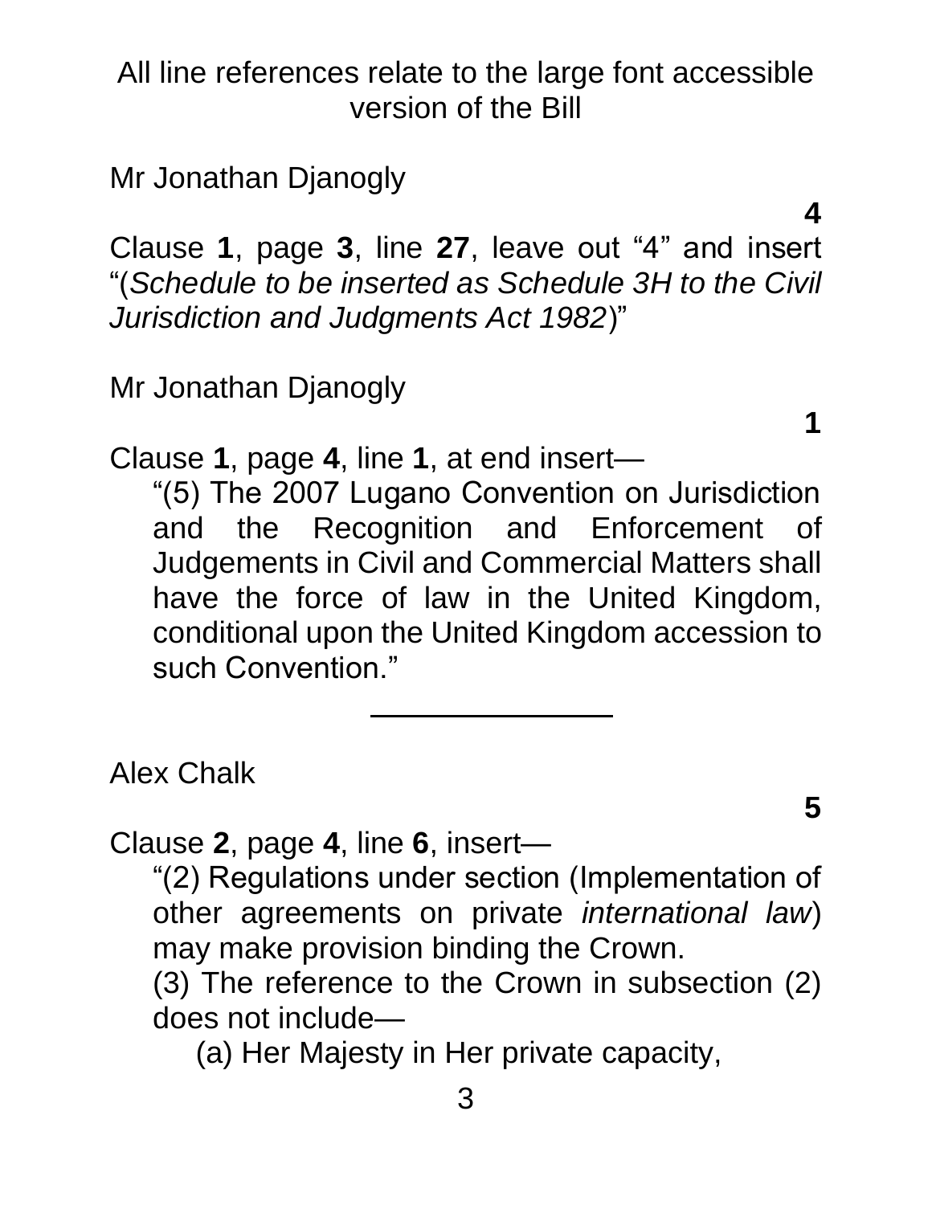All line references relate to the large font accessible version of the Bill

Mr Jonathan Djanogly

**4**

Clause **1**, page **3**, line **27**, leave out "4" and insert "(*Schedule to be inserted as Schedule 3H to the Civil Jurisdiction and Judgments Act 1982*)"

Mr Jonathan Djanogly

**1**

Clause **1**, page **4**, line **1**, at end insert—

"(5) The 2007 Lugano Convention on Jurisdiction and the Recognition and Enforcement of Judgements in Civil and Commercial Matters shall have the force of law in the United Kingdom, conditional upon the United Kingdom accession to such Convention."

---

Alex Chalk

**5**

Clause **2**, page **4**, line **6**, insert—

"(2) Regulations under section (Implementation of other agreements on private *international law*) may make provision binding the Crown.

(3) The reference to the Crown in subsection (2) does not include—

(a) Her Majesty in Her private capacity,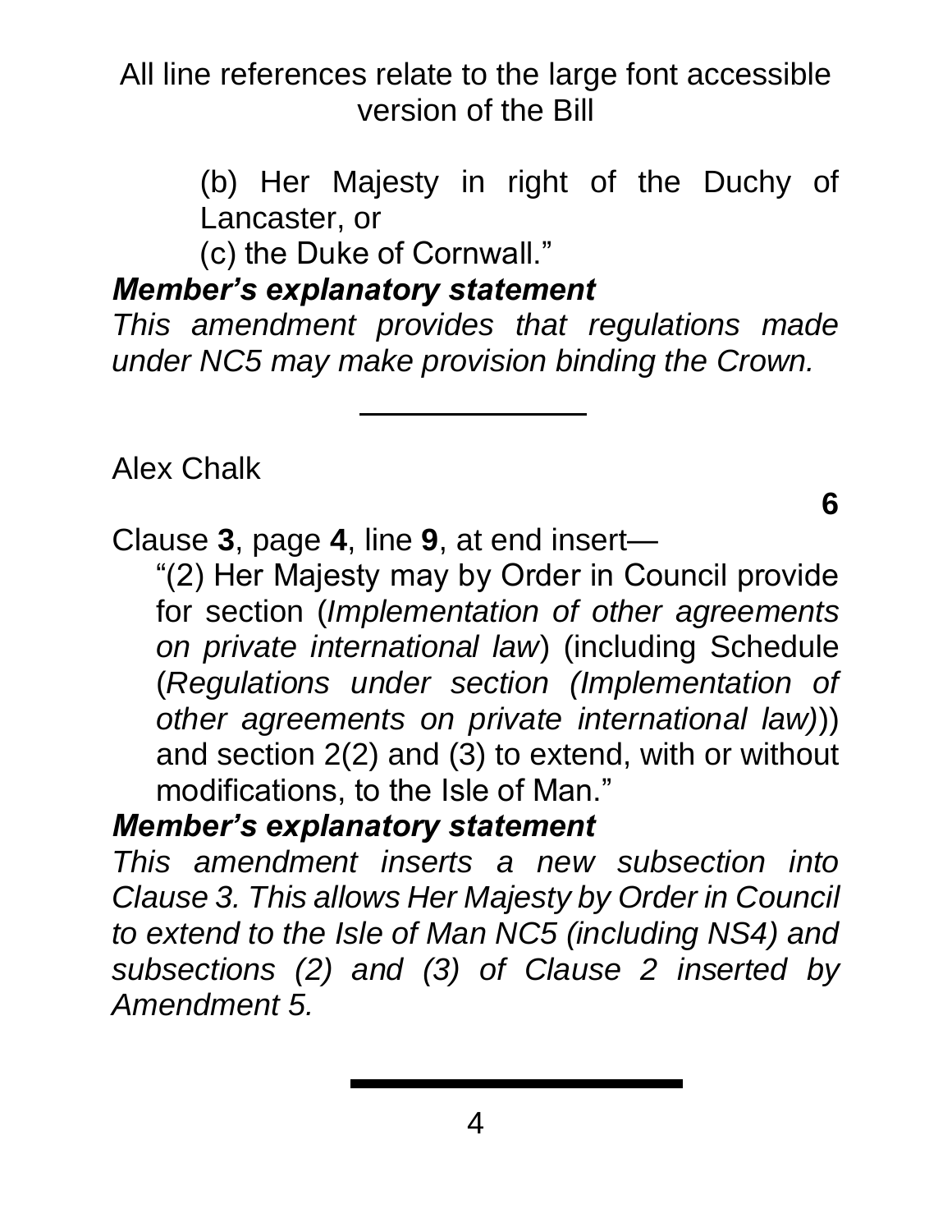All line references relate to the large font accessible version of the Bill

(b) Her Majesty in right of the Duchy of Lancaster, or

(c) the Duke of Cornwall."

***Member's explanatory statement***

*This amendment provides that regulations made under NC5 may make provision binding the Crown.*

---

Alex Chalk

**6**

Clause **3**, page **4**, line **9**, at end insert—

"(2) Her Majesty may by Order in Council provide for section (*Implementation of other agreements on private international law*) (including Schedule (*Regulations under section (Implementation of other agreements on private international law)*)) and section 2(2) and (3) to extend, with or without modifications, to the Isle of Man."

***Member's explanatory statement***

*This amendment inserts a new subsection into Clause 3. This allows Her Majesty by Order in Council to extend to the Isle of Man NC5 (including NS4) and subsections (2) and (3) of Clause 2 inserted by Amendment 5.*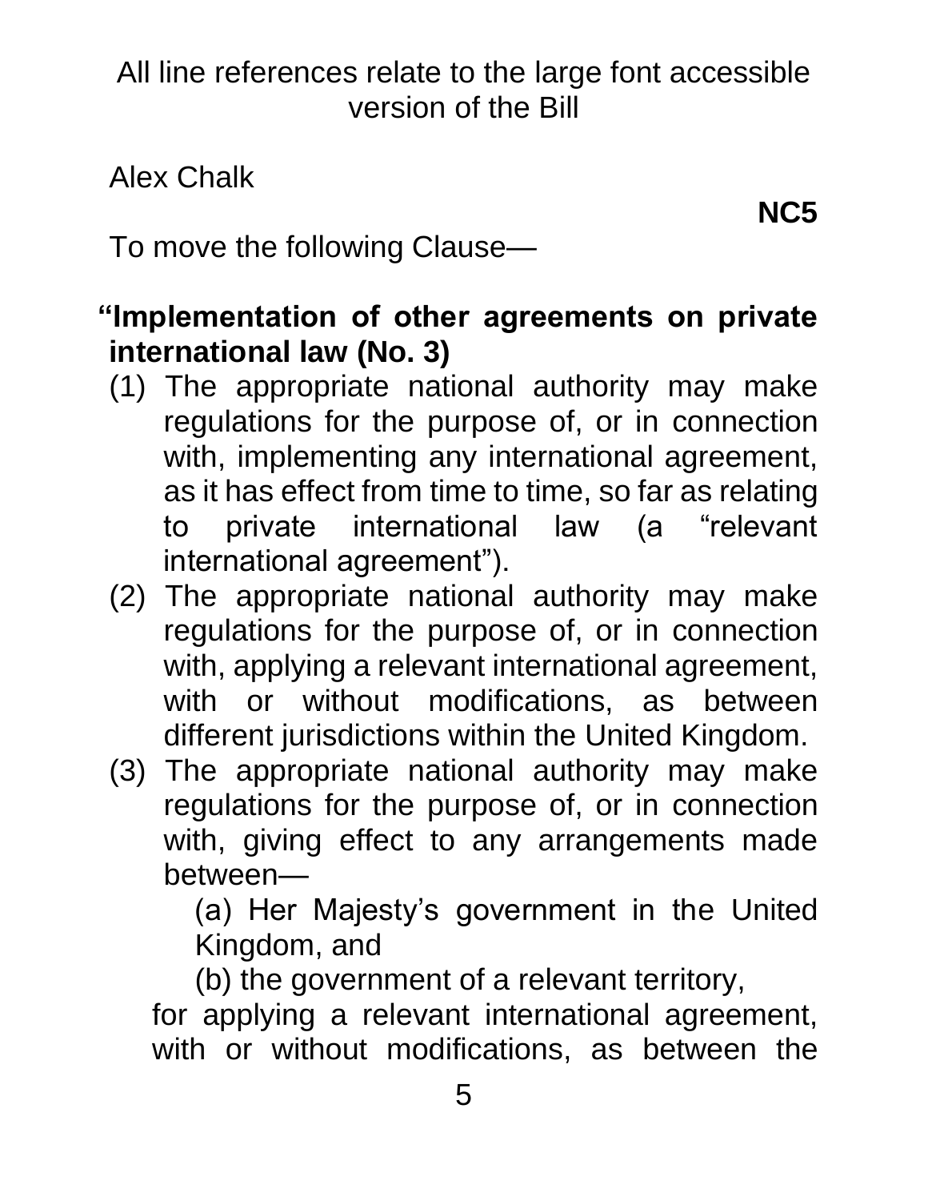All line references relate to the large font accessible version of the Bill

Alex Chalk

**NC5**

To move the following Clause—

**"Implementation of other agreements on private international law (No. 3)**

(1) The appropriate national authority may make regulations for the purpose of, or in connection with, implementing any international agreement, as it has effect from time to time, so far as relating to private international law (a "relevant international agreement").

(2) The appropriate national authority may make regulations for the purpose of, or in connection with, applying a relevant international agreement, with or without modifications, as between different jurisdictions within the United Kingdom.

(3) The appropriate national authority may make regulations for the purpose of, or in connection with, giving effect to any arrangements made between—

(a) Her Majesty's government in the United Kingdom, and

(b) the government of a relevant territory,

for applying a relevant international agreement, with or without modifications, as between the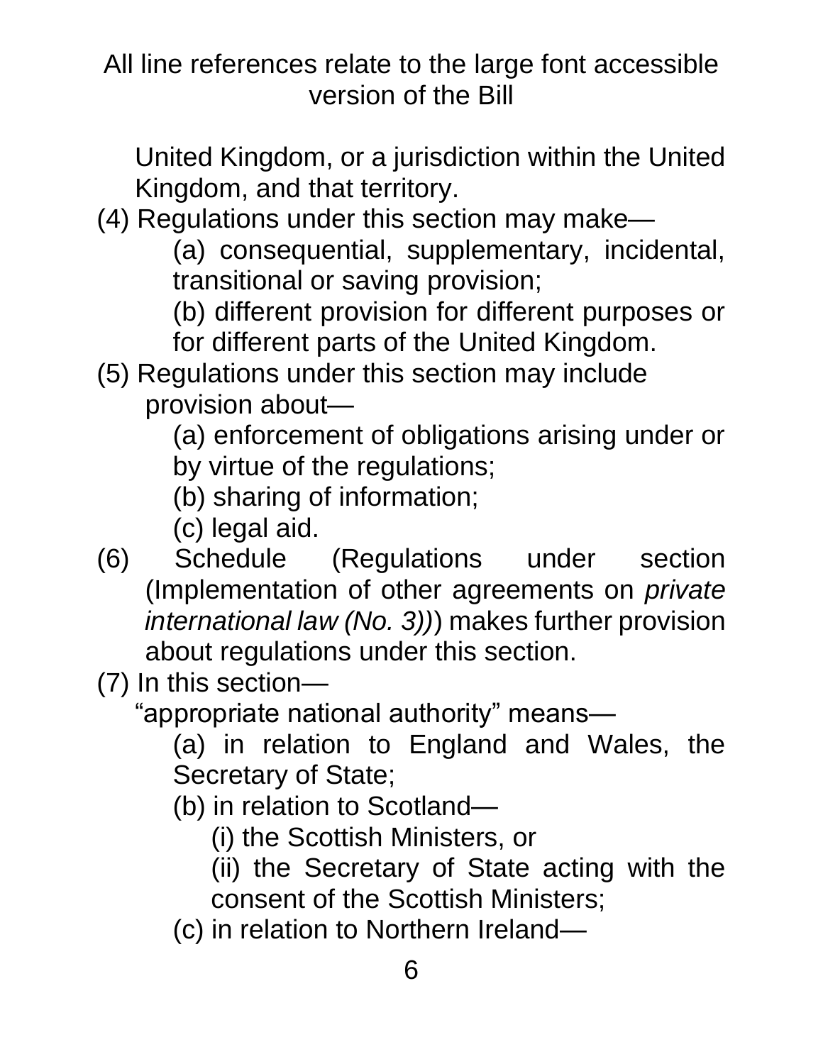United Kingdom, or a jurisdiction within the United Kingdom, and that territory.

(4) Regulations under this section may make—

(a) consequential, supplementary, incidental, transitional or saving provision;

(b) different provision for different purposes or for different parts of the United Kingdom.

(5) Regulations under this section may include provision about—

(a) enforcement of obligations arising under or by virtue of the regulations;

(b) sharing of information;

(c) legal aid.

(6) Schedule (Regulations under section (Implementation of other agreements on *private international law (No. 3))*) makes further provision about regulations under this section.

(7) In this section—

"appropriate national authority" means—

(a) in relation to England and Wales, the Secretary of State;

(b) in relation to Scotland—

(i) the Scottish Ministers, or

(ii) the Secretary of State acting with the consent of the Scottish Ministers;

(c) in relation to Northern Ireland—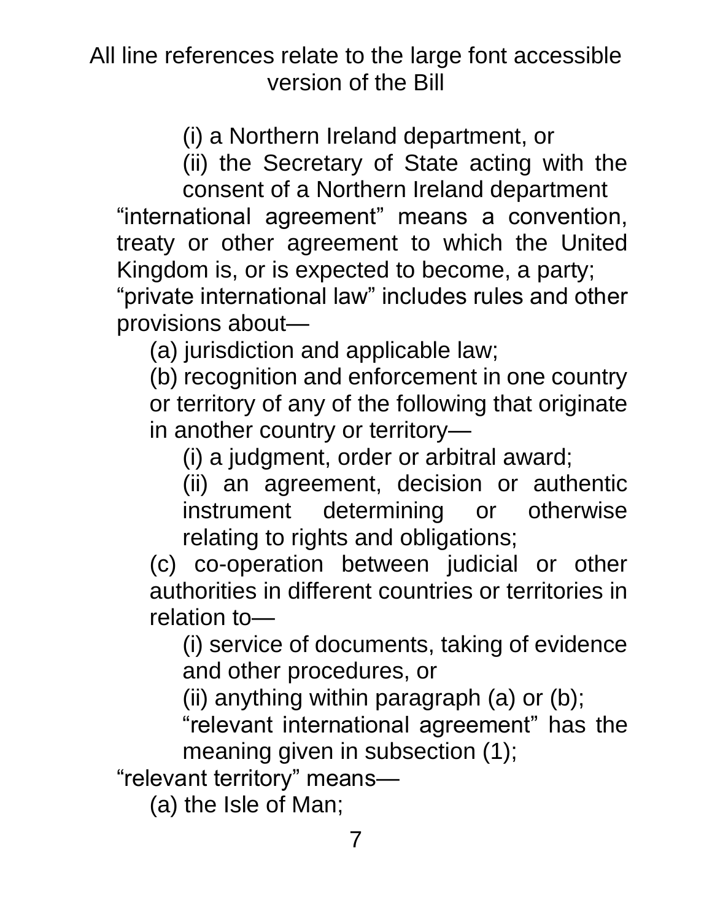(i) a Northern Ireland department, or

(ii) the Secretary of State acting with the consent of a Northern Ireland department

“international agreement” means a convention, treaty or other agreement to which the United Kingdom is, or is expected to become, a party;

“private international law” includes rules and other provisions about—

(a) jurisdiction and applicable law;

(b) recognition and enforcement in one country or territory of any of the following that originate in another country or territory—

(i) a judgment, order or arbitral award;

(ii) an agreement, decision or authentic instrument determining or otherwise relating to rights and obligations;

(c) co-operation between judicial or other authorities in different countries or territories in relation to—

(i) service of documents, taking of evidence and other procedures, or

(ii) anything within paragraph (a) or (b);

“relevant international agreement” has the meaning given in subsection (1);

“relevant territory” means—

(a) the Isle of Man;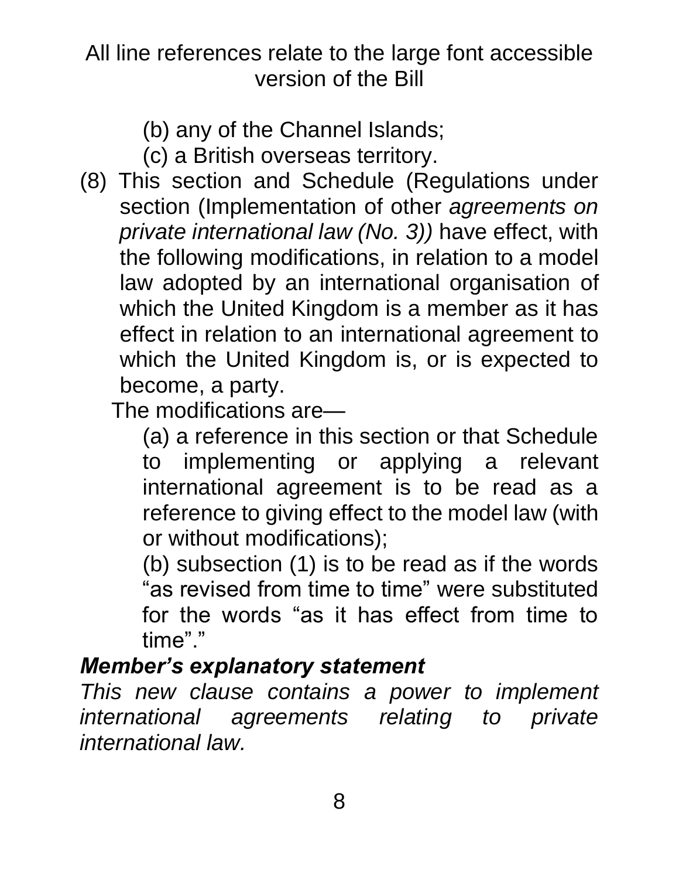All line references relate to the large font accessible version of the Bill

(b) any of the Channel Islands;

(c) a British overseas territory.

(8) This section and Schedule (Regulations under section (Implementation of other *agreements on private international law (No. 3))* have effect, with the following modifications, in relation to a model law adopted by an international organisation of which the United Kingdom is a member as it has effect in relation to an international agreement to which the United Kingdom is, or is expected to become, a party.

The modifications are—

(a) a reference in this section or that Schedule to implementing or applying a relevant international agreement is to be read as a reference to giving effect to the model law (with or without modifications);

(b) subsection (1) is to be read as if the words "as revised from time to time" were substituted for the words "as it has effect from time to time"."

***Member's explanatory statement***

*This new clause contains a power to implement international agreements relating to private international law.*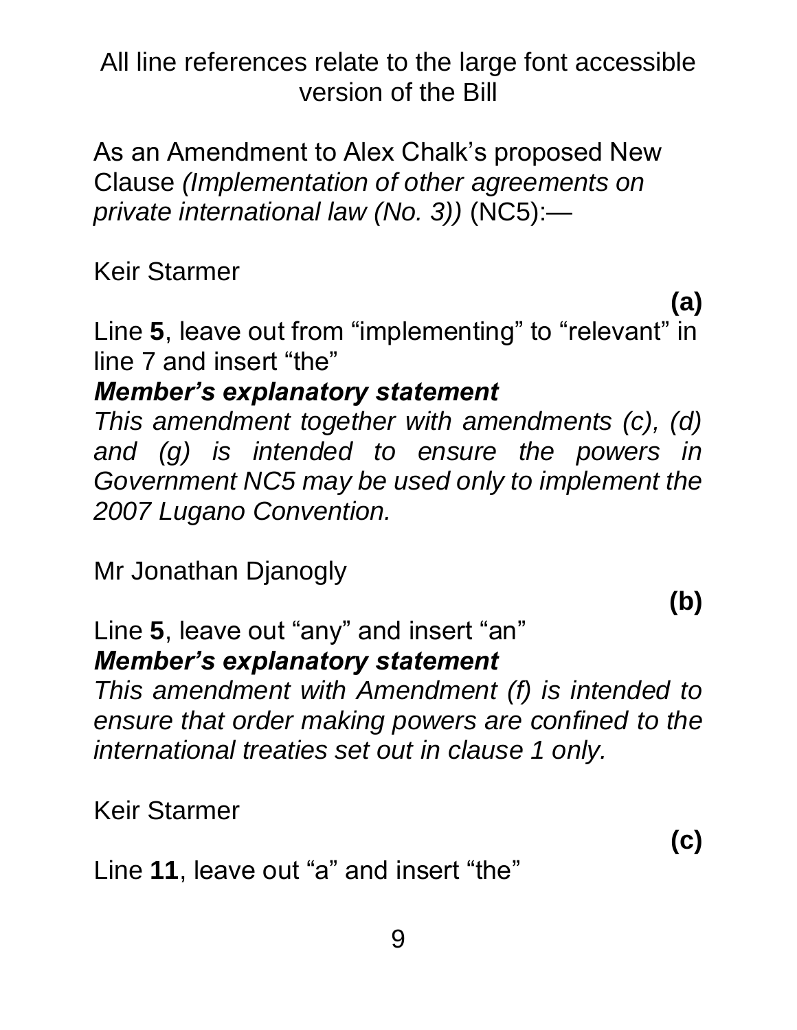All line references relate to the large font accessible version of the Bill

As an Amendment to Alex Chalk's proposed New Clause *(Implementation of other agreements on private international law (No. 3))* (NC5):—

Keir Starmer

**(a)**

Line **5**, leave out from "implementing" to "relevant" in line 7 and insert "the"

***Member's explanatory statement***

*This amendment together with amendments (c), (d) and (g) is intended to ensure the powers in Government NC5 may be used only to implement the 2007 Lugano Convention.*

Mr Jonathan Djanogly

**(b)**

Line **5**, leave out "any" and insert "an"

***Member's explanatory statement***

*This amendment with Amendment (f) is intended to ensure that order making powers are confined to the international treaties set out in clause 1 only.*

Keir Starmer

**(c)**

Line **11**, leave out "a" and insert "the"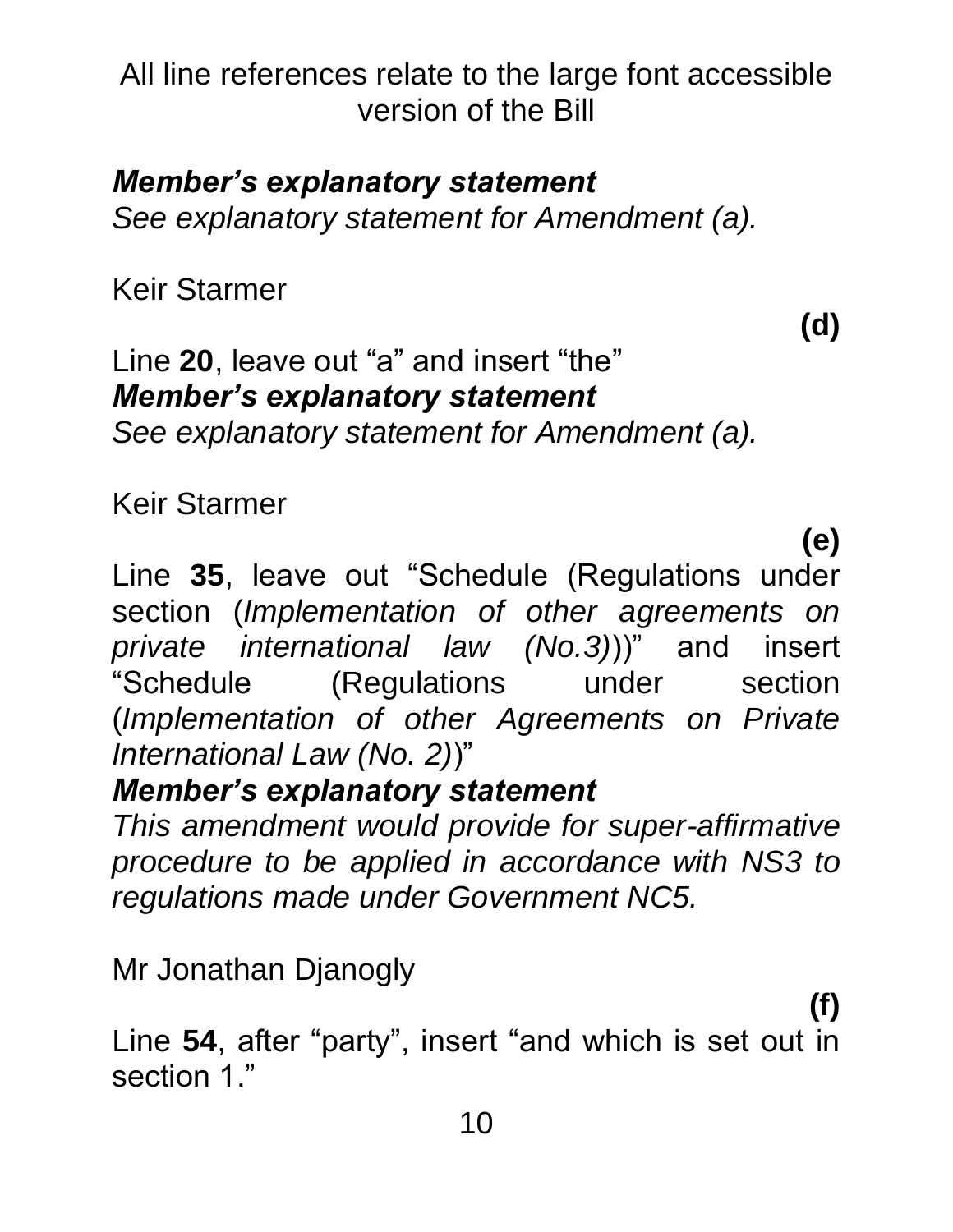All line references relate to the large font accessible version of the Bill

***Member's explanatory statement***

*See explanatory statement for Amendment (a).*

Keir Starmer

**(d)**

Line **20**, leave out "a" and insert "the"

***Member's explanatory statement***

*See explanatory statement for Amendment (a).*

Keir Starmer

**(e)**

Line **35**, leave out "Schedule (Regulations under section (*Implementation of other agreements on private international law (No.3)*))" and insert "Schedule (Regulations under section (*Implementation of other Agreements on Private International Law (No. 2)*)"

***Member's explanatory statement***

*This amendment would provide for super-affirmative procedure to be applied in accordance with NS3 to regulations made under Government NC5.*

Mr Jonathan Djanogly

**(f)**

Line **54**, after "party", insert "and which is set out in section 1."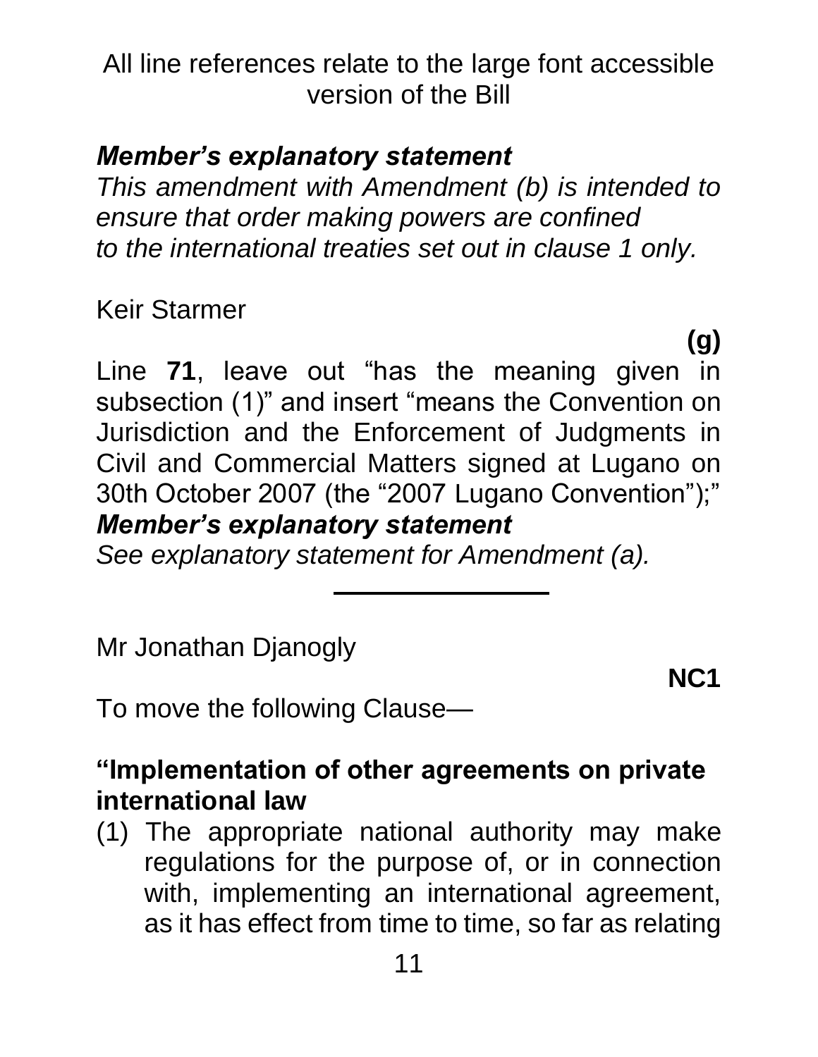All line references relate to the large font accessible version of the Bill

***Member's explanatory statement***

*This amendment with Amendment (b) is intended to ensure that order making powers are confined to the international treaties set out in clause 1 only.*

Keir Starmer

**(g)**

Line **71**, leave out "has the meaning given in subsection (1)" and insert "means the Convention on Jurisdiction and the Enforcement of Judgments in Civil and Commercial Matters signed at Lugano on 30th October 2007 (the "2007 Lugano Convention");"

***Member's explanatory statement***

*See explanatory statement for Amendment (a).*

---

Mr Jonathan Djanogly

**NC1**

To move the following Clause—

**"Implementation of other agreements on private international law**

(1) The appropriate national authority may make regulations for the purpose of, or in connection with, implementing an international agreement, as it has effect from time to time, so far as relating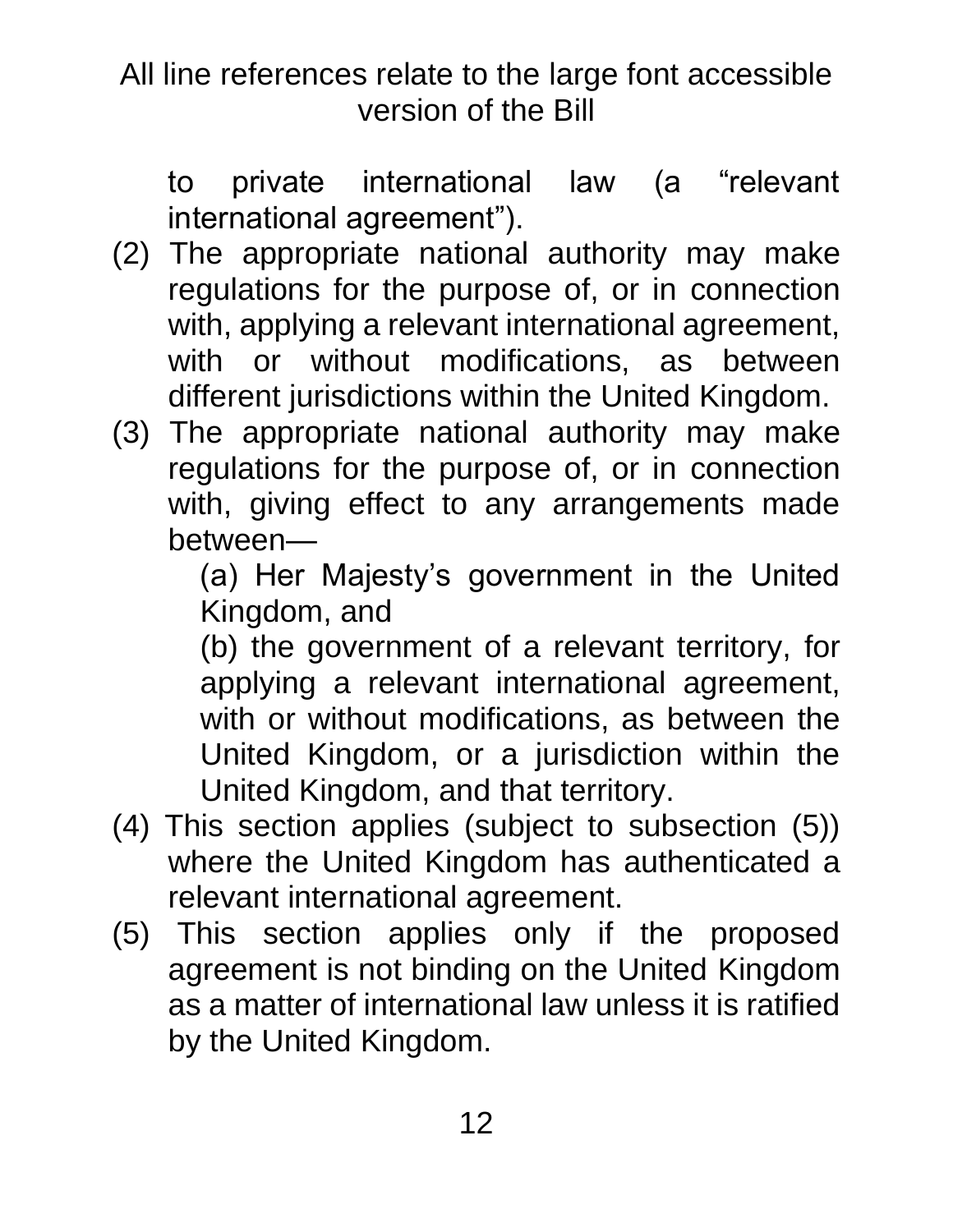to private international law (a "relevant international agreement").

(2) The appropriate national authority may make regulations for the purpose of, or in connection with, applying a relevant international agreement, with or without modifications, as between different jurisdictions within the United Kingdom.

(3) The appropriate national authority may make regulations for the purpose of, or in connection with, giving effect to any arrangements made between—

(a) Her Majesty's government in the United Kingdom, and

(b) the government of a relevant territory, for applying a relevant international agreement, with or without modifications, as between the United Kingdom, or a jurisdiction within the United Kingdom, and that territory.

(4) This section applies (subject to subsection (5)) where the United Kingdom has authenticated a relevant international agreement.

(5) This section applies only if the proposed agreement is not binding on the United Kingdom as a matter of international law unless it is ratified by the United Kingdom.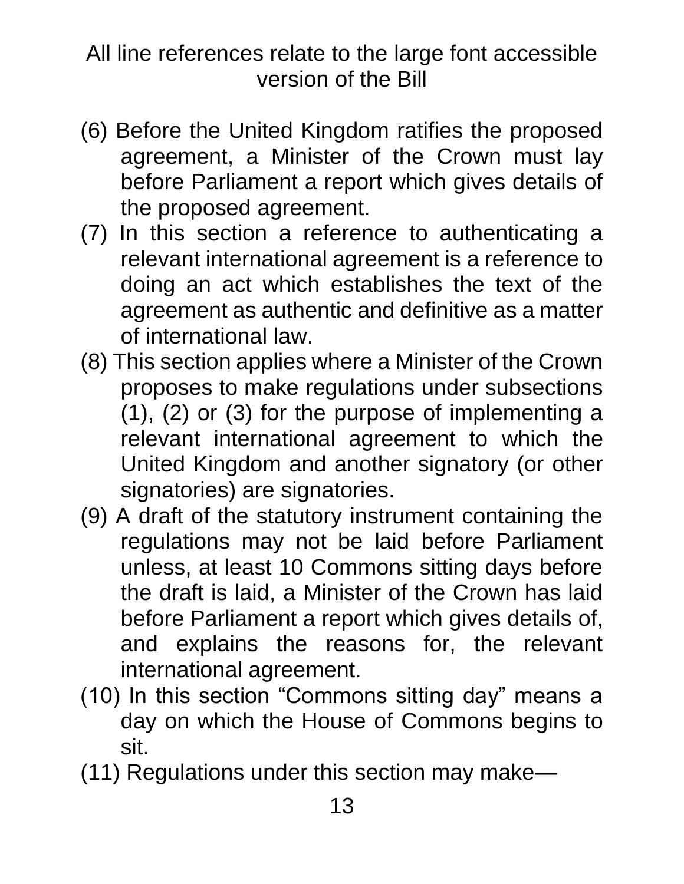(6) Before the United Kingdom ratifies the proposed agreement, a Minister of the Crown must lay before Parliament a report which gives details of the proposed agreement.

(7) In this section a reference to authenticating a relevant international agreement is a reference to doing an act which establishes the text of the agreement as authentic and definitive as a matter of international law.

(8) This section applies where a Minister of the Crown proposes to make regulations under subsections (1), (2) or (3) for the purpose of implementing a relevant international agreement to which the United Kingdom and another signatory (or other signatories) are signatories.

(9) A draft of the statutory instrument containing the regulations may not be laid before Parliament unless, at least 10 Commons sitting days before the draft is laid, a Minister of the Crown has laid before Parliament a report which gives details of, and explains the reasons for, the relevant international agreement.

(10) In this section "Commons sitting day" means a day on which the House of Commons begins to sit.

(11) Regulations under this section may make—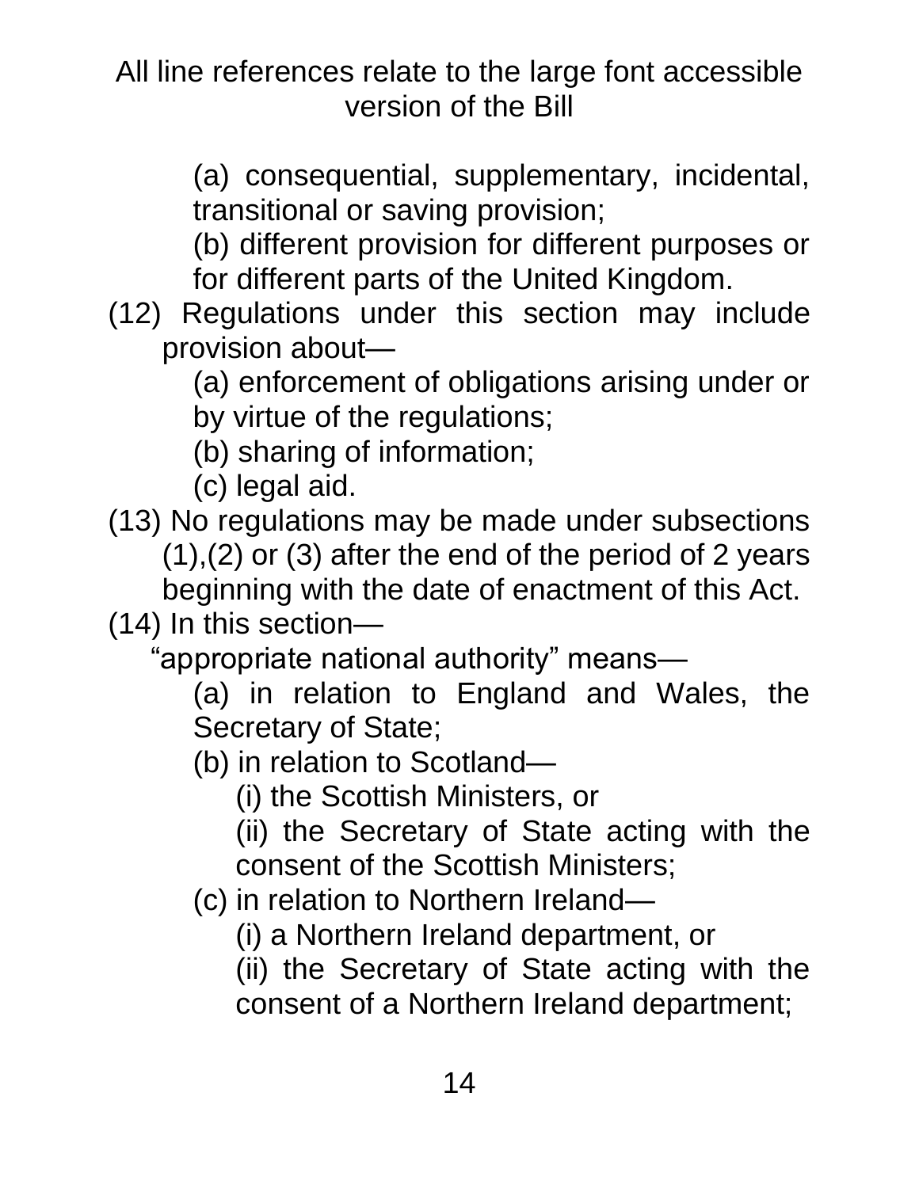(a) consequential, supplementary, incidental, transitional or saving provision;

(b) different provision for different purposes or for different parts of the United Kingdom.

(12) Regulations under this section may include provision about—

(a) enforcement of obligations arising under or by virtue of the regulations;

(b) sharing of information;

(c) legal aid.

(13) No regulations may be made under subsections (1),(2) or (3) after the end of the period of 2 years beginning with the date of enactment of this Act.

(14) In this section—

"appropriate national authority" means—

(a) in relation to England and Wales, the Secretary of State;

(b) in relation to Scotland—

(i) the Scottish Ministers, or

(ii) the Secretary of State acting with the consent of the Scottish Ministers;

(c) in relation to Northern Ireland—

(i) a Northern Ireland department, or

(ii) the Secretary of State acting with the consent of a Northern Ireland department;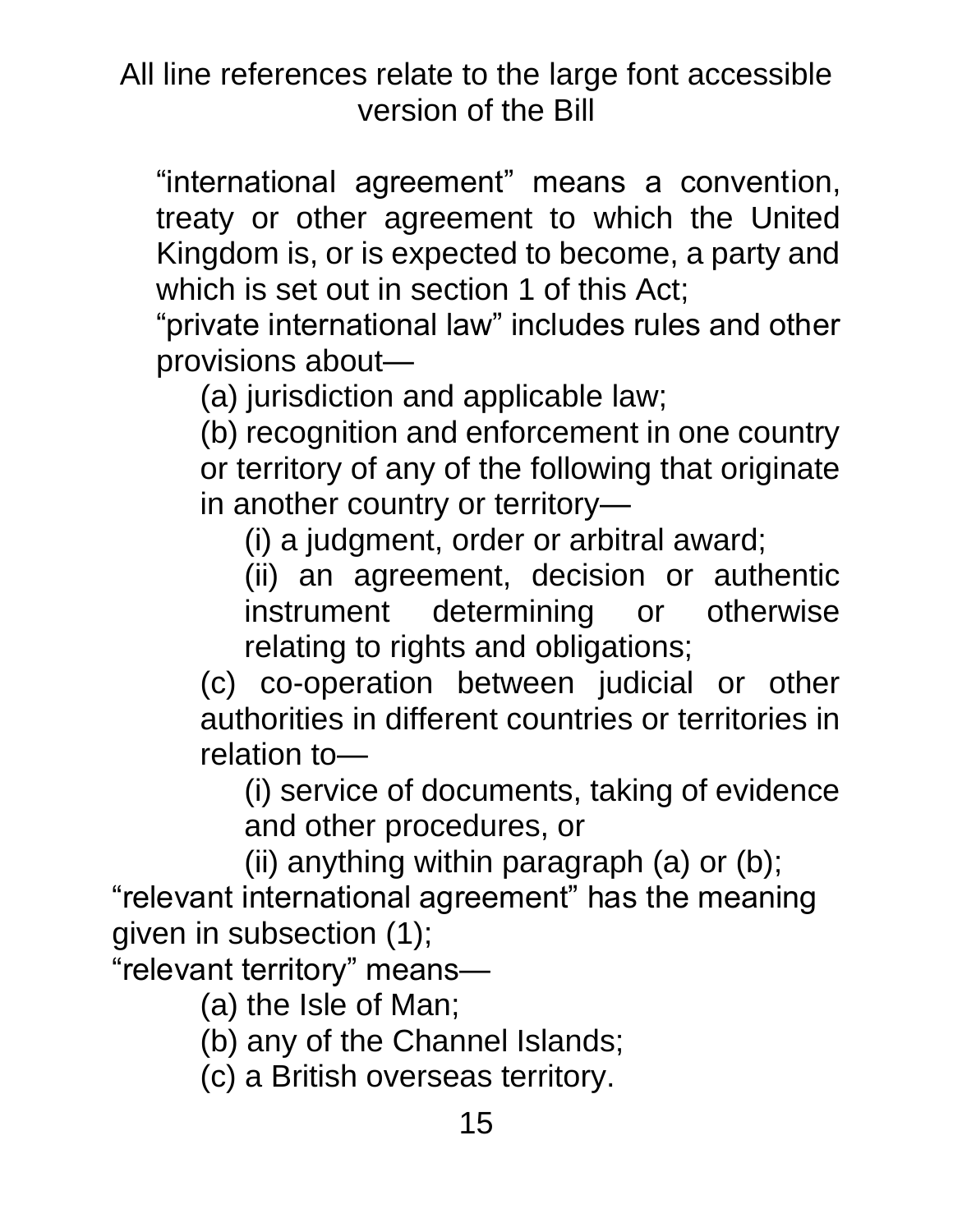All line references relate to the large font accessible version of the Bill

“international agreement” means a convention, treaty or other agreement to which the United Kingdom is, or is expected to become, a party and which is set out in section 1 of this Act;

“private international law” includes rules and other provisions about—

(a) jurisdiction and applicable law;

(b) recognition and enforcement in one country or territory of any of the following that originate in another country or territory—

(i) a judgment, order or arbitral award;

(ii) an agreement, decision or authentic instrument determining or otherwise relating to rights and obligations;

(c) co-operation between judicial or other authorities in different countries or territories in relation to—

(i) service of documents, taking of evidence and other procedures, or

(ii) anything within paragraph (a) or (b);

“relevant international agreement” has the meaning given in subsection (1);

“relevant territory” means—

(a) the Isle of Man;

(b) any of the Channel Islands;

(c) a British overseas territory.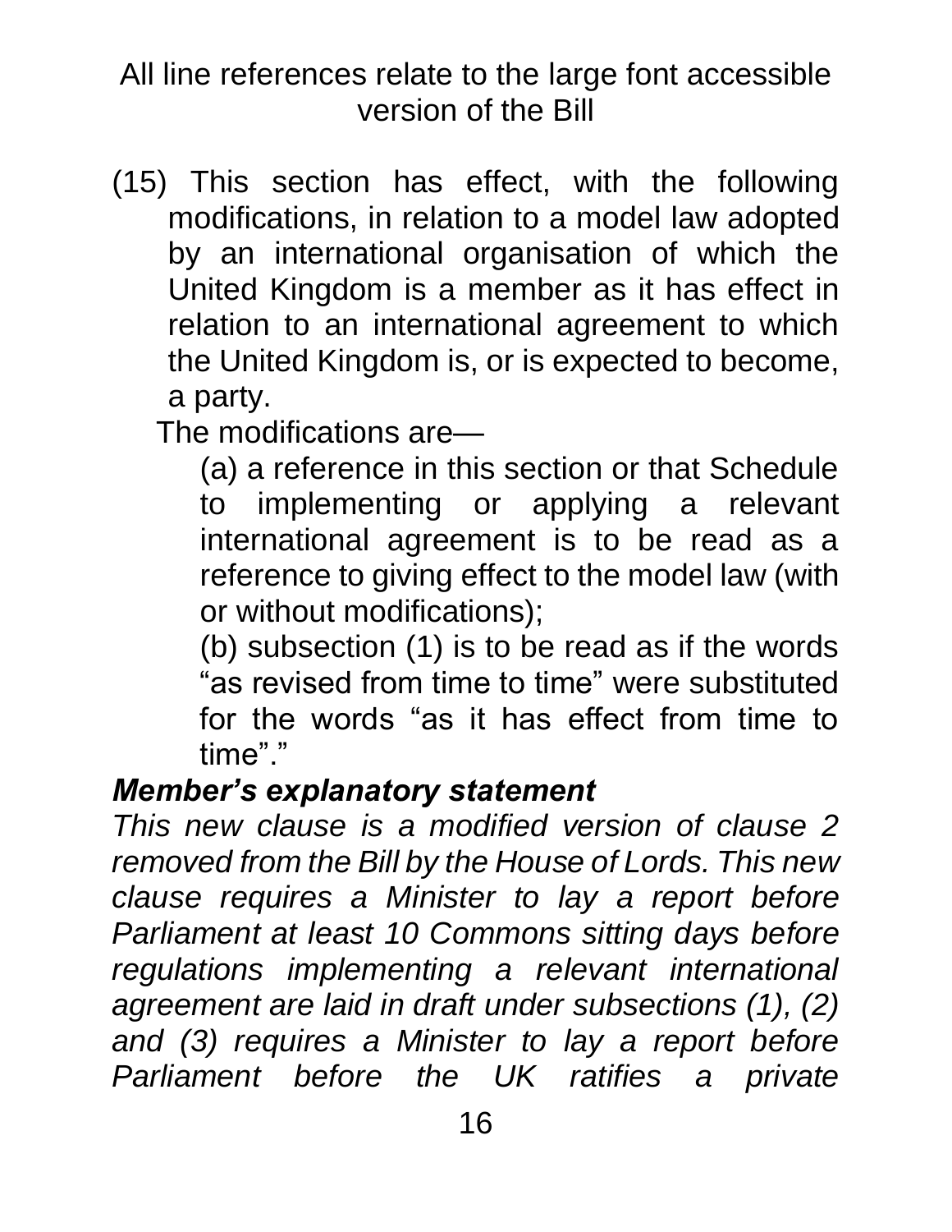All line references relate to the large font accessible version of the Bill

(15) This section has effect, with the following modifications, in relation to a model law adopted by an international organisation of which the United Kingdom is a member as it has effect in relation to an international agreement to which the United Kingdom is, or is expected to become, a party.

The modifications are—

(a) a reference in this section or that Schedule to implementing or applying a relevant international agreement is to be read as a reference to giving effect to the model law (with or without modifications);

(b) subsection (1) is to be read as if the words "as revised from time to time" were substituted for the words "as it has effect from time to time"."

***Member's explanatory statement***

*This new clause is a modified version of clause 2 removed from the Bill by the House of Lords. This new clause requires a Minister to lay a report before Parliament at least 10 Commons sitting days before regulations implementing a relevant international agreement are laid in draft under subsections (1), (2) and (3) requires a Minister to lay a report before Parliament before the UK ratifies a private*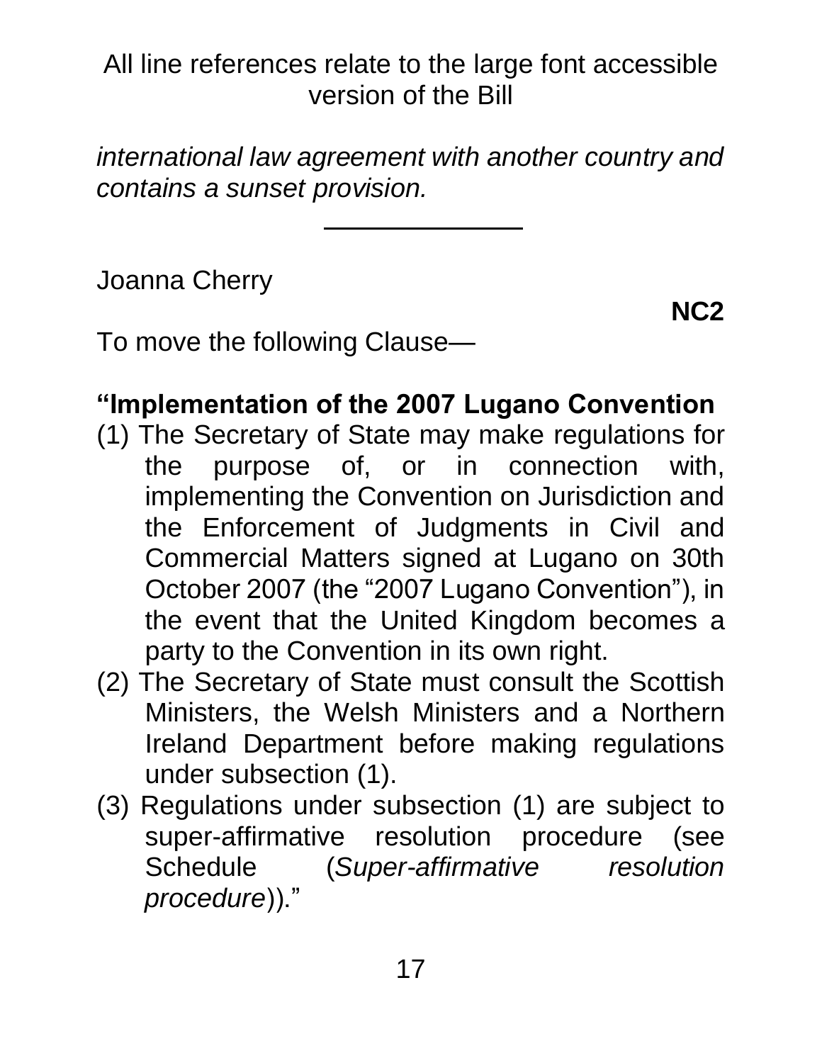*international law agreement with another country and contains a sunset provision.*

---

Joanna Cherry

**NC2**

To move the following Clause—

**"Implementation of the 2007 Lugano Convention**

(1) The Secretary of State may make regulations for the purpose of, or in connection with, implementing the Convention on Jurisdiction and the Enforcement of Judgments in Civil and Commercial Matters signed at Lugano on 30th October 2007 (the "2007 Lugano Convention"), in the event that the United Kingdom becomes a party to the Convention in its own right.

(2) The Secretary of State must consult the Scottish Ministers, the Welsh Ministers and a Northern Ireland Department before making regulations under subsection (1).

(3) Regulations under subsection (1) are subject to super-affirmative resolution procedure (see Schedule (*Super-affirmative resolution procedure*))."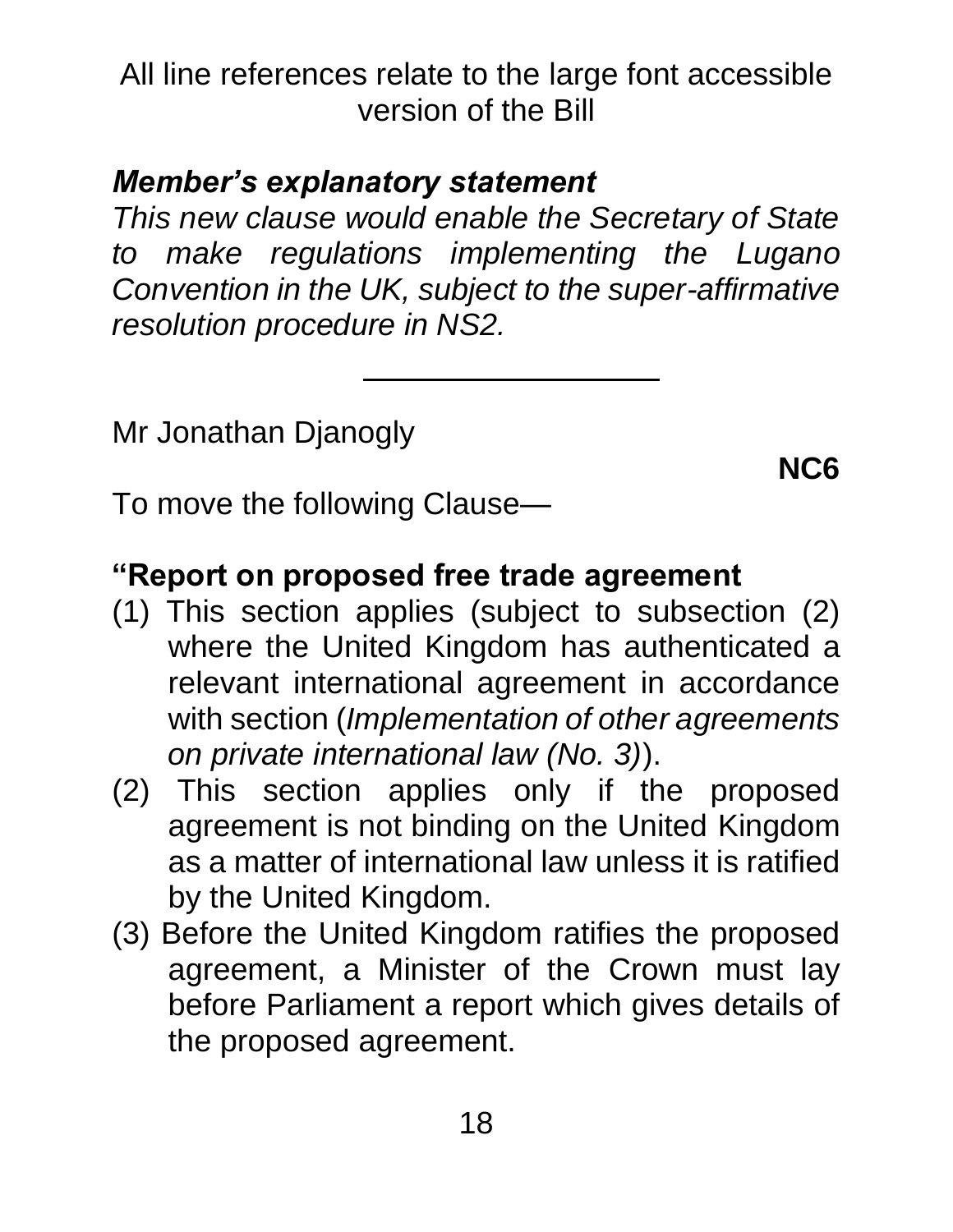All line references relate to the large font accessible version of the Bill

***Member's explanatory statement***

*This new clause would enable the Secretary of State to make regulations implementing the Lugano Convention in the UK, subject to the super-affirmative resolution procedure in NS2.*

---

Mr Jonathan Djanogly

**NC6**

To move the following Clause—

**"Report on proposed free trade agreement**

(1) This section applies (subject to subsection (2) where the United Kingdom has authenticated a relevant international agreement in accordance with section (*Implementation of other agreements on private international law (No. 3)*).

(2) This section applies only if the proposed agreement is not binding on the United Kingdom as a matter of international law unless it is ratified by the United Kingdom.

(3) Before the United Kingdom ratifies the proposed agreement, a Minister of the Crown must lay before Parliament a report which gives details of the proposed agreement.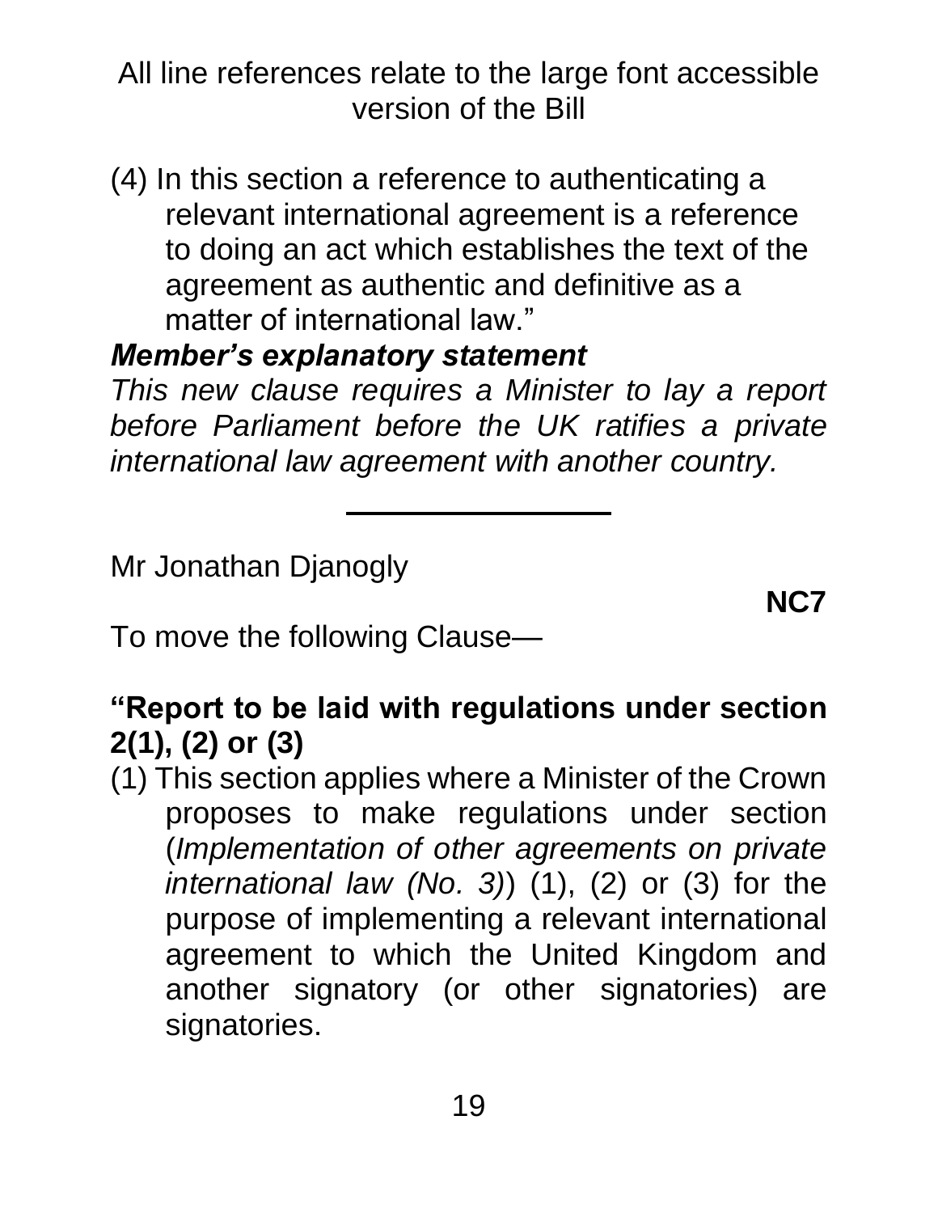All line references relate to the large font accessible version of the Bill

(4) In this section a reference to authenticating a relevant international agreement is a reference to doing an act which establishes the text of the agreement as authentic and definitive as a matter of international law."

***Member's explanatory statement***

*This new clause requires a Minister to lay a report before Parliament before the UK ratifies a private international law agreement with another country.*

---

Mr Jonathan Djanogly

**NC7**

To move the following Clause—

**"Report to be laid with regulations under section 2(1), (2) or (3)**

(1) This section applies where a Minister of the Crown proposes to make regulations under section (*Implementation of other agreements on private international law (No. 3)*) (1), (2) or (3) for the purpose of implementing a relevant international agreement to which the United Kingdom and another signatory (or other signatories) are signatories.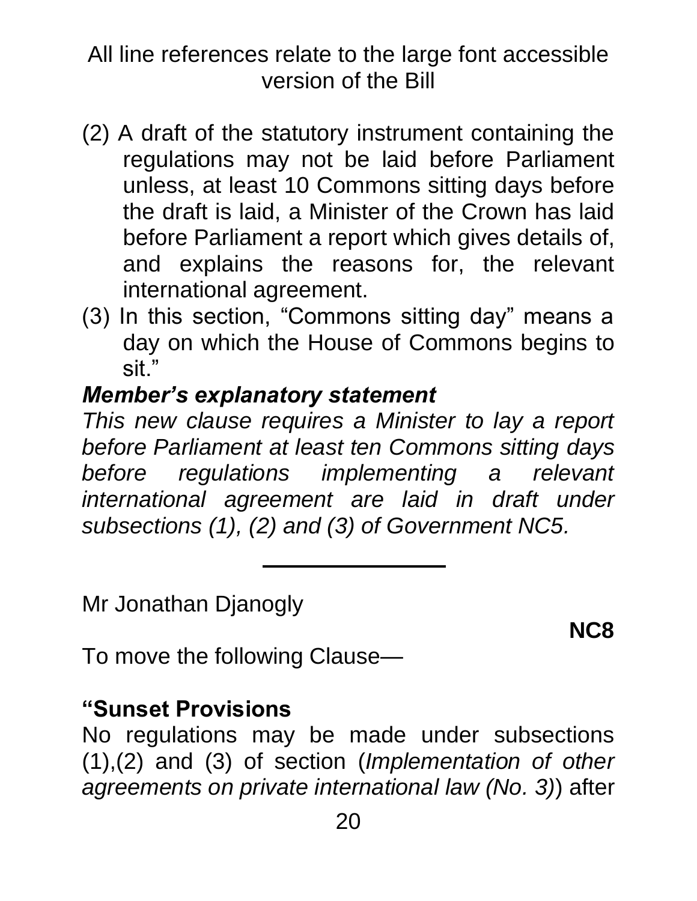All line references relate to the large font accessible version of the Bill

(2) A draft of the statutory instrument containing the regulations may not be laid before Parliament unless, at least 10 Commons sitting days before the draft is laid, a Minister of the Crown has laid before Parliament a report which gives details of, and explains the reasons for, the relevant international agreement.

(3) In this section, "Commons sitting day" means a day on which the House of Commons begins to sit."

***Member's explanatory statement***

*This new clause requires a Minister to lay a report before Parliament at least ten Commons sitting days before regulations implementing a relevant international agreement are laid in draft under subsections (1), (2) and (3) of Government NC5.*

---

Mr Jonathan Djanogly

**NC8**

To move the following Clause—

**"Sunset Provisions**

No regulations may be made under subsections (1),(2) and (3) of section (*Implementation of other agreements on private international law (No. 3)*) after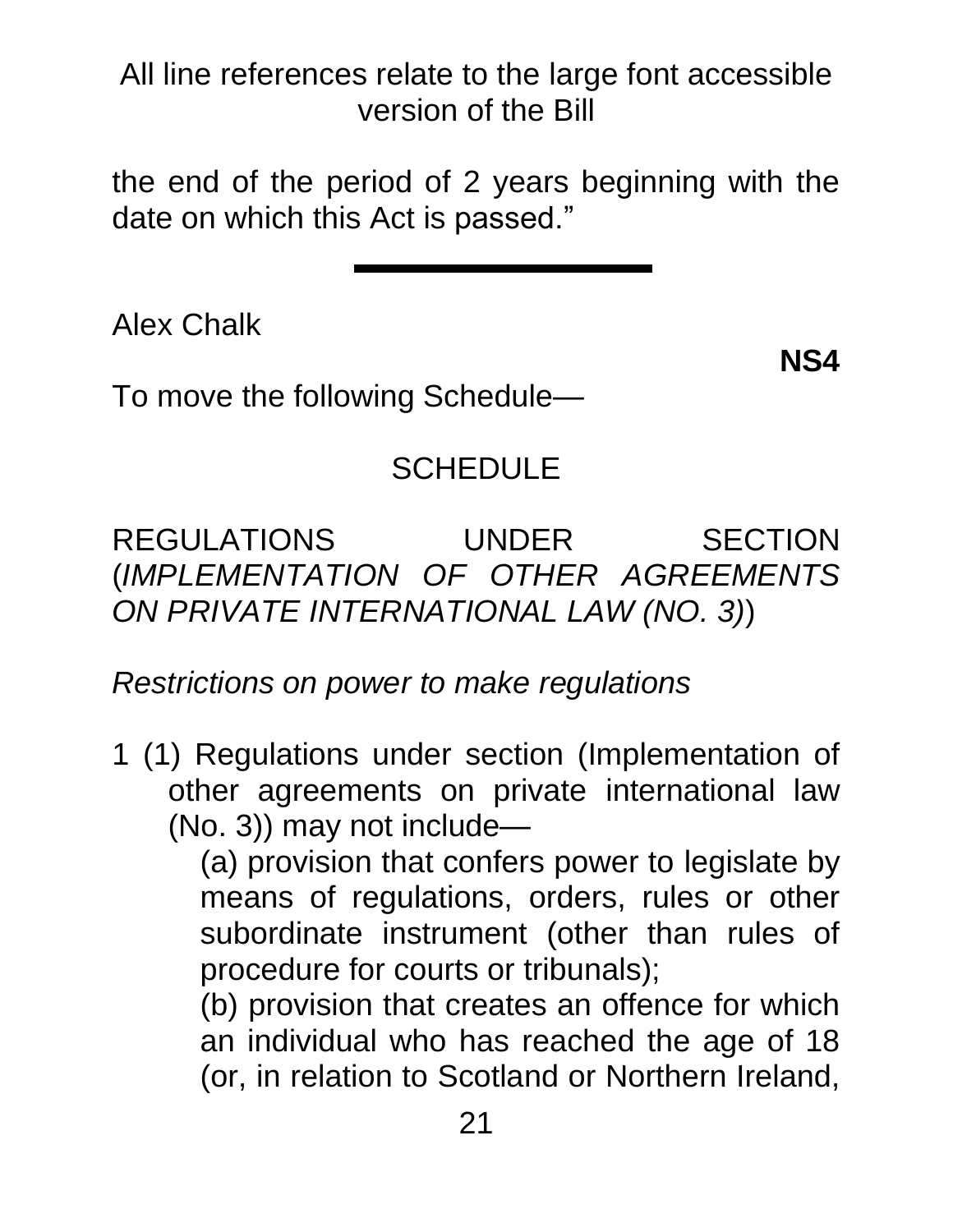the end of the period of 2 years beginning with the date on which this Act is passed."

---

Alex Chalk

**NS4**

To move the following Schedule—

SCHEDULE

REGULATIONS UNDER SECTION (*IMPLEMENTATION OF OTHER AGREEMENTS ON PRIVATE INTERNATIONAL LAW (NO. 3)*)

*Restrictions on power to make regulations*

1 (1) Regulations under section (Implementation of other agreements on private international law (No. 3)) may not include—

(a) provision that confers power to legislate by means of regulations, orders, rules or other subordinate instrument (other than rules of procedure for courts or tribunals);

(b) provision that creates an offence for which an individual who has reached the age of 18 (or, in relation to Scotland or Northern Ireland,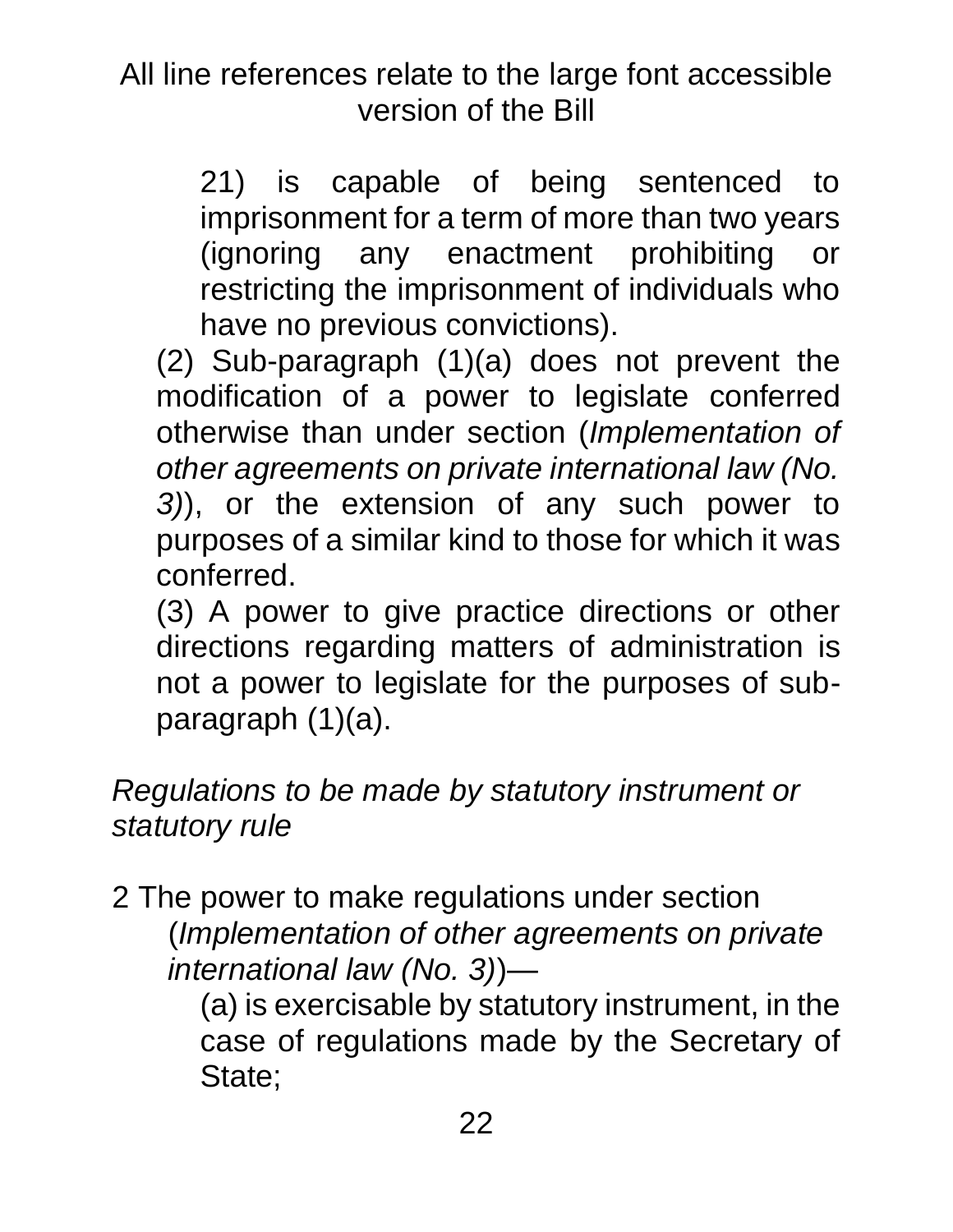All line references relate to the large font accessible version of the Bill

21) is capable of being sentenced to imprisonment for a term of more than two years (ignoring any enactment prohibiting or restricting the imprisonment of individuals who have no previous convictions).

(2) Sub-paragraph (1)(a) does not prevent the modification of a power to legislate conferred otherwise than under section (*Implementation of other agreements on private international law (No. 3)*), or the extension of any such power to purposes of a similar kind to those for which it was conferred.

(3) A power to give practice directions or other directions regarding matters of administration is not a power to legislate for the purposes of sub-paragraph (1)(a).

*Regulations to be made by statutory instrument or statutory rule*

2 The power to make regulations under section (*Implementation of other agreements on private international law (No. 3)*)—

(a) is exercisable by statutory instrument, in the case of regulations made by the Secretary of State;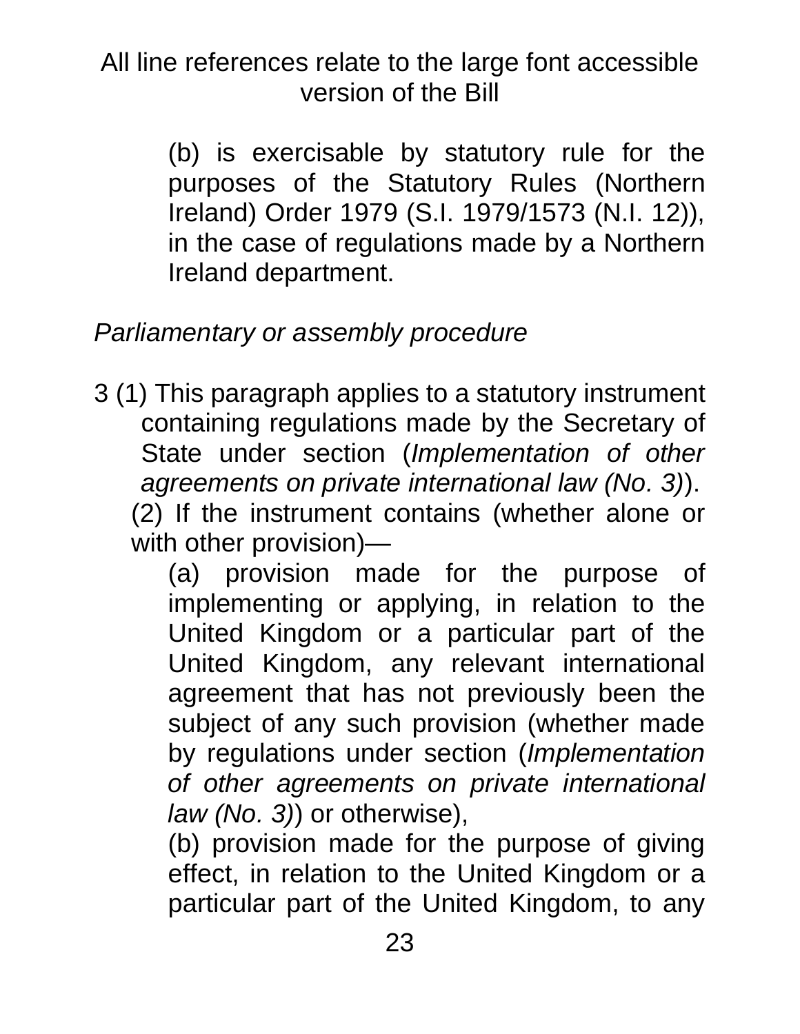(b) is exercisable by statutory rule for the purposes of the Statutory Rules (Northern Ireland) Order 1979 (S.I. 1979/1573 (N.I. 12)), in the case of regulations made by a Northern Ireland department.

*Parliamentary or assembly procedure*

3 (1) This paragraph applies to a statutory instrument containing regulations made by the Secretary of State under section (*Implementation of other agreements on private international law (No. 3)*).

(2) If the instrument contains (whether alone or with other provision)—

(a) provision made for the purpose of implementing or applying, in relation to the United Kingdom or a particular part of the United Kingdom, any relevant international agreement that has not previously been the subject of any such provision (whether made by regulations under section (*Implementation of other agreements on private international law (No. 3)*) or otherwise),

(b) provision made for the purpose of giving effect, in relation to the United Kingdom or a particular part of the United Kingdom, to any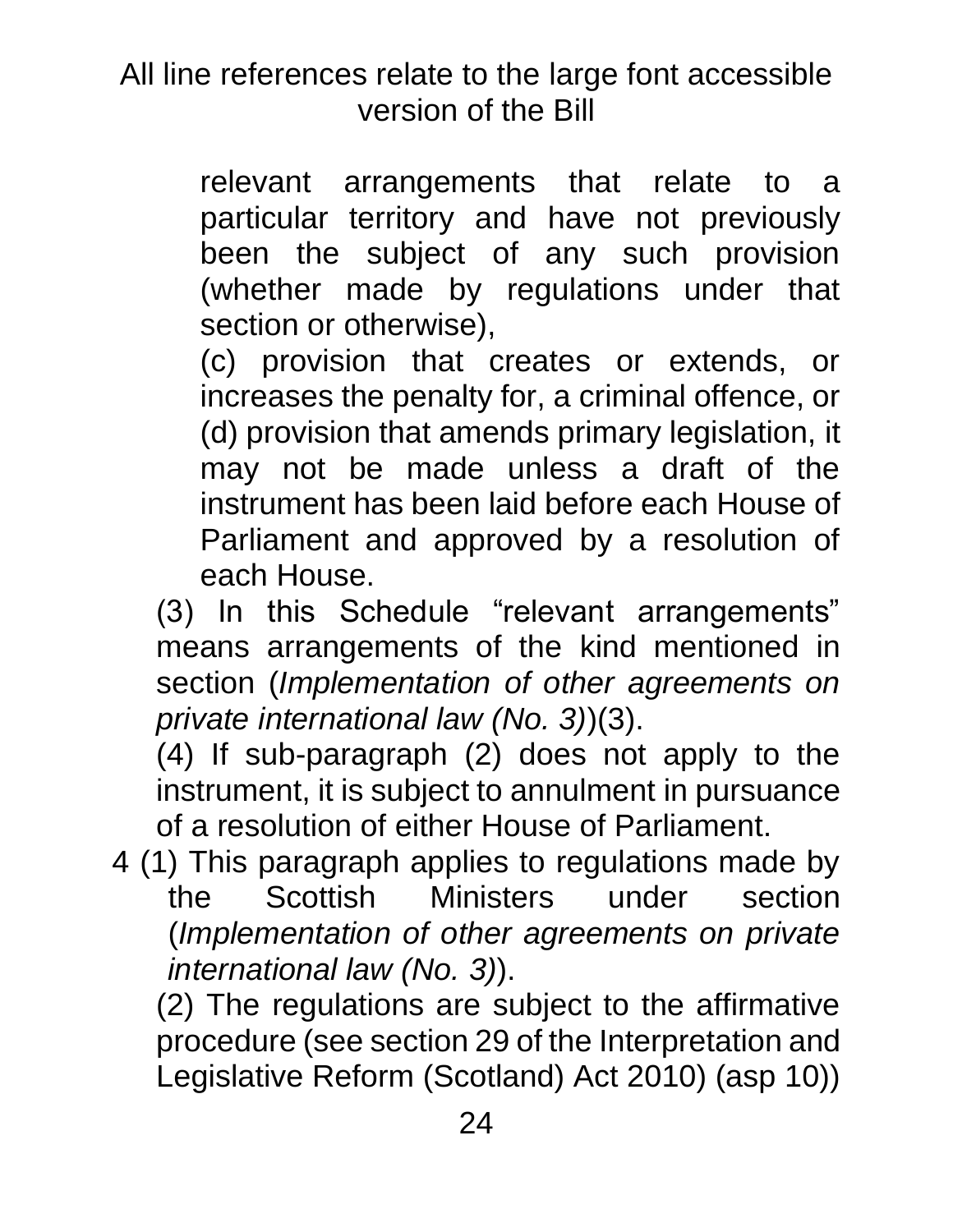All line references relate to the large font accessible version of the Bill

relevant arrangements that relate to a particular territory and have not previously been the subject of any such provision (whether made by regulations under that section or otherwise),

(c) provision that creates or extends, or increases the penalty for, a criminal offence, or

(d) provision that amends primary legislation, it may not be made unless a draft of the instrument has been laid before each House of Parliament and approved by a resolution of each House.

(3) In this Schedule "relevant arrangements" means arrangements of the kind mentioned in section (*Implementation of other agreements on private international law (No. 3)*)(3).

(4) If sub-paragraph (2) does not apply to the instrument, it is subject to annulment in pursuance of a resolution of either House of Parliament.

4 (1) This paragraph applies to regulations made by the Scottish Ministers under section (*Implementation of other agreements on private international law (No. 3)*).

(2) The regulations are subject to the affirmative procedure (see section 29 of the Interpretation and Legislative Reform (Scotland) Act 2010) (asp 10))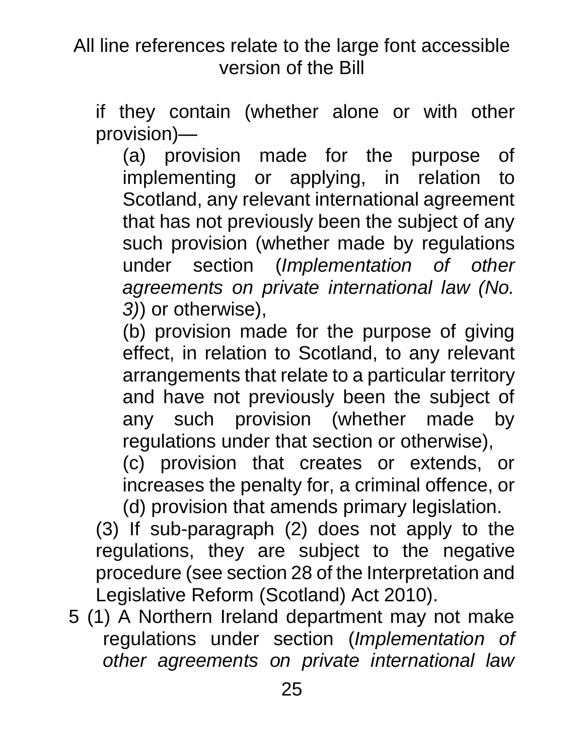if they contain (whether alone or with other provision)—

(a) provision made for the purpose of implementing or applying, in relation to Scotland, any relevant international agreement that has not previously been the subject of any such provision (whether made by regulations under section (*Implementation of other agreements on private international law (No. 3)*) or otherwise),

(b) provision made for the purpose of giving effect, in relation to Scotland, to any relevant arrangements that relate to a particular territory and have not previously been the subject of any such provision (whether made by regulations under that section or otherwise),

(c) provision that creates or extends, or increases the penalty for, a criminal offence, or

(d) provision that amends primary legislation.

(3) If sub-paragraph (2) does not apply to the regulations, they are subject to the negative procedure (see section 28 of the Interpretation and Legislative Reform (Scotland) Act 2010).

5 (1) A Northern Ireland department may not make regulations under section (*Implementation of other agreements on private international law*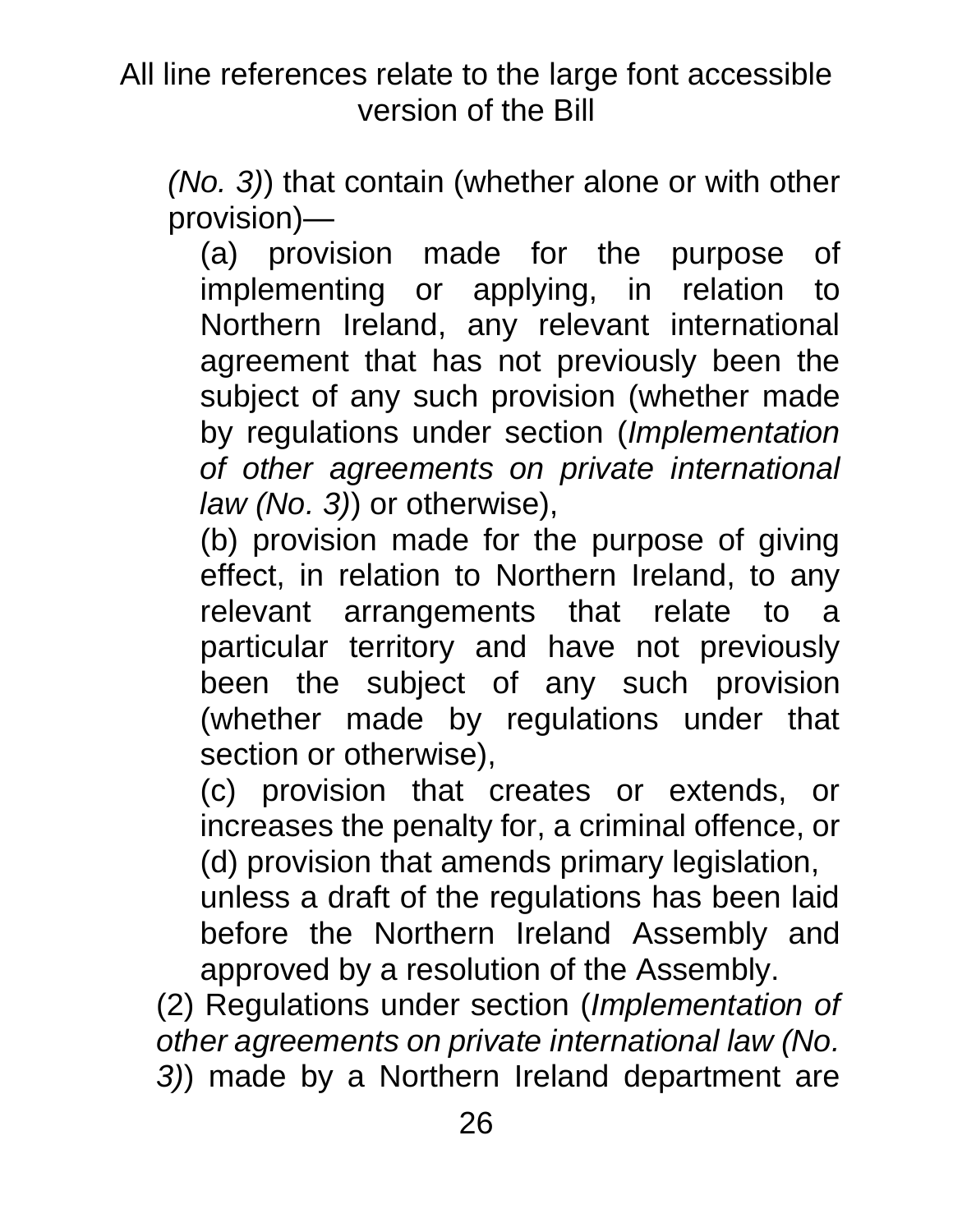*(No. 3)*) that contain (whether alone or with other provision)—

(a) provision made for the purpose of implementing or applying, in relation to Northern Ireland, any relevant international agreement that has not previously been the subject of any such provision (whether made by regulations under section (*Implementation of other agreements on private international law (No. 3)*) or otherwise),

(b) provision made for the purpose of giving effect, in relation to Northern Ireland, to any relevant arrangements that relate to a particular territory and have not previously been the subject of any such provision (whether made by regulations under that section or otherwise),

(c) provision that creates or extends, or increases the penalty for, a criminal offence, or

(d) provision that amends primary legislation,

unless a draft of the regulations has been laid before the Northern Ireland Assembly and approved by a resolution of the Assembly.

(2) Regulations under section (*Implementation of other agreements on private international law (No. 3)*) made by a Northern Ireland department are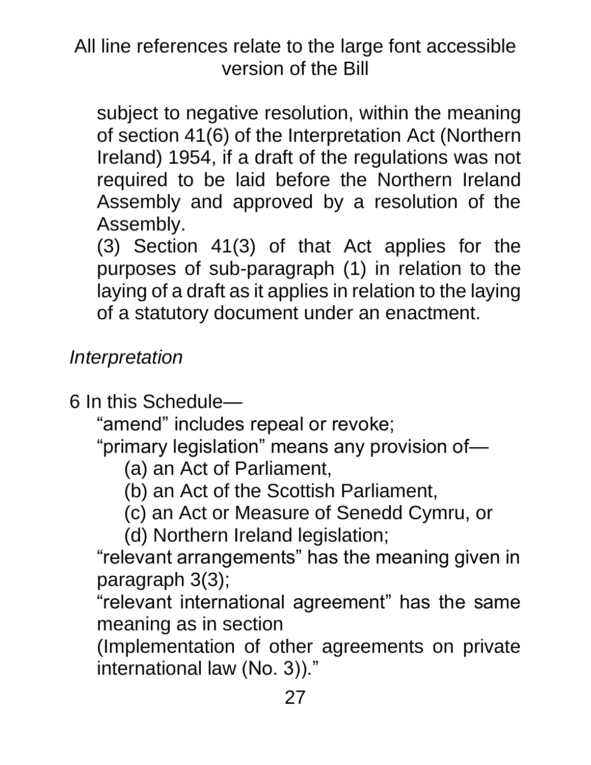subject to negative resolution, within the meaning of section 41(6) of the Interpretation Act (Northern Ireland) 1954, if a draft of the regulations was not required to be laid before the Northern Ireland Assembly and approved by a resolution of the Assembly.

(3) Section 41(3) of that Act applies for the purposes of sub-paragraph (1) in relation to the laying of a draft as it applies in relation to the laying of a statutory document under an enactment.

*Interpretation*

6 In this Schedule—

"amend" includes repeal or revoke;

"primary legislation" means any provision of—

(a) an Act of Parliament,

(b) an Act of the Scottish Parliament,

(c) an Act or Measure of Senedd Cymru, or

(d) Northern Ireland legislation;

"relevant arrangements" has the meaning given in paragraph 3(3);

"relevant international agreement" has the same meaning as in section

(Implementation of other agreements on private international law (No. 3))."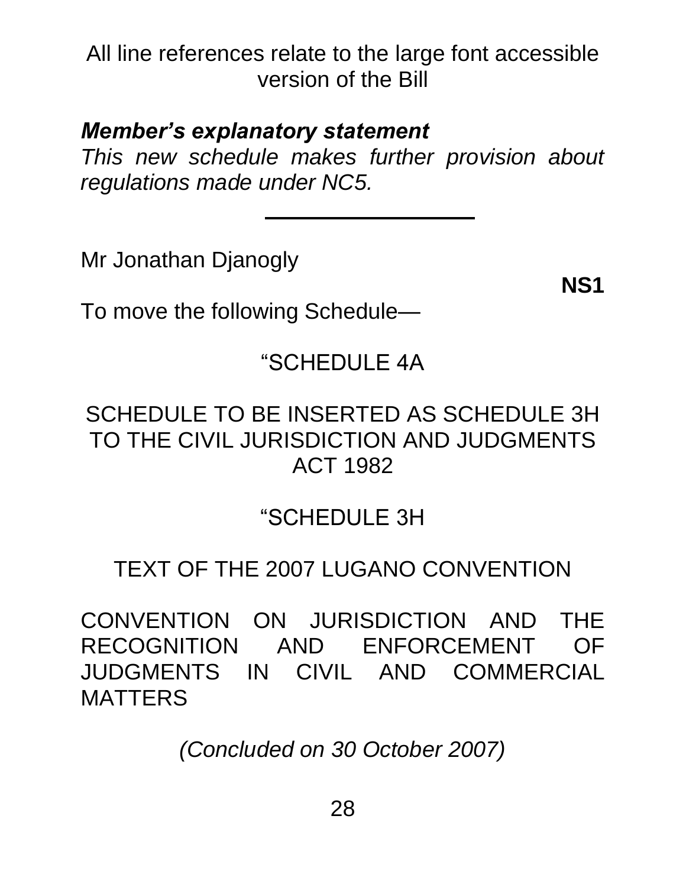All line references relate to the large font accessible version of the Bill

***Member's explanatory statement***
*This new schedule makes further provision about regulations made under NC5.*

---

Mr Jonathan Djanogly

**NS1**

To move the following Schedule—

“SCHEDULE 4A

SCHEDULE TO BE INSERTED AS SCHEDULE 3H TO THE CIVIL JURISDICTION AND JUDGMENTS ACT 1982

“SCHEDULE 3H

TEXT OF THE 2007 LUGANO CONVENTION

CONVENTION ON JURISDICTION AND THE RECOGNITION AND ENFORCEMENT OF JUDGMENTS IN CIVIL AND COMMERCIAL MATTERS

*(Concluded on 30 October 2007)*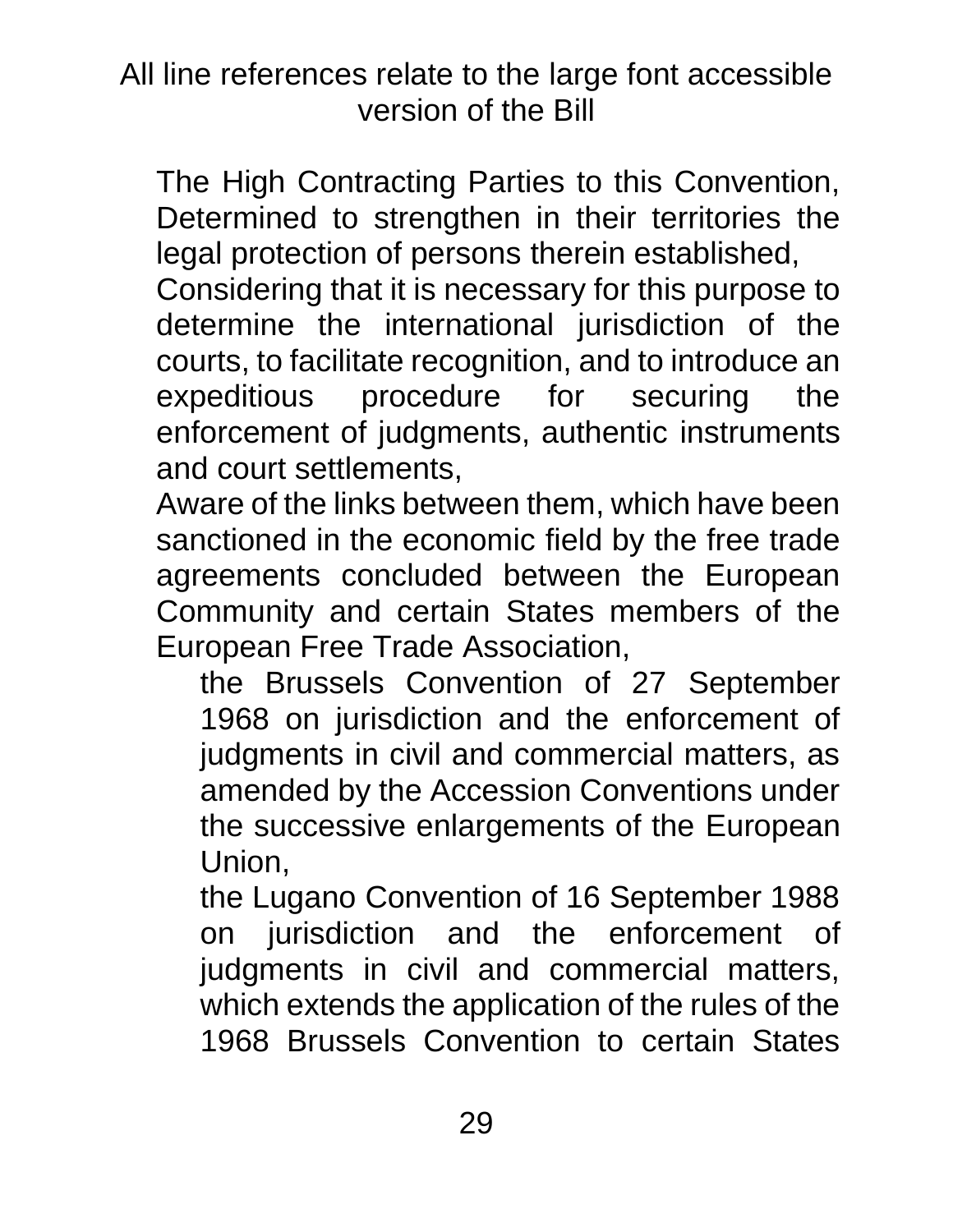All line references relate to the large font accessible version of the Bill

The High Contracting Parties to this Convention,
Determined to strengthen in their territories the legal protection of persons therein established,
Considering that it is necessary for this purpose to determine the international jurisdiction of the courts, to facilitate recognition, and to introduce an expeditious procedure for securing the enforcement of judgments, authentic instruments and court settlements,
Aware of the links between them, which have been sanctioned in the economic field by the free trade agreements concluded between the European Community and certain States members of the European Free Trade Association,

> the Brussels Convention of 27 September 1968 on jurisdiction and the enforcement of judgments in civil and commercial matters, as amended by the Accession Conventions under the successive enlargements of the European Union,
>
> the Lugano Convention of 16 September 1988 on jurisdiction and the enforcement of judgments in civil and commercial matters, which extends the application of the rules of the 1968 Brussels Convention to certain States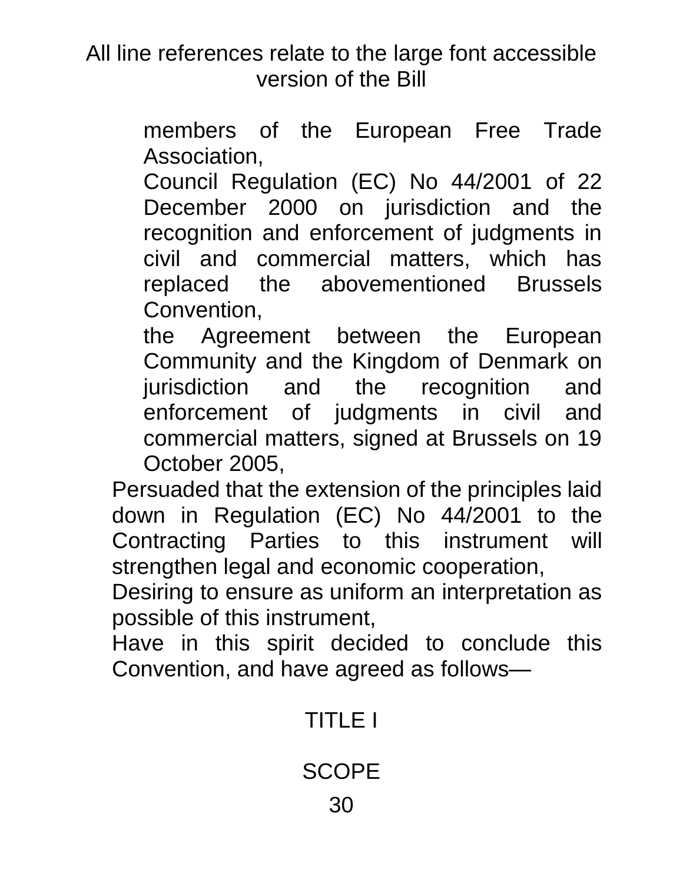All line references relate to the large font accessible version of the Bill

members of the European Free Trade Association,

Council Regulation (EC) No 44/2001 of 22 December 2000 on jurisdiction and the recognition and enforcement of judgments in civil and commercial matters, which has replaced the abovementioned Brussels Convention,

the Agreement between the European Community and the Kingdom of Denmark on jurisdiction and the recognition and enforcement of judgments in civil and commercial matters, signed at Brussels on 19 October 2005,

Persuaded that the extension of the principles laid down in Regulation (EC) No 44/2001 to the Contracting Parties to this instrument will strengthen legal and economic cooperation,

Desiring to ensure as uniform an interpretation as possible of this instrument,

Have in this spirit decided to conclude this Convention, and have agreed as follows—

## TITLE I

## SCOPE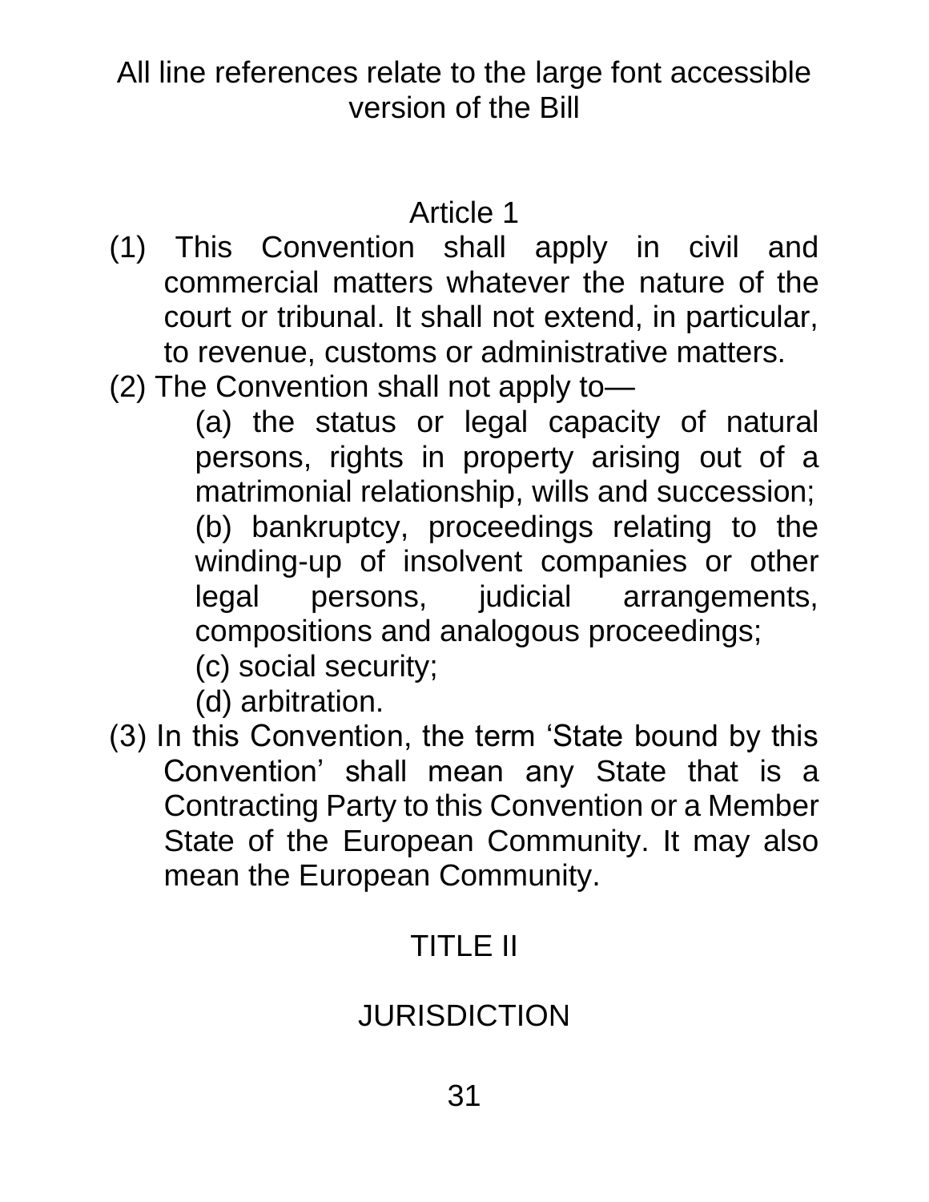All line references relate to the large font accessible version of the Bill

## Article 1

(1) This Convention shall apply in civil and commercial matters whatever the nature of the court or tribunal. It shall not extend, in particular, to revenue, customs or administrative matters.

(2) The Convention shall not apply to—

(a) the status or legal capacity of natural persons, rights in property arising out of a matrimonial relationship, wills and succession;

(b) bankruptcy, proceedings relating to the winding-up of insolvent companies or other legal persons, judicial arrangements, compositions and analogous proceedings;

(c) social security;

(d) arbitration.

(3) In this Convention, the term 'State bound by this Convention' shall mean any State that is a Contracting Party to this Convention or a Member State of the European Community. It may also mean the European Community.

## TITLE II

## JURISDICTION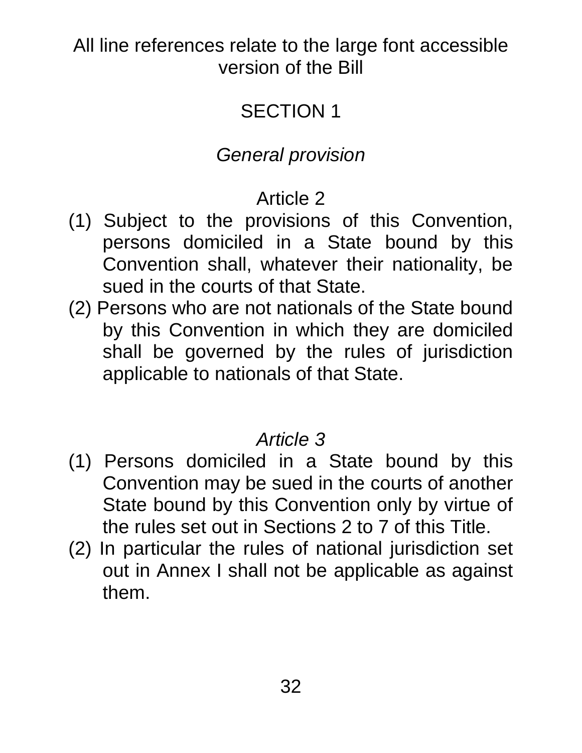All line references relate to the large font accessible version of the Bill

## SECTION 1

### *General provision*

### Article 2

(1) Subject to the provisions of this Convention, persons domiciled in a State bound by this Convention shall, whatever their nationality, be sued in the courts of that State.

(2) Persons who are not nationals of the State bound by this Convention in which they are domiciled shall be governed by the rules of jurisdiction applicable to nationals of that State.

### *Article 3*

(1) Persons domiciled in a State bound by this Convention may be sued in the courts of another State bound by this Convention only by virtue of the rules set out in Sections 2 to 7 of this Title.

(2) In particular the rules of national jurisdiction set out in Annex I shall not be applicable as against them.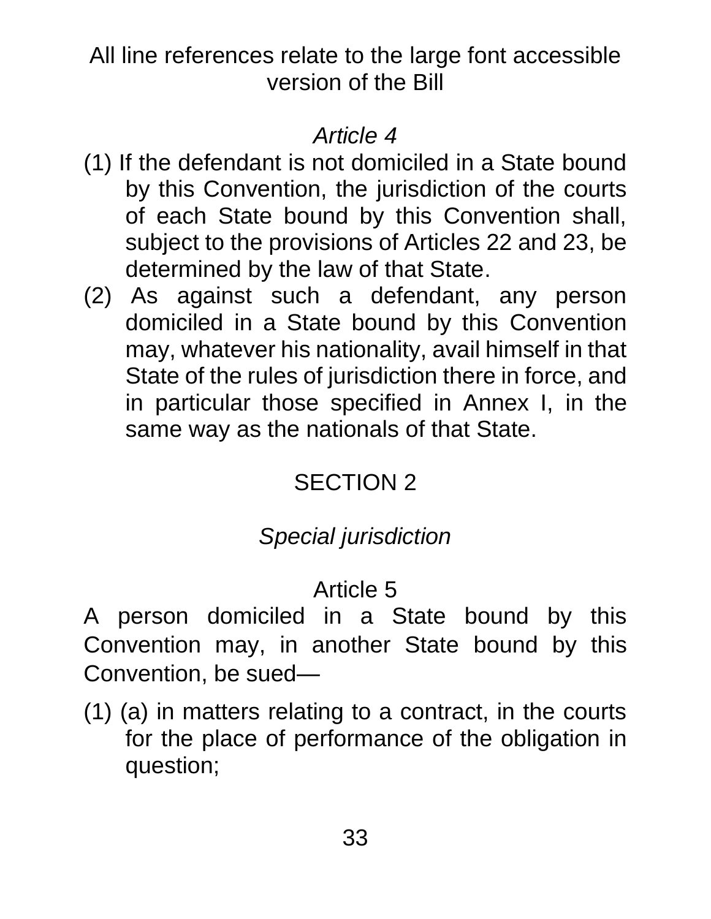All line references relate to the large font accessible version of the Bill

*Article 4*

(1) If the defendant is not domiciled in a State bound by this Convention, the jurisdiction of the courts of each State bound by this Convention shall, subject to the provisions of Articles 22 and 23, be determined by the law of that State.

(2) As against such a defendant, any person domiciled in a State bound by this Convention may, whatever his nationality, avail himself in that State of the rules of jurisdiction there in force, and in particular those specified in Annex I, in the same way as the nationals of that State.

SECTION 2

*Special jurisdiction*

Article 5

A person domiciled in a State bound by this Convention may, in another State bound by this Convention, be sued—

(1) (a) in matters relating to a contract, in the courts for the place of performance of the obligation in question;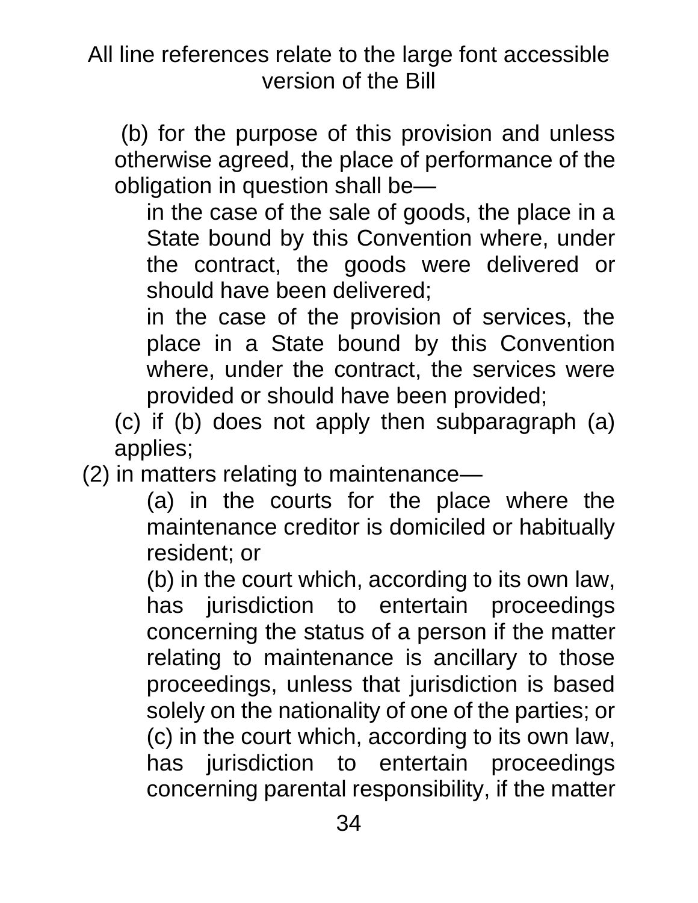All line references relate to the large font accessible version of the Bill

(b) for the purpose of this provision and unless otherwise agreed, the place of performance of the obligation in question shall be—

in the case of the sale of goods, the place in a State bound by this Convention where, under the contract, the goods were delivered or should have been delivered;

in the case of the provision of services, the place in a State bound by this Convention where, under the contract, the services were provided or should have been provided;

(c) if (b) does not apply then subparagraph (a) applies;

(2) in matters relating to maintenance—

(a) in the courts for the place where the maintenance creditor is domiciled or habitually resident; or

(b) in the court which, according to its own law, has jurisdiction to entertain proceedings concerning the status of a person if the matter relating to maintenance is ancillary to those proceedings, unless that jurisdiction is based solely on the nationality of one of the parties; or

(c) in the court which, according to its own law, has jurisdiction to entertain proceedings concerning parental responsibility, if the matter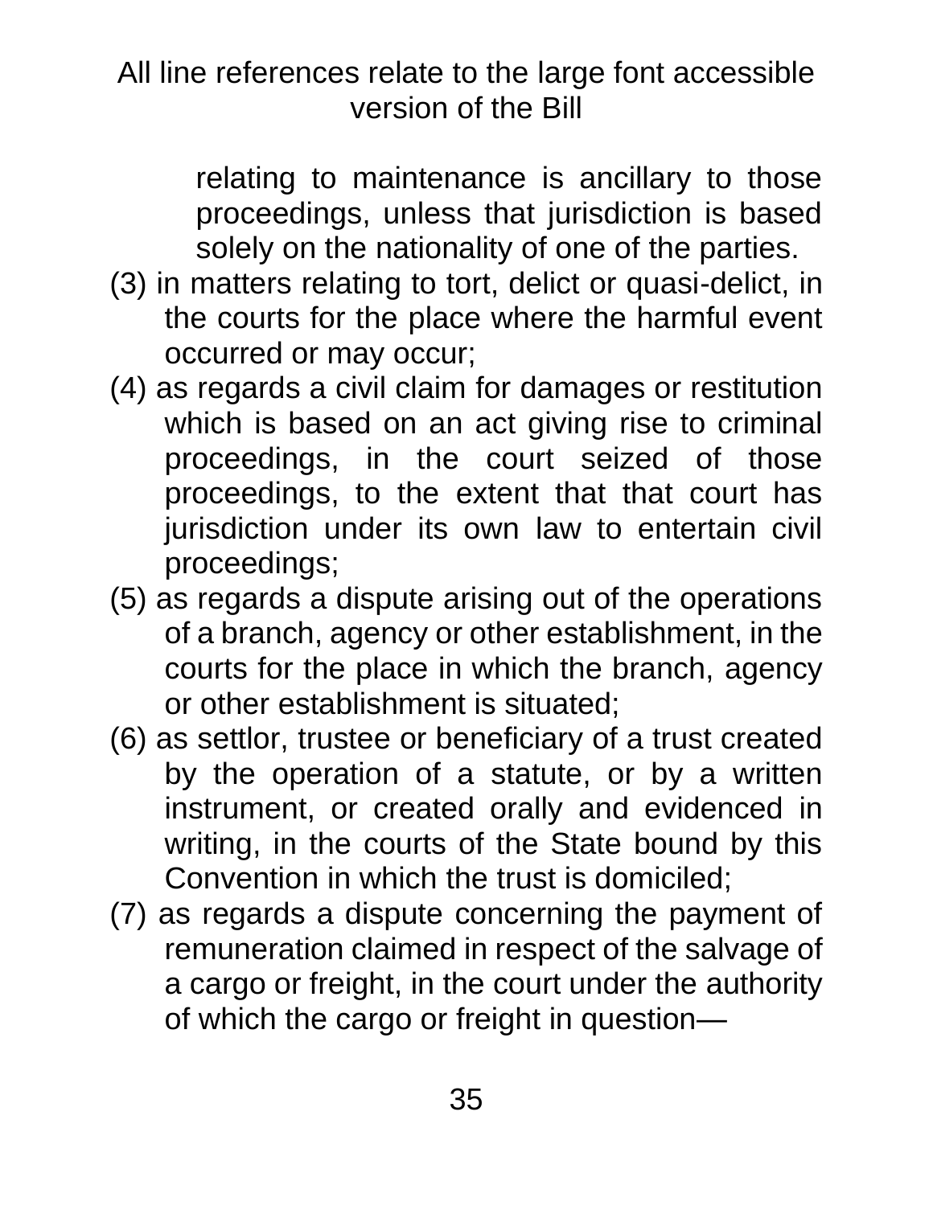relating to maintenance is ancillary to those proceedings, unless that jurisdiction is based solely on the nationality of one of the parties.

(3) in matters relating to tort, delict or quasi-delict, in the courts for the place where the harmful event occurred or may occur;

(4) as regards a civil claim for damages or restitution which is based on an act giving rise to criminal proceedings, in the court seized of those proceedings, to the extent that that court has jurisdiction under its own law to entertain civil proceedings;

(5) as regards a dispute arising out of the operations of a branch, agency or other establishment, in the courts for the place in which the branch, agency or other establishment is situated;

(6) as settlor, trustee or beneficiary of a trust created by the operation of a statute, or by a written instrument, or created orally and evidenced in writing, in the courts of the State bound by this Convention in which the trust is domiciled;

(7) as regards a dispute concerning the payment of remuneration claimed in respect of the salvage of a cargo or freight, in the court under the authority of which the cargo or freight in question—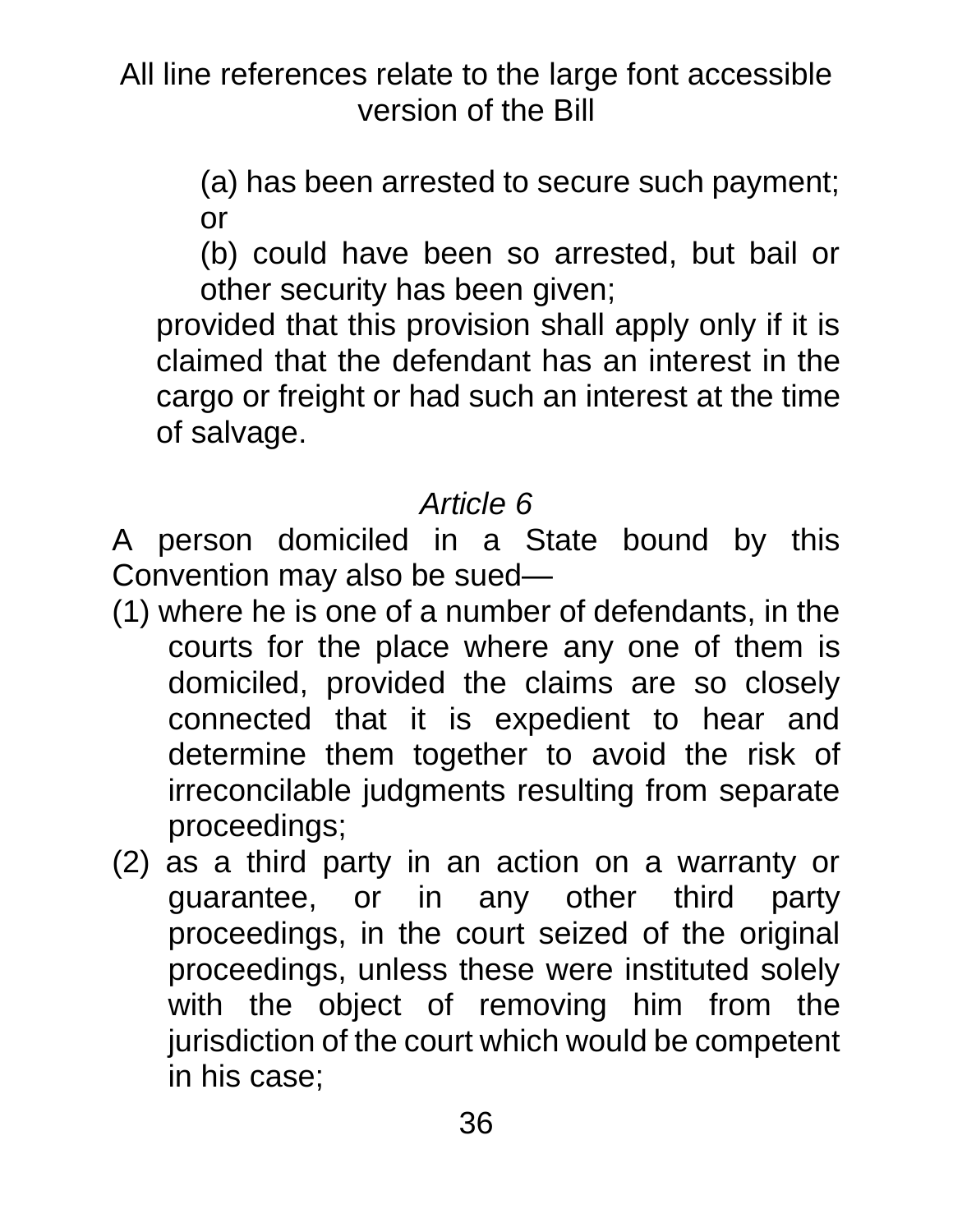(a) has been arrested to secure such payment; or

(b) could have been so arrested, but bail or other security has been given;

provided that this provision shall apply only if it is claimed that the defendant has an interest in the cargo or freight or had such an interest at the time of salvage.

*Article 6*

A person domiciled in a State bound by this Convention may also be sued—

(1) where he is one of a number of defendants, in the courts for the place where any one of them is domiciled, provided the claims are so closely connected that it is expedient to hear and determine them together to avoid the risk of irreconcilable judgments resulting from separate proceedings;

(2) as a third party in an action on a warranty or guarantee, or in any other third party proceedings, in the court seized of the original proceedings, unless these were instituted solely with the object of removing him from the jurisdiction of the court which would be competent in his case;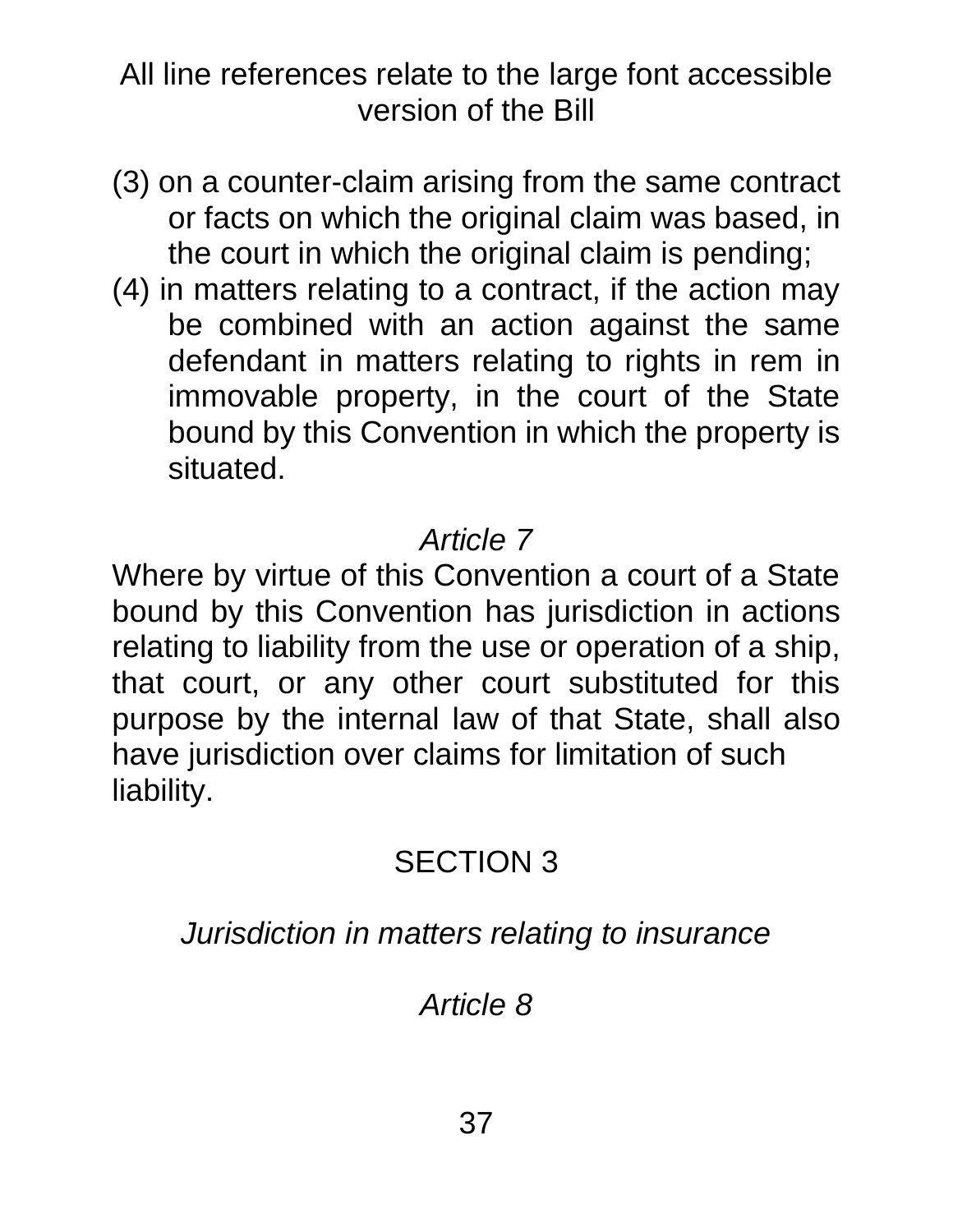All line references relate to the large font accessible version of the Bill

(3) on a counter-claim arising from the same contract or facts on which the original claim was based, in the court in which the original claim is pending;

(4) in matters relating to a contract, if the action may be combined with an action against the same defendant in matters relating to rights in rem in immovable property, in the court of the State bound by this Convention in which the property is situated.

*Article 7*

Where by virtue of this Convention a court of a State bound by this Convention has jurisdiction in actions relating to liability from the use or operation of a ship, that court, or any other court substituted for this purpose by the internal law of that State, shall also have jurisdiction over claims for limitation of such liability.

SECTION 3

*Jurisdiction in matters relating to insurance*

*Article 8*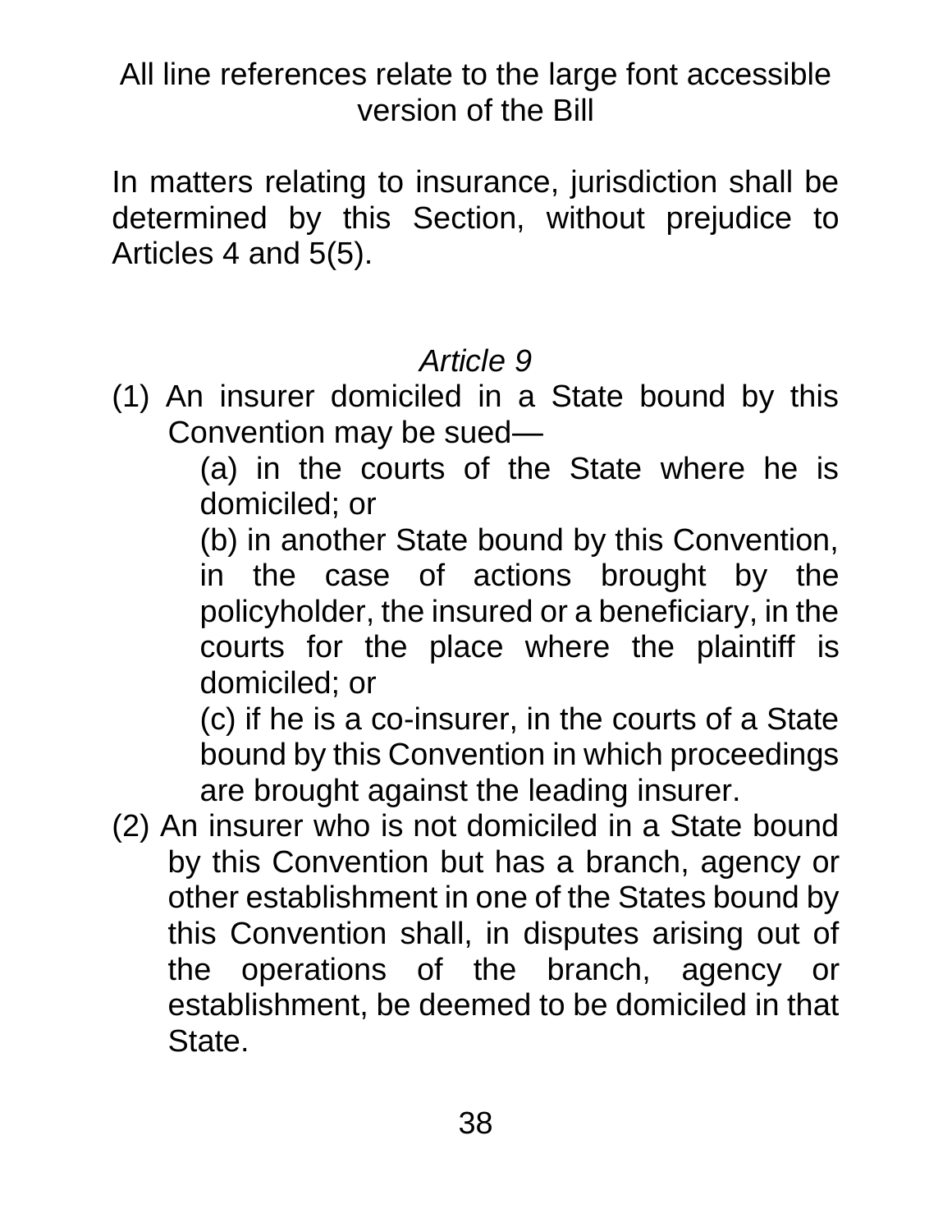In matters relating to insurance, jurisdiction shall be determined by this Section, without prejudice to Articles 4 and 5(5).

*Article 9*

(1) An insurer domiciled in a State bound by this Convention may be sued—

(a) in the courts of the State where he is domiciled; or

(b) in another State bound by this Convention, in the case of actions brought by the policyholder, the insured or a beneficiary, in the courts for the place where the plaintiff is domiciled; or

(c) if he is a co-insurer, in the courts of a State bound by this Convention in which proceedings are brought against the leading insurer.

(2) An insurer who is not domiciled in a State bound by this Convention but has a branch, agency or other establishment in one of the States bound by this Convention shall, in disputes arising out of the operations of the branch, agency or establishment, be deemed to be domiciled in that State.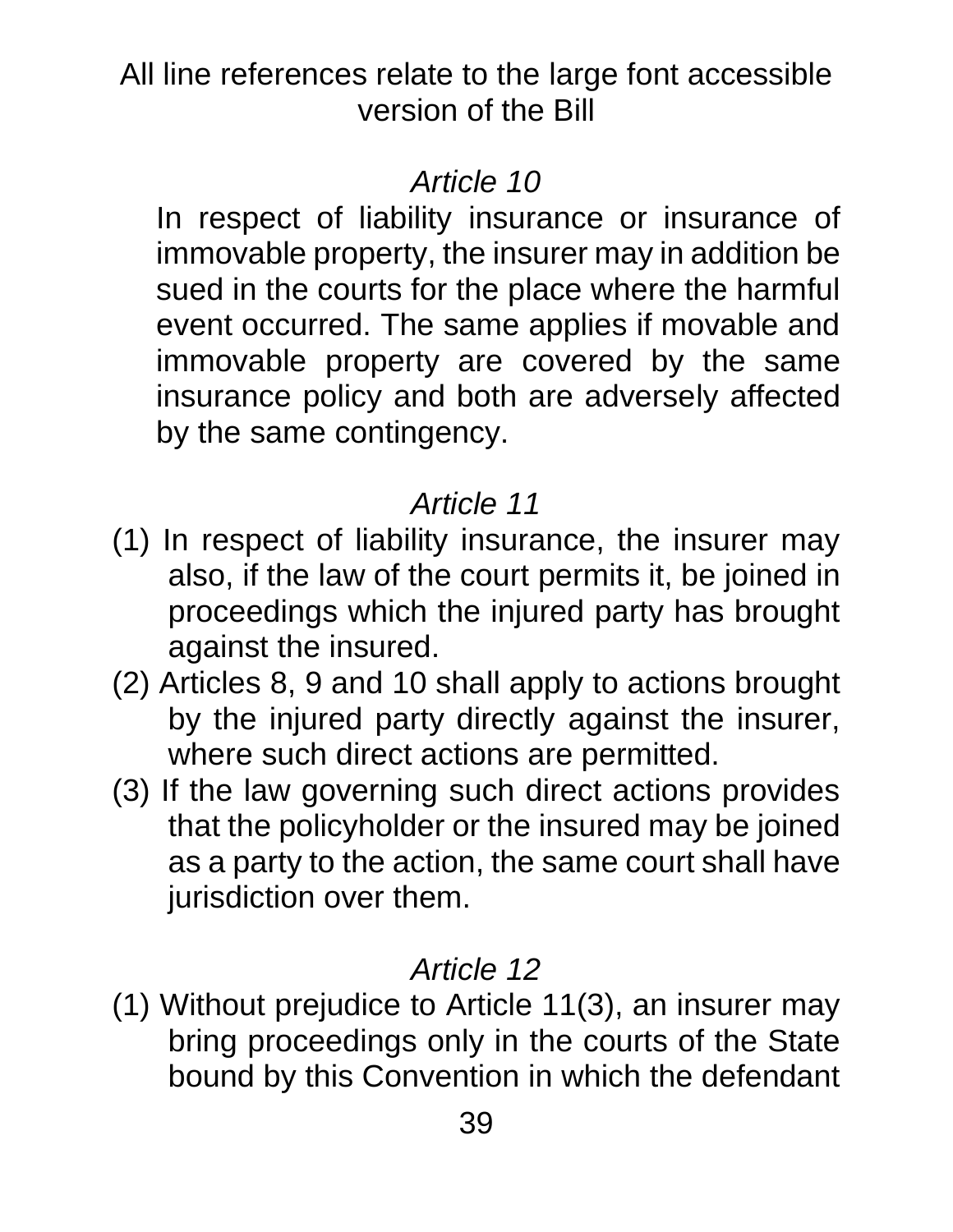All line references relate to the large font accessible version of the Bill

*Article 10*

In respect of liability insurance or insurance of immovable property, the insurer may in addition be sued in the courts for the place where the harmful event occurred. The same applies if movable and immovable property are covered by the same insurance policy and both are adversely affected by the same contingency.

*Article 11*

(1) In respect of liability insurance, the insurer may also, if the law of the court permits it, be joined in proceedings which the injured party has brought against the insured.

(2) Articles 8, 9 and 10 shall apply to actions brought by the injured party directly against the insurer, where such direct actions are permitted.

(3) If the law governing such direct actions provides that the policyholder or the insured may be joined as a party to the action, the same court shall have jurisdiction over them.

*Article 12*

(1) Without prejudice to Article 11(3), an insurer may bring proceedings only in the courts of the State bound by this Convention in which the defendant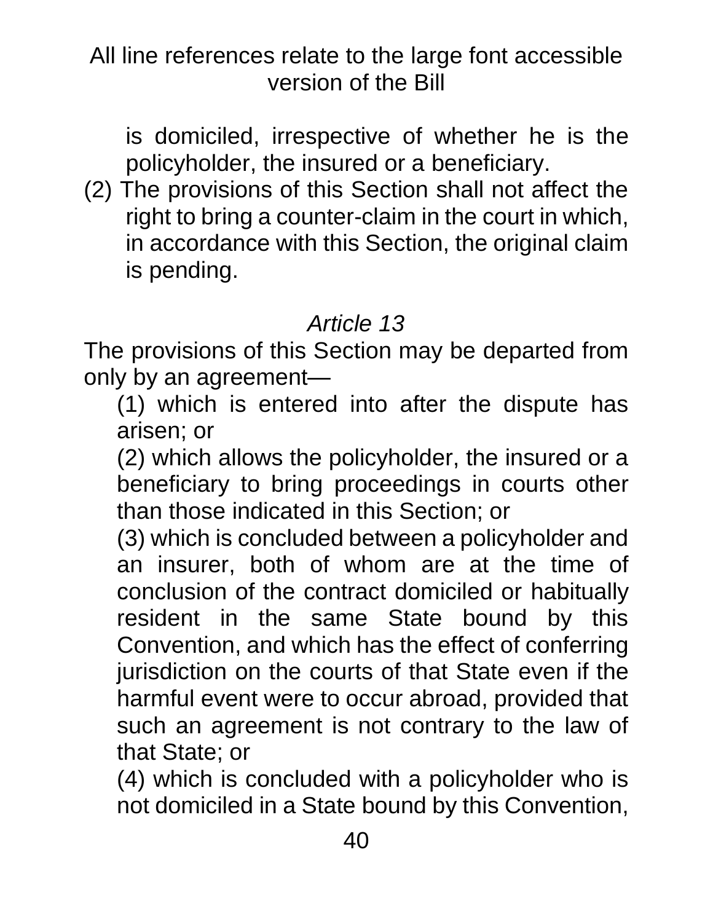is domiciled, irrespective of whether he is the policyholder, the insured or a beneficiary.

(2) The provisions of this Section shall not affect the right to bring a counter-claim in the court in which, in accordance with this Section, the original claim is pending.

*Article 13*

The provisions of this Section may be departed from only by an agreement—

(1) which is entered into after the dispute has arisen; or

(2) which allows the policyholder, the insured or a beneficiary to bring proceedings in courts other than those indicated in this Section; or

(3) which is concluded between a policyholder and an insurer, both of whom are at the time of conclusion of the contract domiciled or habitually resident in the same State bound by this Convention, and which has the effect of conferring jurisdiction on the courts of that State even if the harmful event were to occur abroad, provided that such an agreement is not contrary to the law of that State; or

(4) which is concluded with a policyholder who is not domiciled in a State bound by this Convention,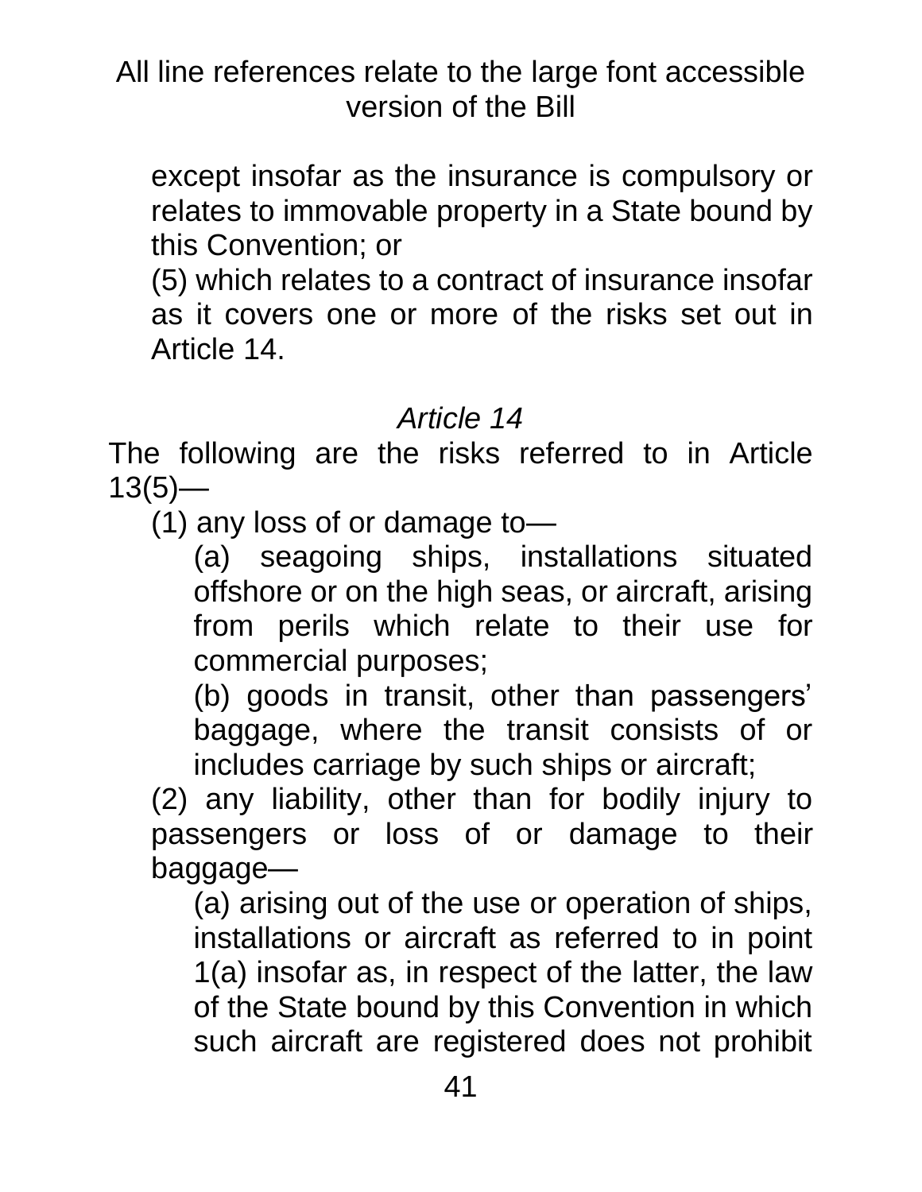except insofar as the insurance is compulsory or relates to immovable property in a State bound by this Convention; or

(5) which relates to a contract of insurance insofar as it covers one or more of the risks set out in Article 14.

*Article 14*

The following are the risks referred to in Article 13(5)—

(1) any loss of or damage to—

(a) seagoing ships, installations situated offshore or on the high seas, or aircraft, arising from perils which relate to their use for commercial purposes;

(b) goods in transit, other than passengers' baggage, where the transit consists of or includes carriage by such ships or aircraft;

(2) any liability, other than for bodily injury to passengers or loss of or damage to their baggage—

(a) arising out of the use or operation of ships, installations or aircraft as referred to in point 1(a) insofar as, in respect of the latter, the law of the State bound by this Convention in which such aircraft are registered does not prohibit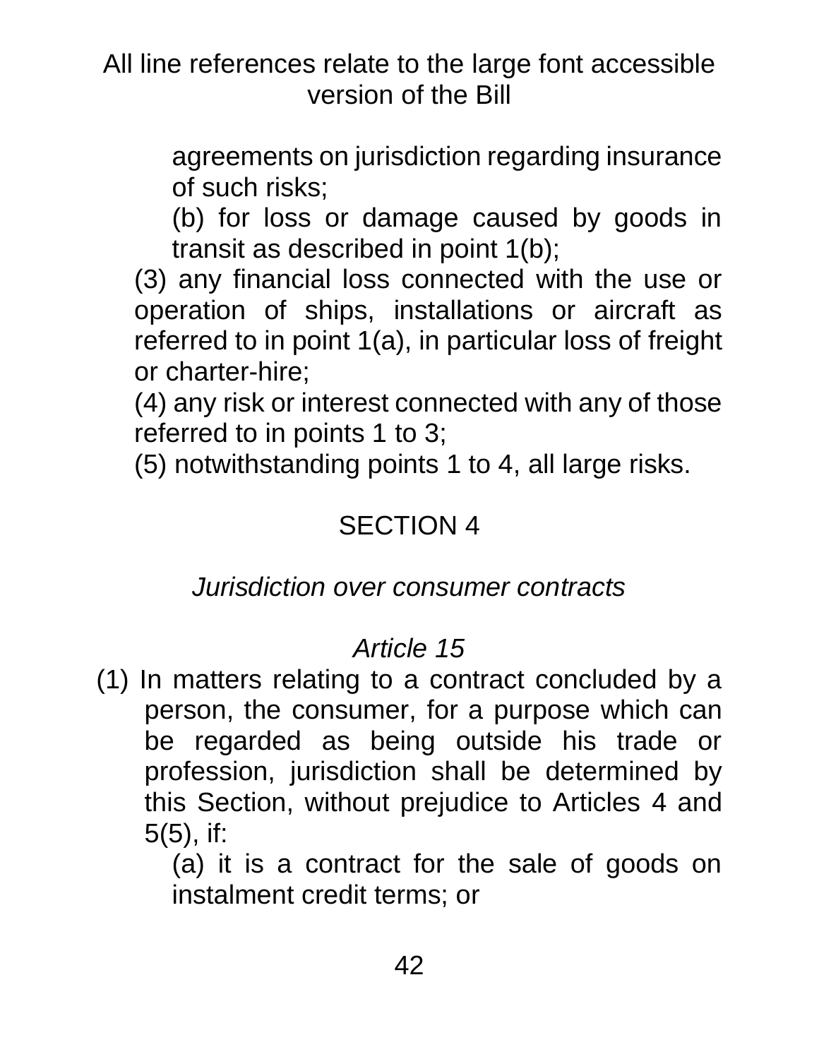agreements on jurisdiction regarding insurance of such risks;

(b) for loss or damage caused by goods in transit as described in point 1(b);

(3) any financial loss connected with the use or operation of ships, installations or aircraft as referred to in point 1(a), in particular loss of freight or charter-hire;

(4) any risk or interest connected with any of those referred to in points 1 to 3;

(5) notwithstanding points 1 to 4, all large risks.

## SECTION 4

### *Jurisdiction over consumer contracts*

#### *Article 15*

(1) In matters relating to a contract concluded by a person, the consumer, for a purpose which can be regarded as being outside his trade or profession, jurisdiction shall be determined by this Section, without prejudice to Articles 4 and 5(5), if:

(a) it is a contract for the sale of goods on instalment credit terms; or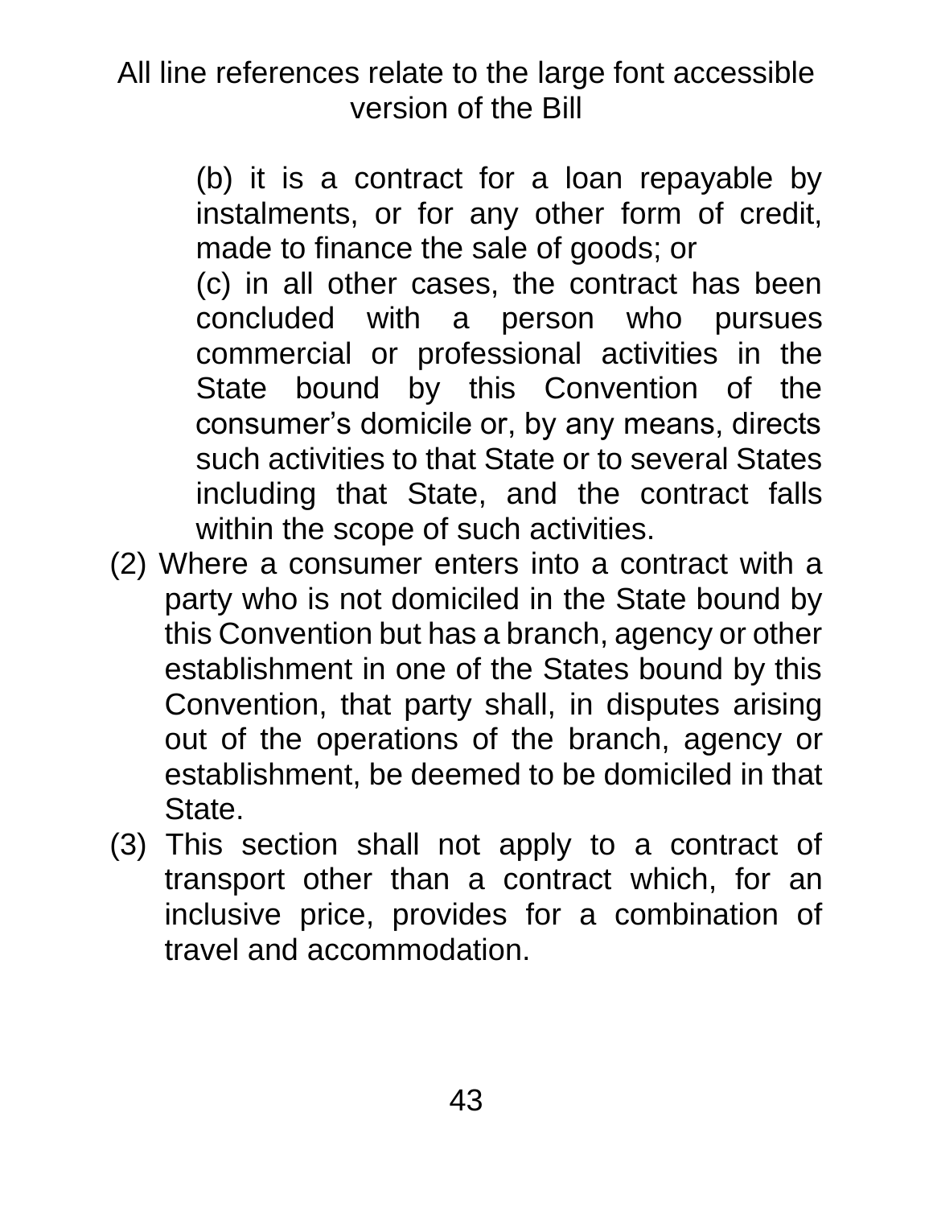(b) it is a contract for a loan repayable by instalments, or for any other form of credit, made to finance the sale of goods; or

(c) in all other cases, the contract has been concluded with a person who pursues commercial or professional activities in the State bound by this Convention of the consumer's domicile or, by any means, directs such activities to that State or to several States including that State, and the contract falls within the scope of such activities.

(2) Where a consumer enters into a contract with a party who is not domiciled in the State bound by this Convention but has a branch, agency or other establishment in one of the States bound by this Convention, that party shall, in disputes arising out of the operations of the branch, agency or establishment, be deemed to be domiciled in that State.

(3) This section shall not apply to a contract of transport other than a contract which, for an inclusive price, provides for a combination of travel and accommodation.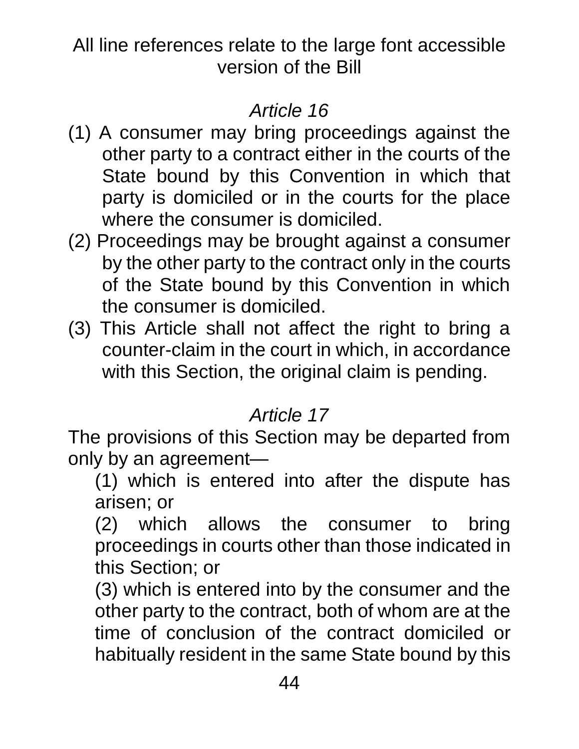All line references relate to the large font accessible version of the Bill

*Article 16*

(1) A consumer may bring proceedings against the other party to a contract either in the courts of the State bound by this Convention in which that party is domiciled or in the courts for the place where the consumer is domiciled.

(2) Proceedings may be brought against a consumer by the other party to the contract only in the courts of the State bound by this Convention in which the consumer is domiciled.

(3) This Article shall not affect the right to bring a counter-claim in the court in which, in accordance with this Section, the original claim is pending.

*Article 17*

The provisions of this Section may be departed from only by an agreement—

(1) which is entered into after the dispute has arisen; or

(2) which allows the consumer to bring proceedings in courts other than those indicated in this Section; or

(3) which is entered into by the consumer and the other party to the contract, both of whom are at the time of conclusion of the contract domiciled or habitually resident in the same State bound by this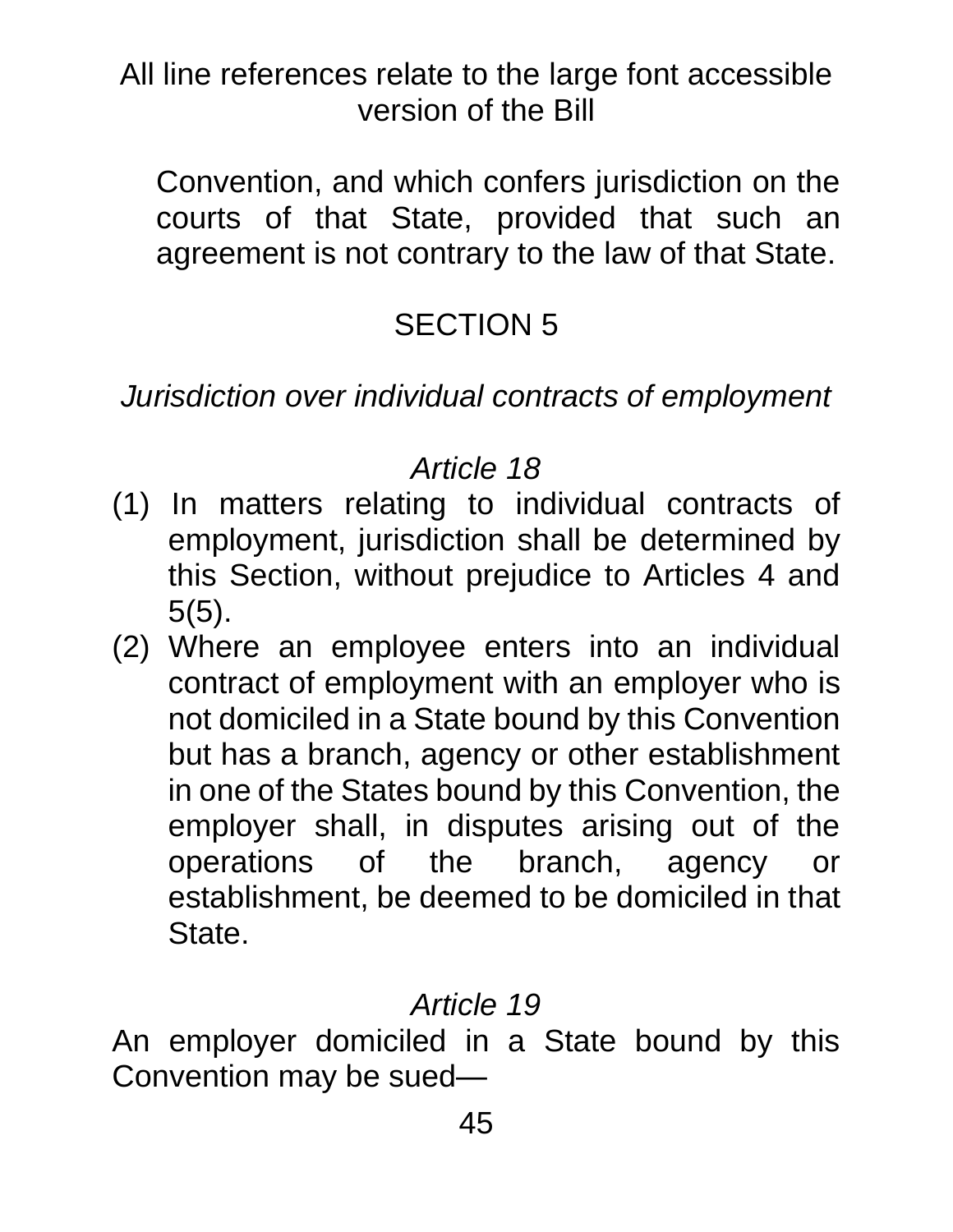Convention, and which confers jurisdiction on the courts of that State, provided that such an agreement is not contrary to the law of that State.

## SECTION 5

*Jurisdiction over individual contracts of employment*

### *Article 18*

(1) In matters relating to individual contracts of employment, jurisdiction shall be determined by this Section, without prejudice to Articles 4 and 5(5).

(2) Where an employee enters into an individual contract of employment with an employer who is not domiciled in a State bound by this Convention but has a branch, agency or other establishment in one of the States bound by this Convention, the employer shall, in disputes arising out of the operations of the branch, agency or establishment, be deemed to be domiciled in that State.

### *Article 19*

An employer domiciled in a State bound by this Convention may be sued—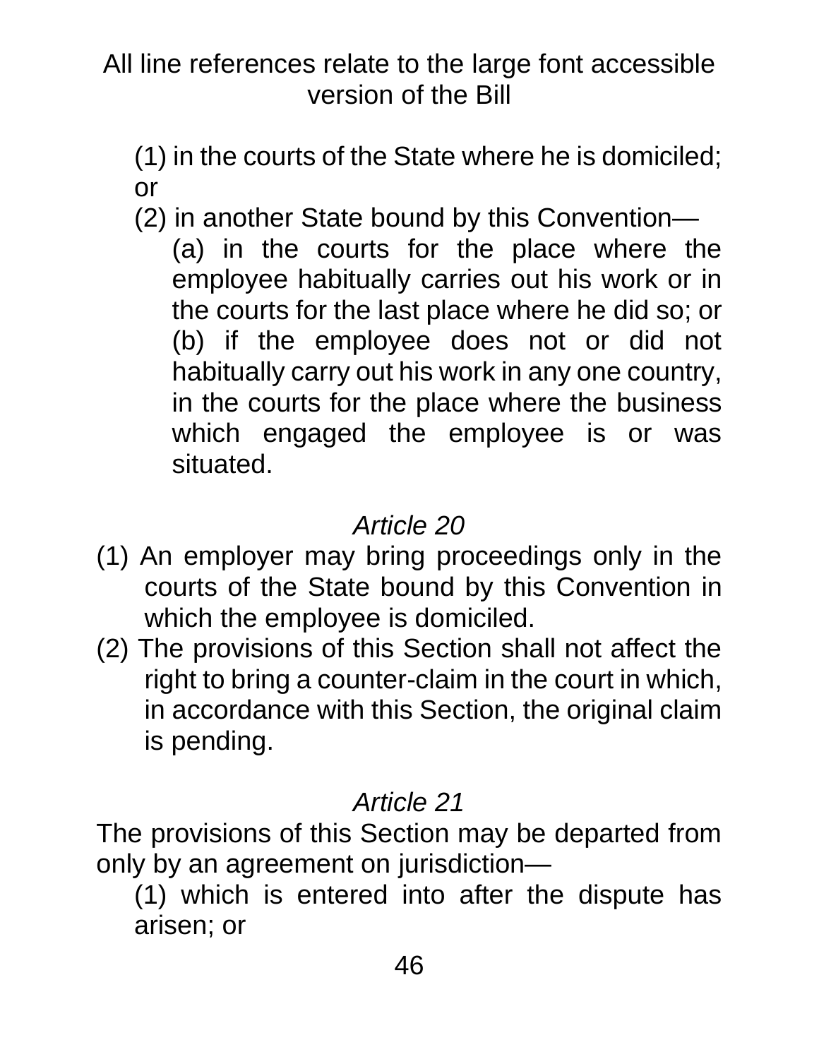(1) in the courts of the State where he is domiciled; or

(2) in another State bound by this Convention—

(a) in the courts for the place where the employee habitually carries out his work or in the courts for the last place where he did so; or

(b) if the employee does not or did not habitually carry out his work in any one country, in the courts for the place where the business which engaged the employee is or was situated.

*Article 20*

(1) An employer may bring proceedings only in the courts of the State bound by this Convention in which the employee is domiciled.

(2) The provisions of this Section shall not affect the right to bring a counter-claim in the court in which, in accordance with this Section, the original claim is pending.

*Article 21*

The provisions of this Section may be departed from only by an agreement on jurisdiction—

(1) which is entered into after the dispute has arisen; or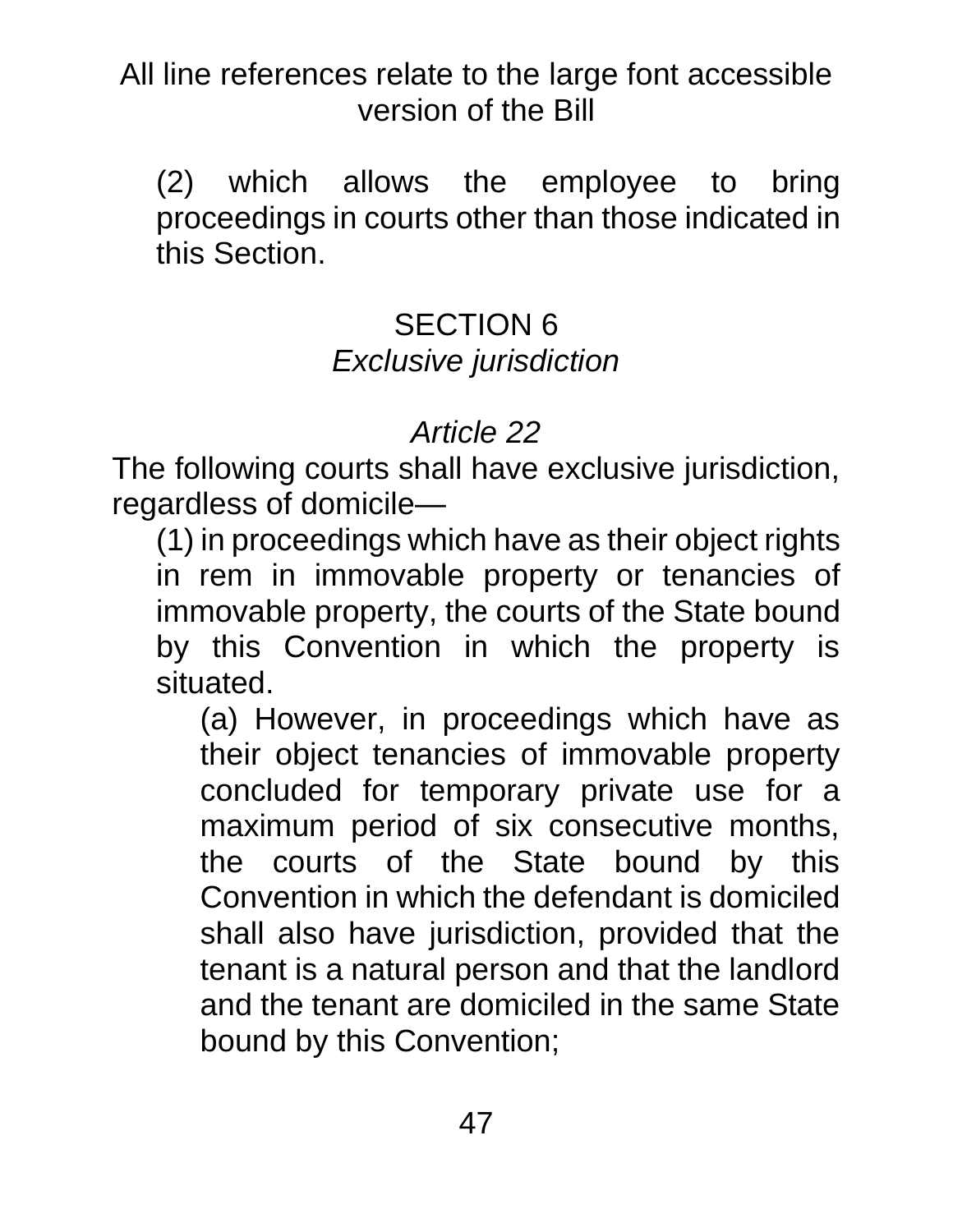(2) which allows the employee to bring proceedings in courts other than those indicated in this Section.

## SECTION 6
*Exclusive jurisdiction*

### *Article 22*

The following courts shall have exclusive jurisdiction, regardless of domicile—

(1) in proceedings which have as their object rights in rem in immovable property or tenancies of immovable property, the courts of the State bound by this Convention in which the property is situated.

(a) However, in proceedings which have as their object tenancies of immovable property concluded for temporary private use for a maximum period of six consecutive months, the courts of the State bound by this Convention in which the defendant is domiciled shall also have jurisdiction, provided that the tenant is a natural person and that the landlord and the tenant are domiciled in the same State bound by this Convention;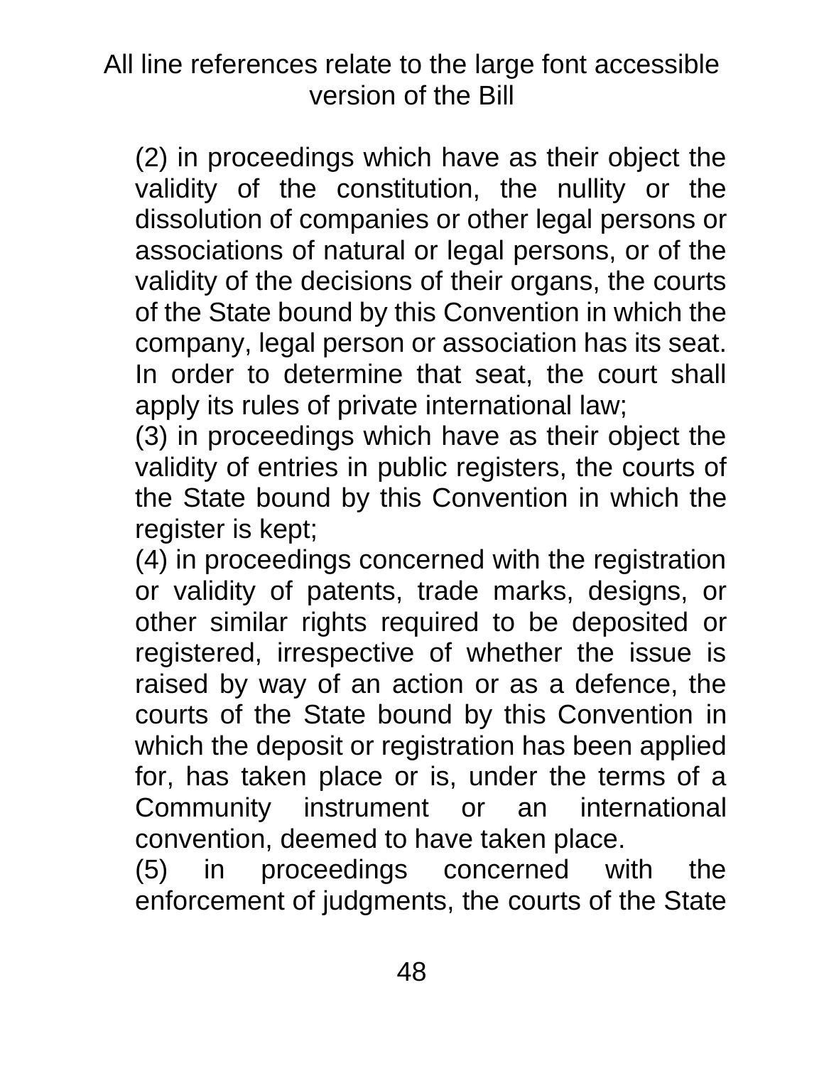All line references relate to the large font accessible version of the Bill

(2) in proceedings which have as their object the validity of the constitution, the nullity or the dissolution of companies or other legal persons or associations of natural or legal persons, or of the validity of the decisions of their organs, the courts of the State bound by this Convention in which the company, legal person or association has its seat. In order to determine that seat, the court shall apply its rules of private international law;

(3) in proceedings which have as their object the validity of entries in public registers, the courts of the State bound by this Convention in which the register is kept;

(4) in proceedings concerned with the registration or validity of patents, trade marks, designs, or other similar rights required to be deposited or registered, irrespective of whether the issue is raised by way of an action or as a defence, the courts of the State bound by this Convention in which the deposit or registration has been applied for, has taken place or is, under the terms of a Community instrument or an international convention, deemed to have taken place.

(5) in proceedings concerned with the enforcement of judgments, the courts of the State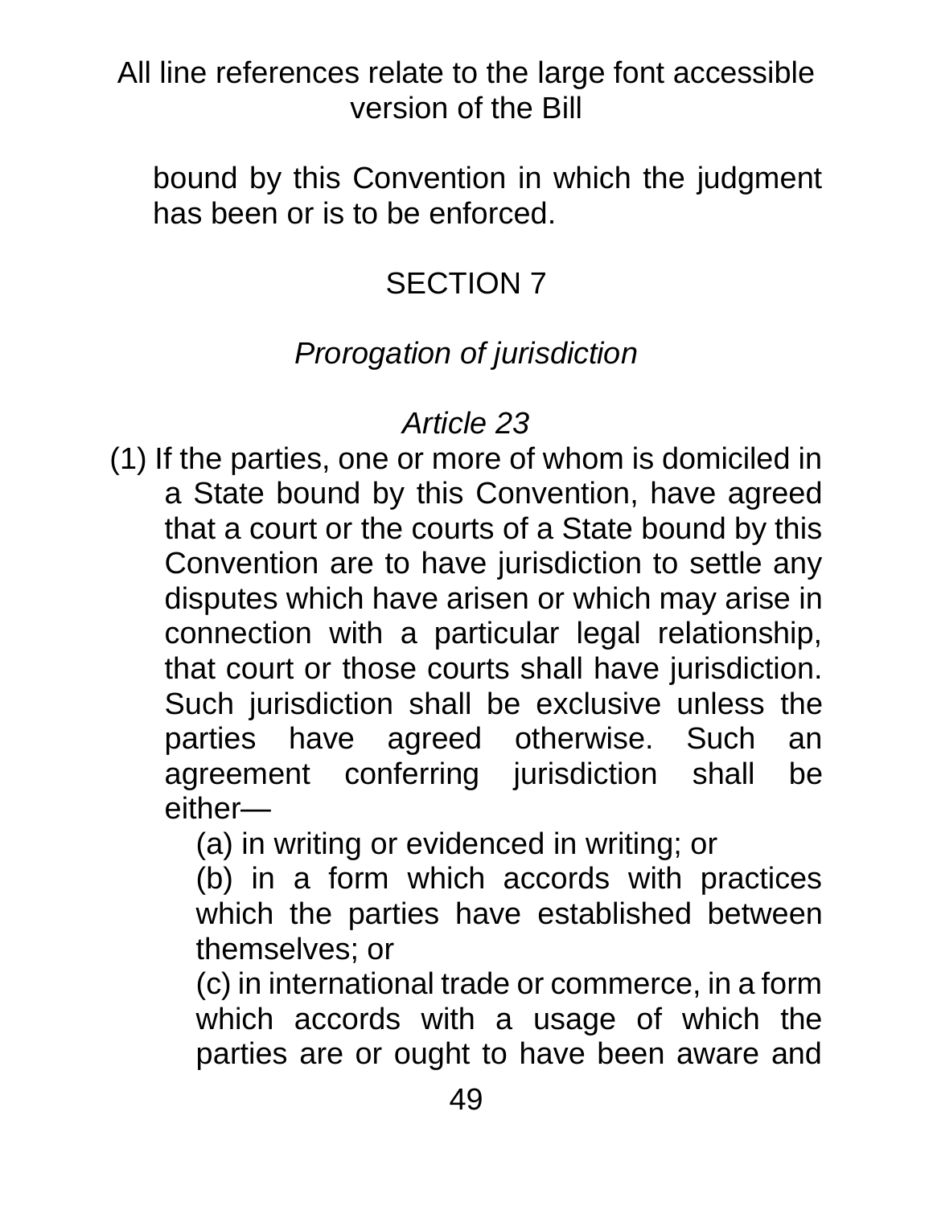bound by this Convention in which the judgment has been or is to be enforced.

SECTION 7

*Prorogation of jurisdiction*

*Article 23*

(1) If the parties, one or more of whom is domiciled in a State bound by this Convention, have agreed that a court or the courts of a State bound by this Convention are to have jurisdiction to settle any disputes which have arisen or which may arise in connection with a particular legal relationship, that court or those courts shall have jurisdiction. Such jurisdiction shall be exclusive unless the parties have agreed otherwise. Such an agreement conferring jurisdiction shall be either—

(a) in writing or evidenced in writing; or

(b) in a form which accords with practices which the parties have established between themselves; or

(c) in international trade or commerce, in a form which accords with a usage of which the parties are or ought to have been aware and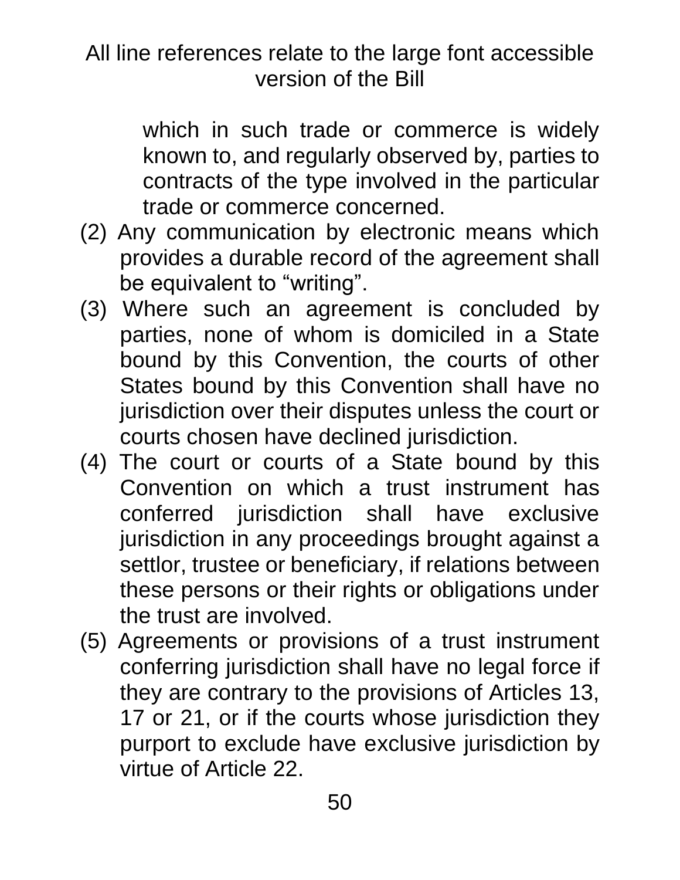which in such trade or commerce is widely known to, and regularly observed by, parties to contracts of the type involved in the particular trade or commerce concerned.

(2) Any communication by electronic means which provides a durable record of the agreement shall be equivalent to "writing".

(3) Where such an agreement is concluded by parties, none of whom is domiciled in a State bound by this Convention, the courts of other States bound by this Convention shall have no jurisdiction over their disputes unless the court or courts chosen have declined jurisdiction.

(4) The court or courts of a State bound by this Convention on which a trust instrument has conferred jurisdiction shall have exclusive jurisdiction in any proceedings brought against a settlor, trustee or beneficiary, if relations between these persons or their rights or obligations under the trust are involved.

(5) Agreements or provisions of a trust instrument conferring jurisdiction shall have no legal force if they are contrary to the provisions of Articles 13, 17 or 21, or if the courts whose jurisdiction they purport to exclude have exclusive jurisdiction by virtue of Article 22.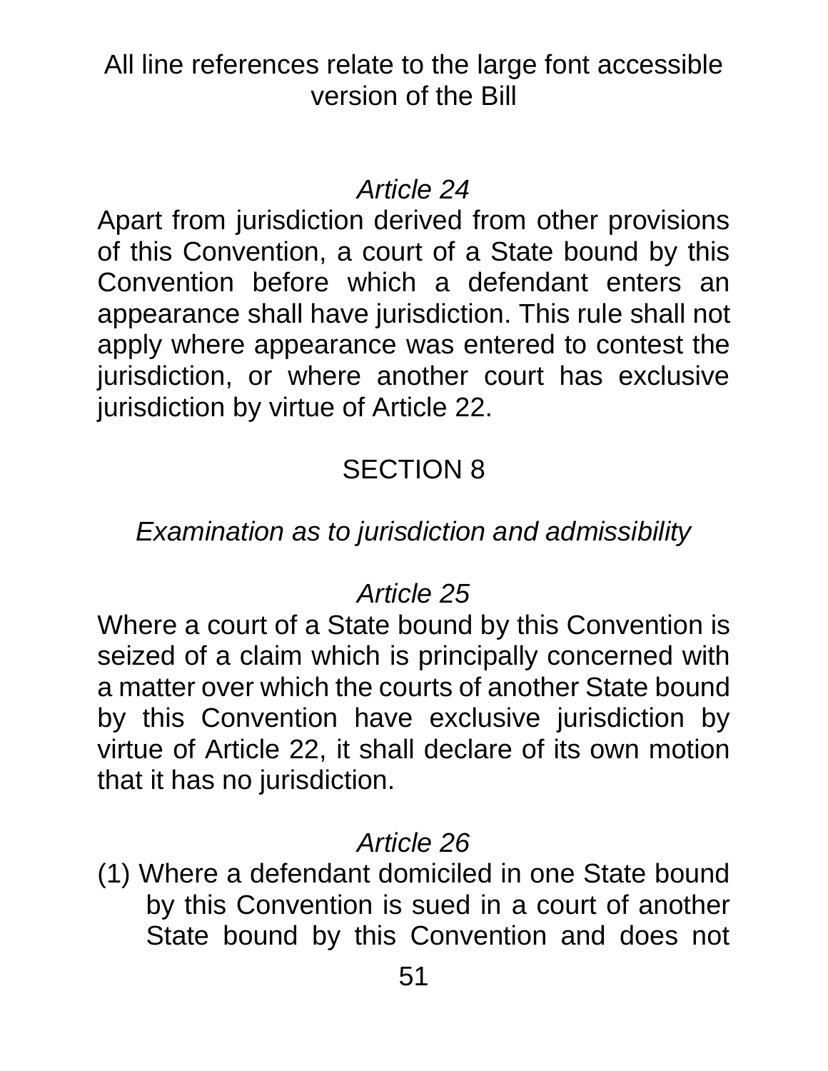All line references relate to the large font accessible version of the Bill

*Article 24*

Apart from jurisdiction derived from other provisions of this Convention, a court of a State bound by this Convention before which a defendant enters an appearance shall have jurisdiction. This rule shall not apply where appearance was entered to contest the jurisdiction, or where another court has exclusive jurisdiction by virtue of Article 22.

SECTION 8

*Examination as to jurisdiction and admissibility*

*Article 25*

Where a court of a State bound by this Convention is seized of a claim which is principally concerned with a matter over which the courts of another State bound by this Convention have exclusive jurisdiction by virtue of Article 22, it shall declare of its own motion that it has no jurisdiction.

*Article 26*

(1) Where a defendant domiciled in one State bound by this Convention is sued in a court of another State bound by this Convention and does not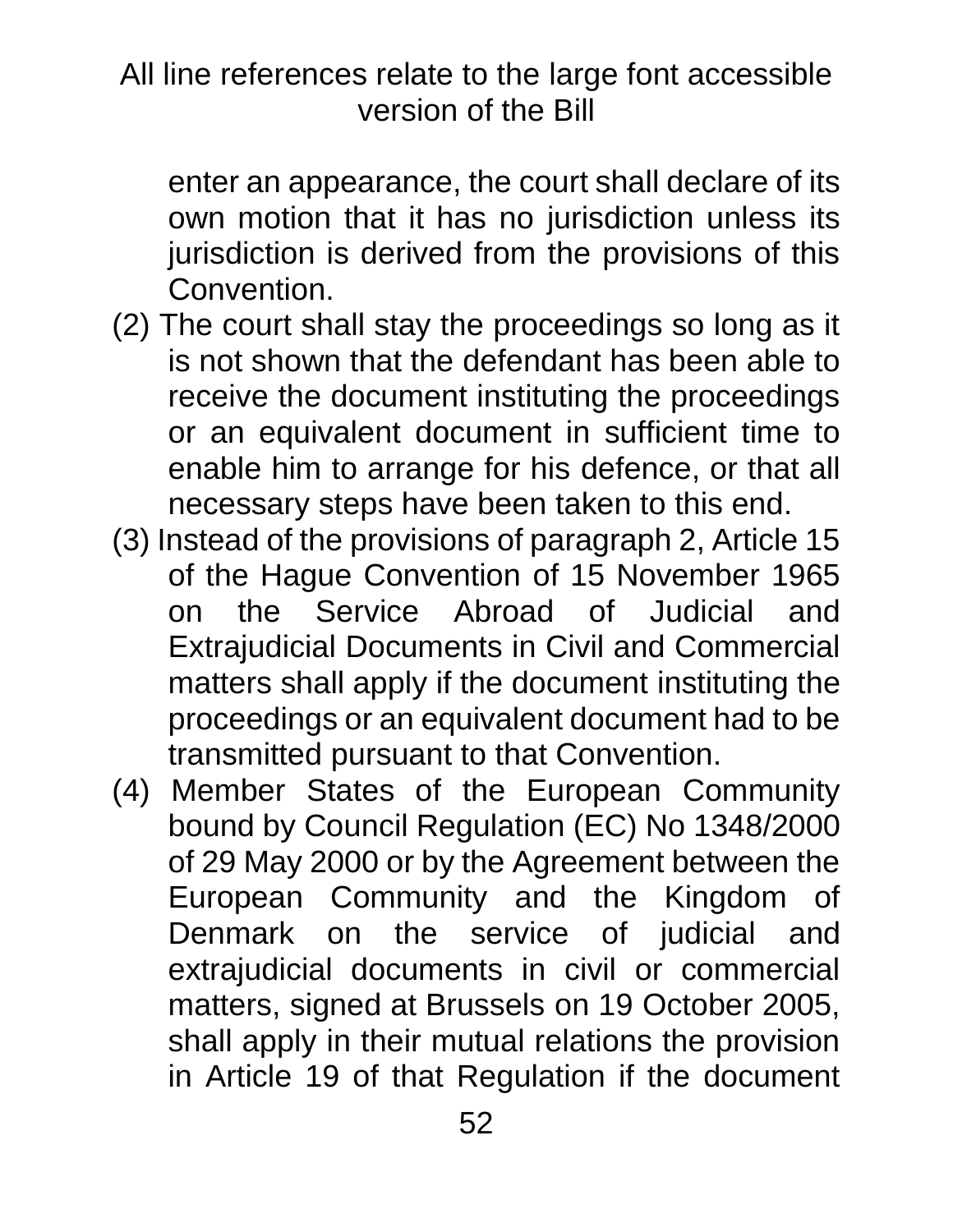enter an appearance, the court shall declare of its own motion that it has no jurisdiction unless its jurisdiction is derived from the provisions of this Convention.

(2) The court shall stay the proceedings so long as it is not shown that the defendant has been able to receive the document instituting the proceedings or an equivalent document in sufficient time to enable him to arrange for his defence, or that all necessary steps have been taken to this end.

(3) Instead of the provisions of paragraph 2, Article 15 of the Hague Convention of 15 November 1965 on the Service Abroad of Judicial and Extrajudicial Documents in Civil and Commercial matters shall apply if the document instituting the proceedings or an equivalent document had to be transmitted pursuant to that Convention.

(4) Member States of the European Community bound by Council Regulation (EC) No 1348/2000 of 29 May 2000 or by the Agreement between the European Community and the Kingdom of Denmark on the service of judicial and extrajudicial documents in civil or commercial matters, signed at Brussels on 19 October 2005, shall apply in their mutual relations the provision in Article 19 of that Regulation if the document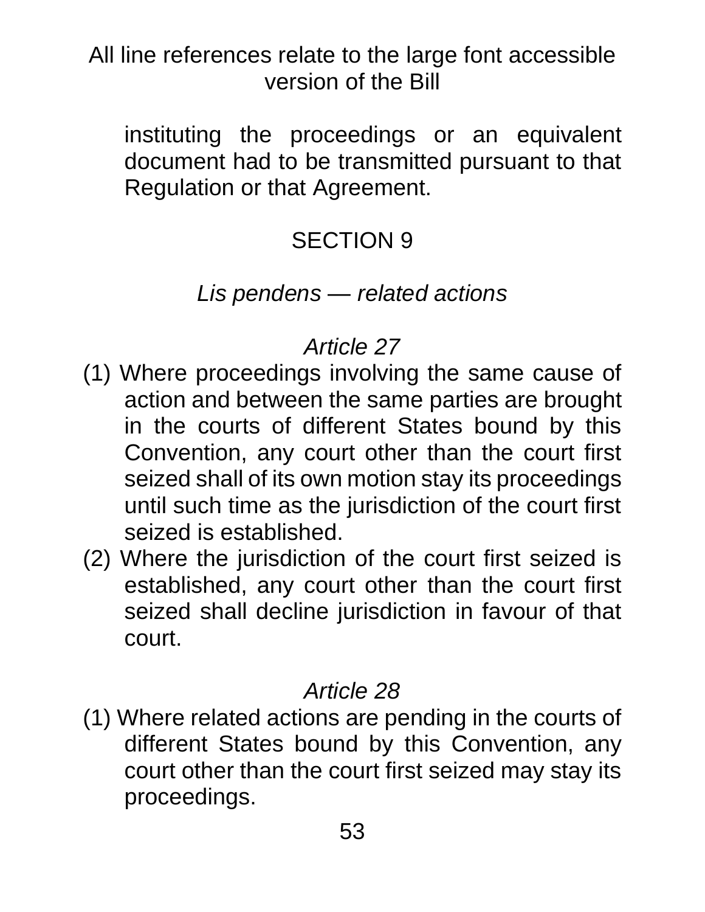instituting the proceedings or an equivalent document had to be transmitted pursuant to that Regulation or that Agreement.

SECTION 9

*Lis pendens — related actions*

*Article 27*

(1) Where proceedings involving the same cause of action and between the same parties are brought in the courts of different States bound by this Convention, any court other than the court first seized shall of its own motion stay its proceedings until such time as the jurisdiction of the court first seized is established.

(2) Where the jurisdiction of the court first seized is established, any court other than the court first seized shall decline jurisdiction in favour of that court.

*Article 28*

(1) Where related actions are pending in the courts of different States bound by this Convention, any court other than the court first seized may stay its proceedings.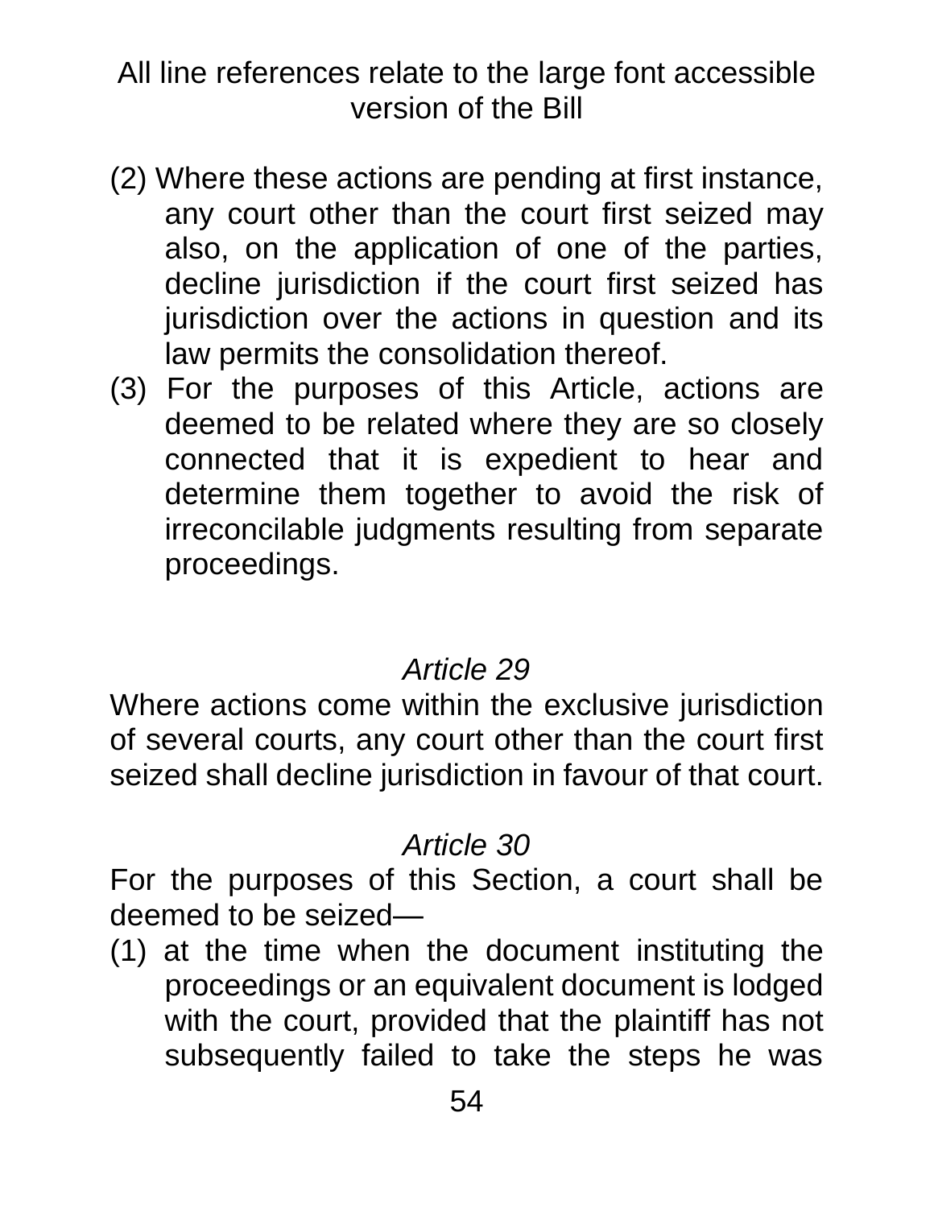(2) Where these actions are pending at first instance, any court other than the court first seized may also, on the application of one of the parties, decline jurisdiction if the court first seized has jurisdiction over the actions in question and its law permits the consolidation thereof.

(3) For the purposes of this Article, actions are deemed to be related where they are so closely connected that it is expedient to hear and determine them together to avoid the risk of irreconcilable judgments resulting from separate proceedings.

*Article 29*

Where actions come within the exclusive jurisdiction of several courts, any court other than the court first seized shall decline jurisdiction in favour of that court.

*Article 30*

For the purposes of this Section, a court shall be deemed to be seized—

(1) at the time when the document instituting the proceedings or an equivalent document is lodged with the court, provided that the plaintiff has not subsequently failed to take the steps he was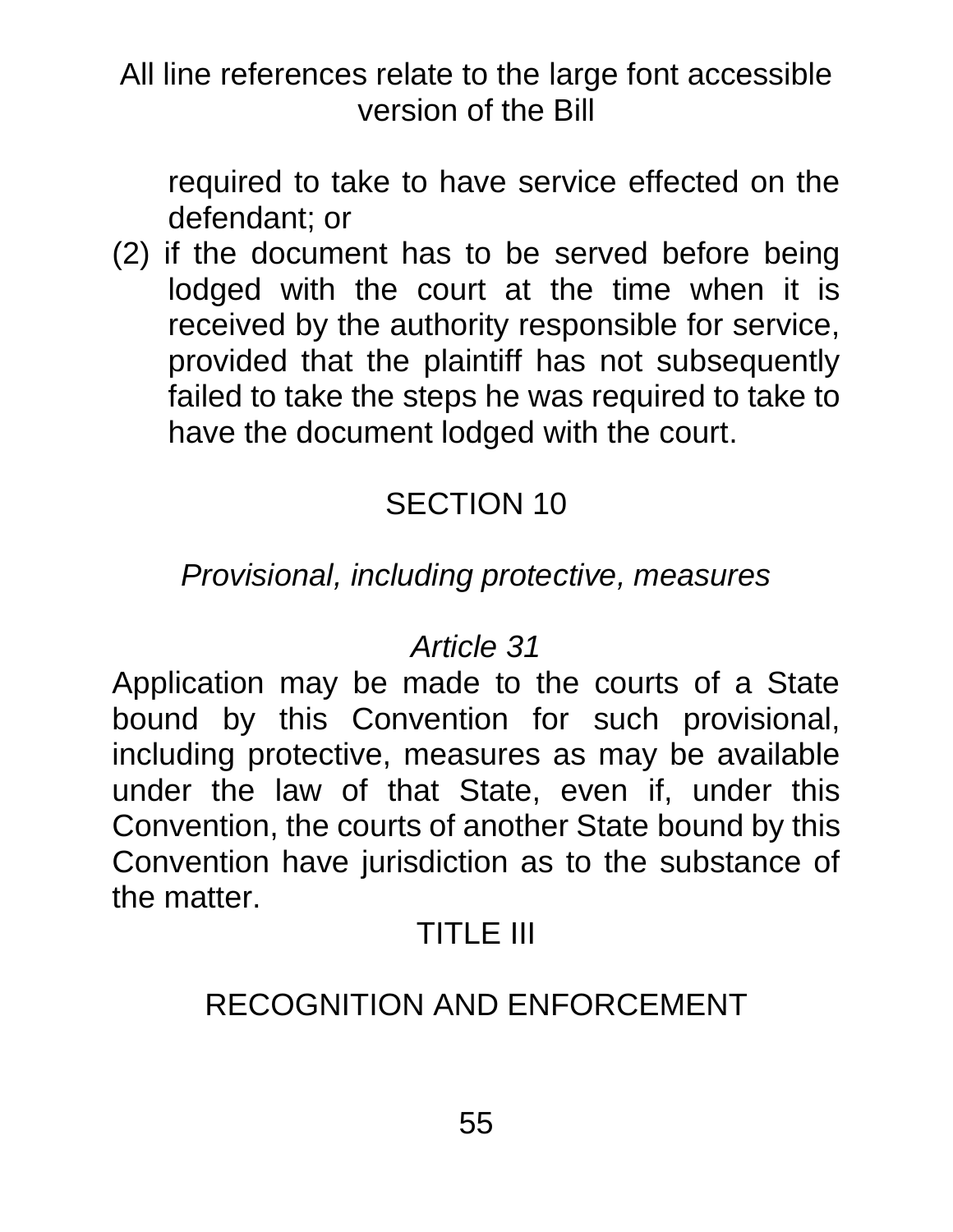required to take to have service effected on the defendant; or

(2) if the document has to be served before being lodged with the court at the time when it is received by the authority responsible for service, provided that the plaintiff has not subsequently failed to take the steps he was required to take to have the document lodged with the court.

## SECTION 10

*Provisional, including protective, measures*

*Article 31*

Application may be made to the courts of a State bound by this Convention for such provisional, including protective, measures as may be available under the law of that State, even if, under this Convention, the courts of another State bound by this Convention have jurisdiction as to the substance of the matter.

## TITLE III

## RECOGNITION AND ENFORCEMENT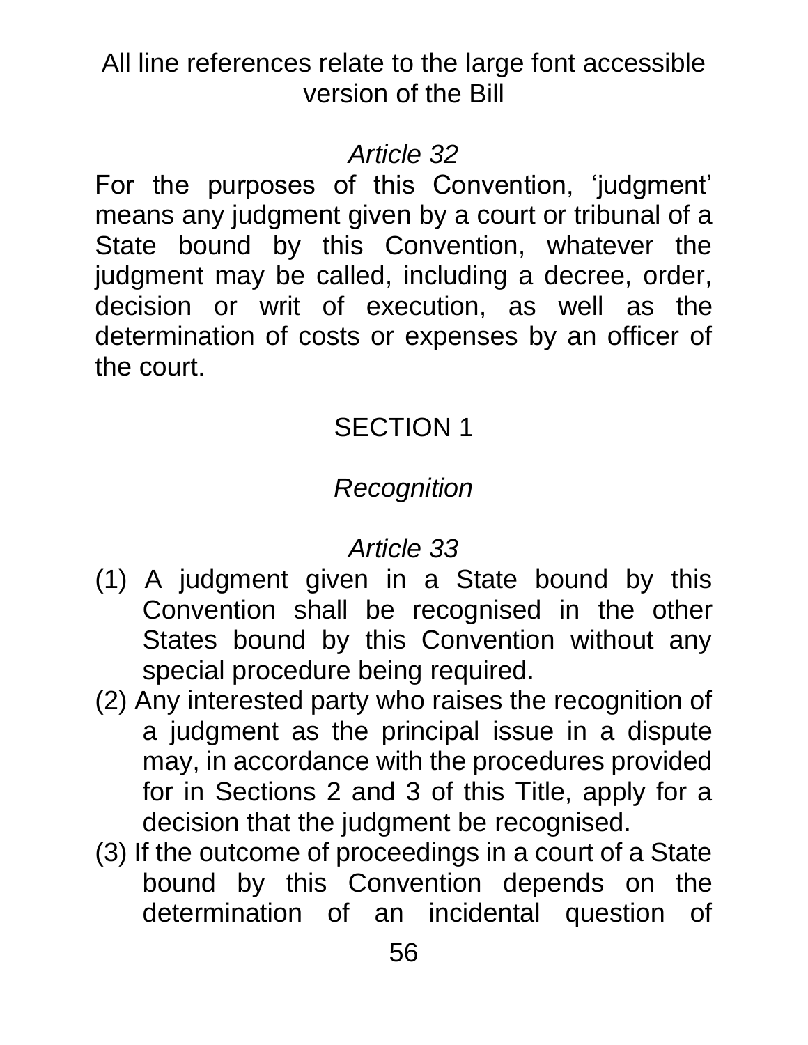All line references relate to the large font accessible version of the Bill

*Article 32*

For the purposes of this Convention, 'judgment' means any judgment given by a court or tribunal of a State bound by this Convention, whatever the judgment may be called, including a decree, order, decision or writ of execution, as well as the determination of costs or expenses by an officer of the court.

SECTION 1

*Recognition*

*Article 33*

(1) A judgment given in a State bound by this Convention shall be recognised in the other States bound by this Convention without any special procedure being required.

(2) Any interested party who raises the recognition of a judgment as the principal issue in a dispute may, in accordance with the procedures provided for in Sections 2 and 3 of this Title, apply for a decision that the judgment be recognised.

(3) If the outcome of proceedings in a court of a State bound by this Convention depends on the determination of an incidental question of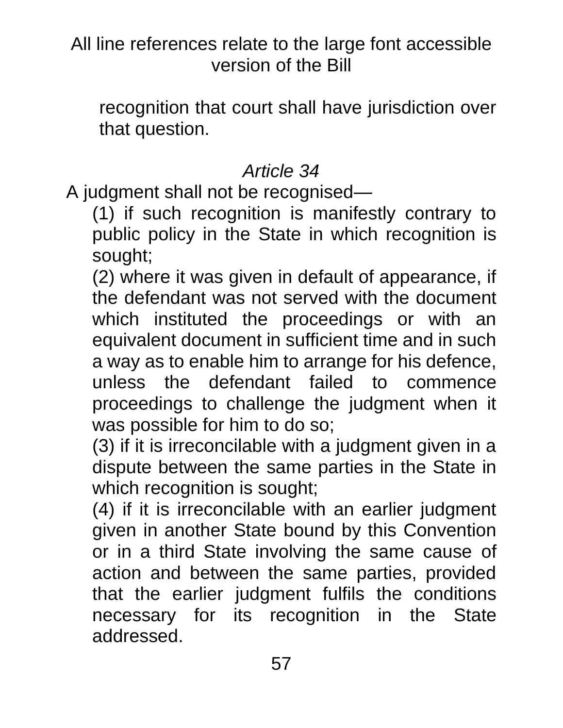recognition that court shall have jurisdiction over that question.

*Article 34*

A judgment shall not be recognised—

(1) if such recognition is manifestly contrary to public policy in the State in which recognition is sought;

(2) where it was given in default of appearance, if the defendant was not served with the document which instituted the proceedings or with an equivalent document in sufficient time and in such a way as to enable him to arrange for his defence, unless the defendant failed to commence proceedings to challenge the judgment when it was possible for him to do so;

(3) if it is irreconcilable with a judgment given in a dispute between the same parties in the State in which recognition is sought;

(4) if it is irreconcilable with an earlier judgment given in another State bound by this Convention or in a third State involving the same cause of action and between the same parties, provided that the earlier judgment fulfils the conditions necessary for its recognition in the State addressed.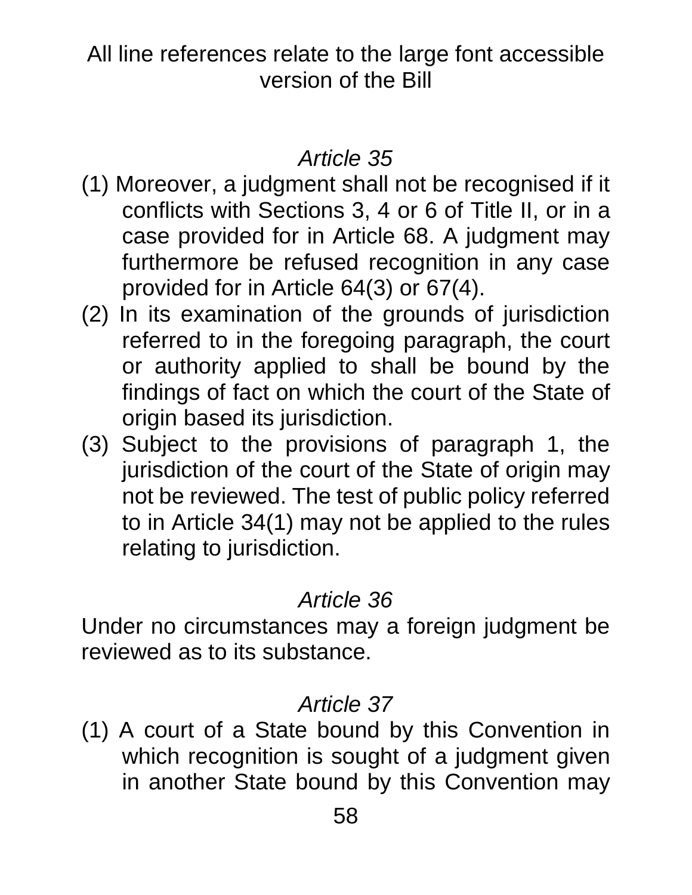All line references relate to the large font accessible version of the Bill

*Article 35*

(1) Moreover, a judgment shall not be recognised if it conflicts with Sections 3, 4 or 6 of Title II, or in a case provided for in Article 68. A judgment may furthermore be refused recognition in any case provided for in Article 64(3) or 67(4).

(2) In its examination of the grounds of jurisdiction referred to in the foregoing paragraph, the court or authority applied to shall be bound by the findings of fact on which the court of the State of origin based its jurisdiction.

(3) Subject to the provisions of paragraph 1, the jurisdiction of the court of the State of origin may not be reviewed. The test of public policy referred to in Article 34(1) may not be applied to the rules relating to jurisdiction.

*Article 36*

Under no circumstances may a foreign judgment be reviewed as to its substance.

*Article 37*

(1) A court of a State bound by this Convention in which recognition is sought of a judgment given in another State bound by this Convention may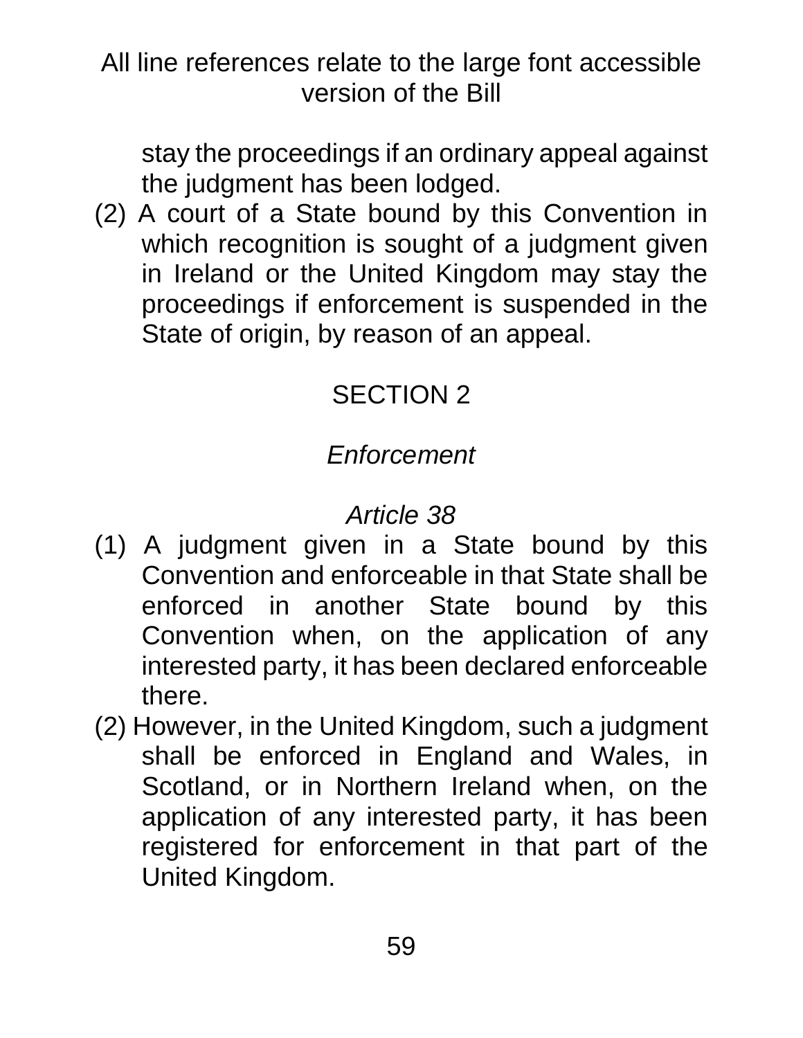stay the proceedings if an ordinary appeal against the judgment has been lodged.

(2) A court of a State bound by this Convention in which recognition is sought of a judgment given in Ireland or the United Kingdom may stay the proceedings if enforcement is suspended in the State of origin, by reason of an appeal.

## SECTION 2

### *Enforcement*

#### *Article 38*

(1) A judgment given in a State bound by this Convention and enforceable in that State shall be enforced in another State bound by this Convention when, on the application of any interested party, it has been declared enforceable there.

(2) However, in the United Kingdom, such a judgment shall be enforced in England and Wales, in Scotland, or in Northern Ireland when, on the application of any interested party, it has been registered for enforcement in that part of the United Kingdom.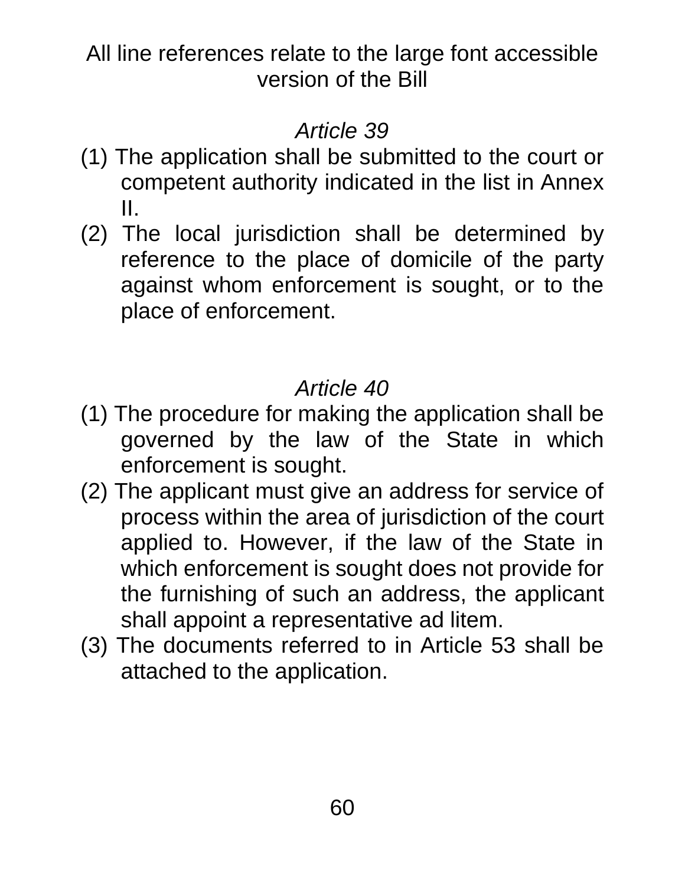All line references relate to the large font accessible version of the Bill

*Article 39*

(1) The application shall be submitted to the court or competent authority indicated in the list in Annex II.

(2) The local jurisdiction shall be determined by reference to the place of domicile of the party against whom enforcement is sought, or to the place of enforcement.

*Article 40*

(1) The procedure for making the application shall be governed by the law of the State in which enforcement is sought.

(2) The applicant must give an address for service of process within the area of jurisdiction of the court applied to. However, if the law of the State in which enforcement is sought does not provide for the furnishing of such an address, the applicant shall appoint a representative ad litem.

(3) The documents referred to in Article 53 shall be attached to the application.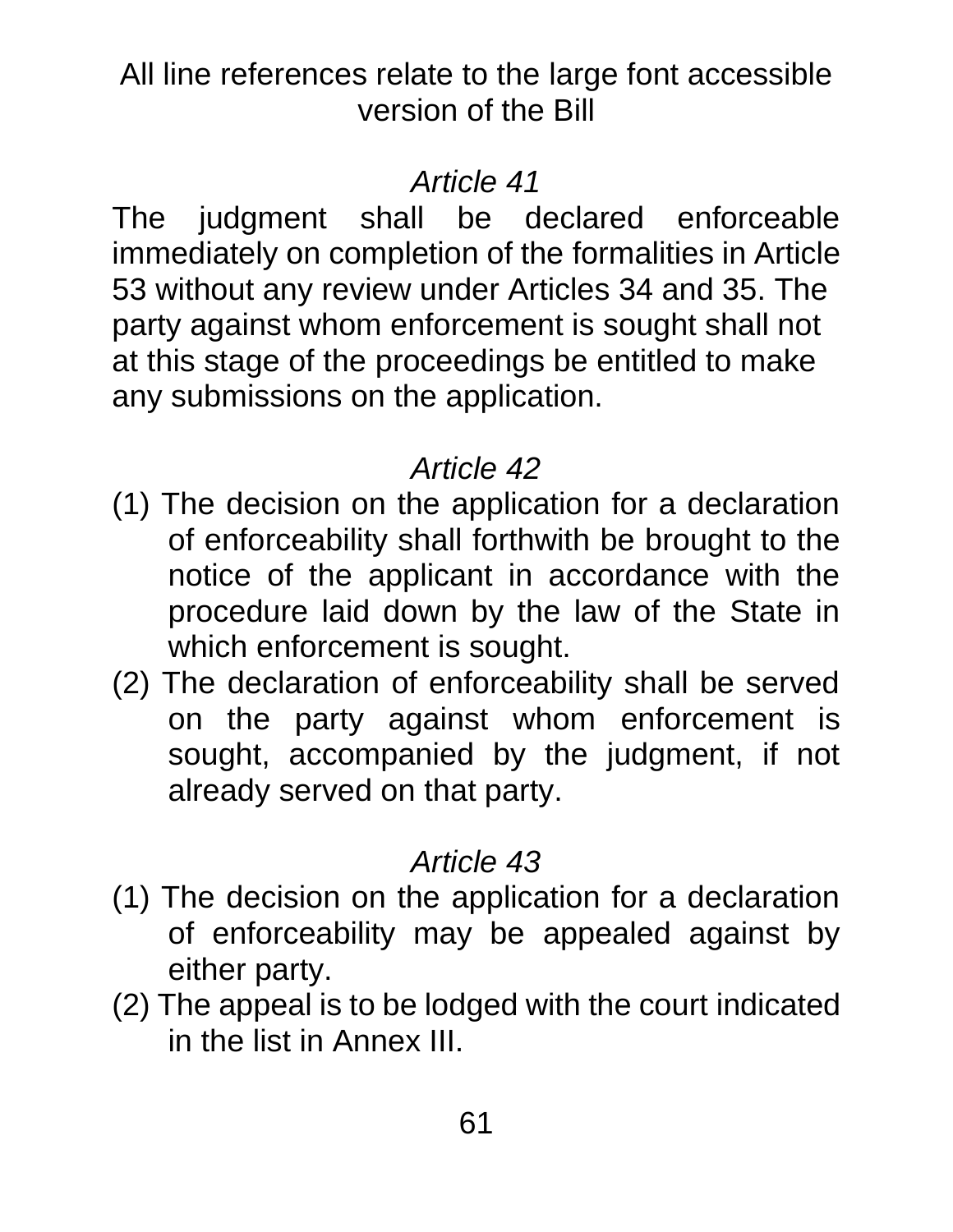All line references relate to the large font accessible version of the Bill

*Article 41*

The judgment shall be declared enforceable immediately on completion of the formalities in Article 53 without any review under Articles 34 and 35. The party against whom enforcement is sought shall not at this stage of the proceedings be entitled to make any submissions on the application.

*Article 42*

(1) The decision on the application for a declaration of enforceability shall forthwith be brought to the notice of the applicant in accordance with the procedure laid down by the law of the State in which enforcement is sought.

(2) The declaration of enforceability shall be served on the party against whom enforcement is sought, accompanied by the judgment, if not already served on that party.

*Article 43*

(1) The decision on the application for a declaration of enforceability may be appealed against by either party.

(2) The appeal is to be lodged with the court indicated in the list in Annex III.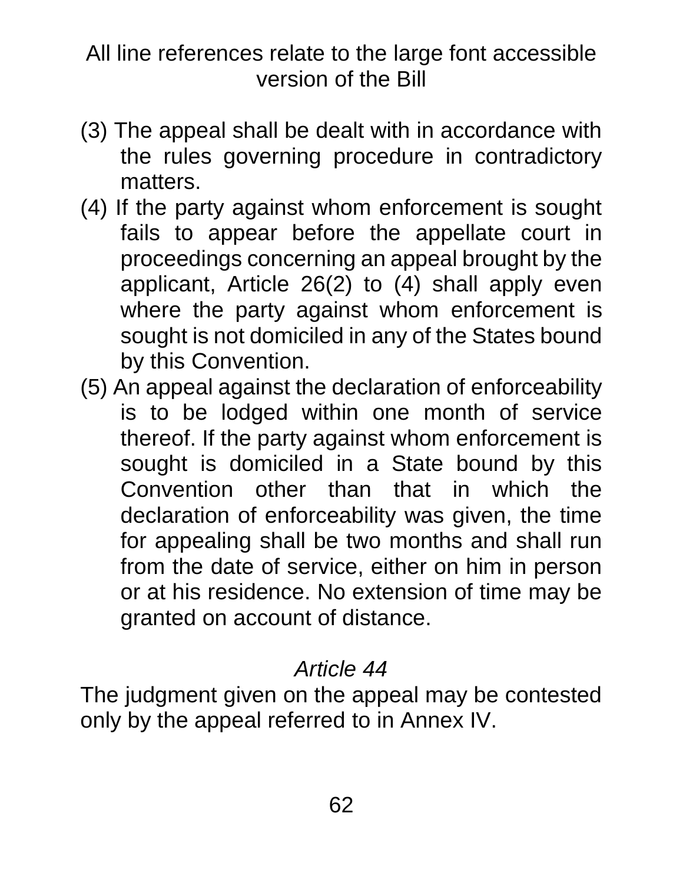(3) The appeal shall be dealt with in accordance with the rules governing procedure in contradictory matters.

(4) If the party against whom enforcement is sought fails to appear before the appellate court in proceedings concerning an appeal brought by the applicant, Article 26(2) to (4) shall apply even where the party against whom enforcement is sought is not domiciled in any of the States bound by this Convention.

(5) An appeal against the declaration of enforceability is to be lodged within one month of service thereof. If the party against whom enforcement is sought is domiciled in a State bound by this Convention other than that in which the declaration of enforceability was given, the time for appealing shall be two months and shall run from the date of service, either on him in person or at his residence. No extension of time may be granted on account of distance.

### *Article 44*

The judgment given on the appeal may be contested only by the appeal referred to in Annex IV.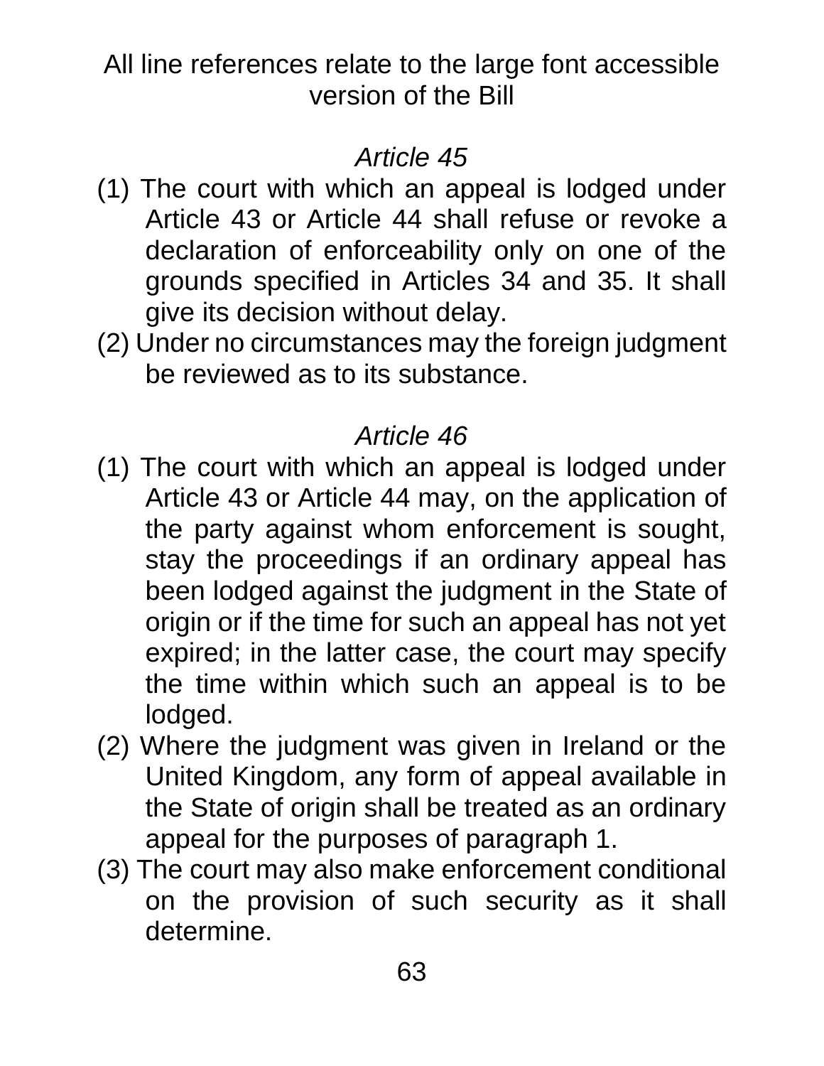All line references relate to the large font accessible version of the Bill

*Article 45*

(1) The court with which an appeal is lodged under Article 43 or Article 44 shall refuse or revoke a declaration of enforceability only on one of the grounds specified in Articles 34 and 35. It shall give its decision without delay.

(2) Under no circumstances may the foreign judgment be reviewed as to its substance.

*Article 46*

(1) The court with which an appeal is lodged under Article 43 or Article 44 may, on the application of the party against whom enforcement is sought, stay the proceedings if an ordinary appeal has been lodged against the judgment in the State of origin or if the time for such an appeal has not yet expired; in the latter case, the court may specify the time within which such an appeal is to be lodged.

(2) Where the judgment was given in Ireland or the United Kingdom, any form of appeal available in the State of origin shall be treated as an ordinary appeal for the purposes of paragraph 1.

(3) The court may also make enforcement conditional on the provision of such security as it shall determine.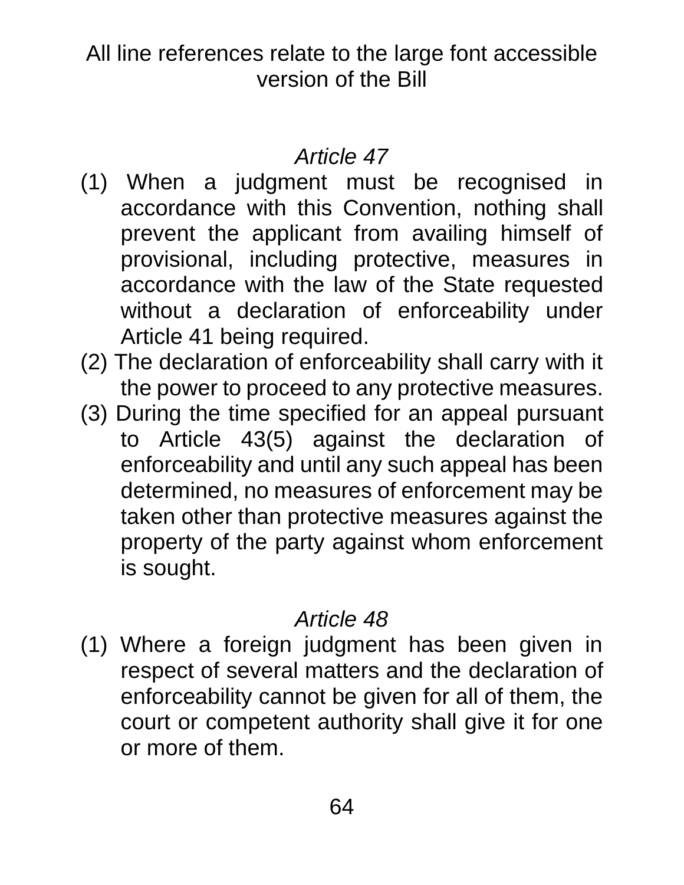All line references relate to the large font accessible version of the Bill

*Article 47*

(1) When a judgment must be recognised in accordance with this Convention, nothing shall prevent the applicant from availing himself of provisional, including protective, measures in accordance with the law of the State requested without a declaration of enforceability under Article 41 being required.

(2) The declaration of enforceability shall carry with it the power to proceed to any protective measures.

(3) During the time specified for an appeal pursuant to Article 43(5) against the declaration of enforceability and until any such appeal has been determined, no measures of enforcement may be taken other than protective measures against the property of the party against whom enforcement is sought.

*Article 48*

(1) Where a foreign judgment has been given in respect of several matters and the declaration of enforceability cannot be given for all of them, the court or competent authority shall give it for one or more of them.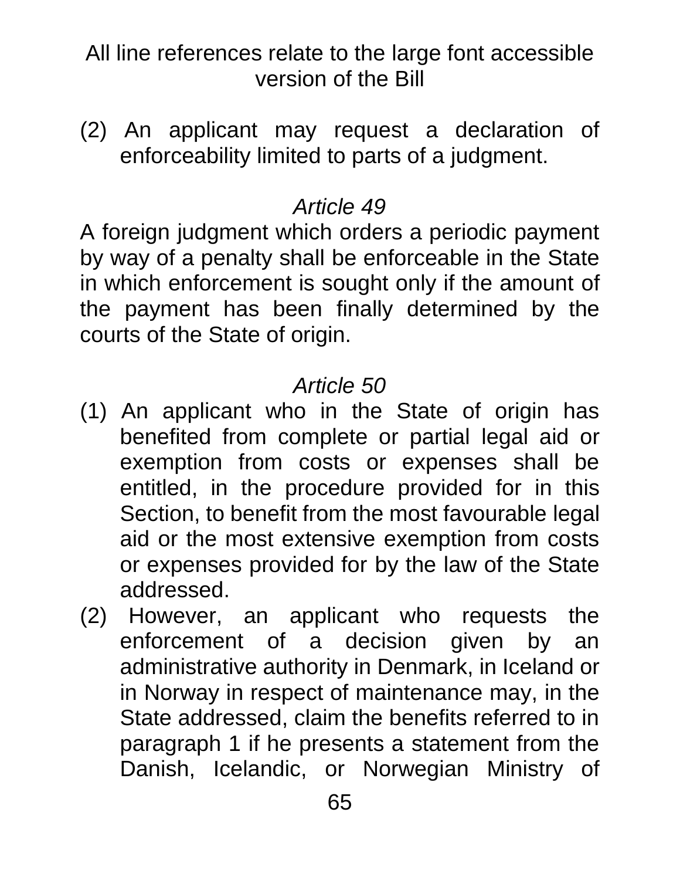All line references relate to the large font accessible version of the Bill

(2) An applicant may request a declaration of enforceability limited to parts of a judgment.

*Article 49*

A foreign judgment which orders a periodic payment by way of a penalty shall be enforceable in the State in which enforcement is sought only if the amount of the payment has been finally determined by the courts of the State of origin.

*Article 50*

(1) An applicant who in the State of origin has benefited from complete or partial legal aid or exemption from costs or expenses shall be entitled, in the procedure provided for in this Section, to benefit from the most favourable legal aid or the most extensive exemption from costs or expenses provided for by the law of the State addressed.

(2) However, an applicant who requests the enforcement of a decision given by an administrative authority in Denmark, in Iceland or in Norway in respect of maintenance may, in the State addressed, claim the benefits referred to in paragraph 1 if he presents a statement from the Danish, Icelandic, or Norwegian Ministry of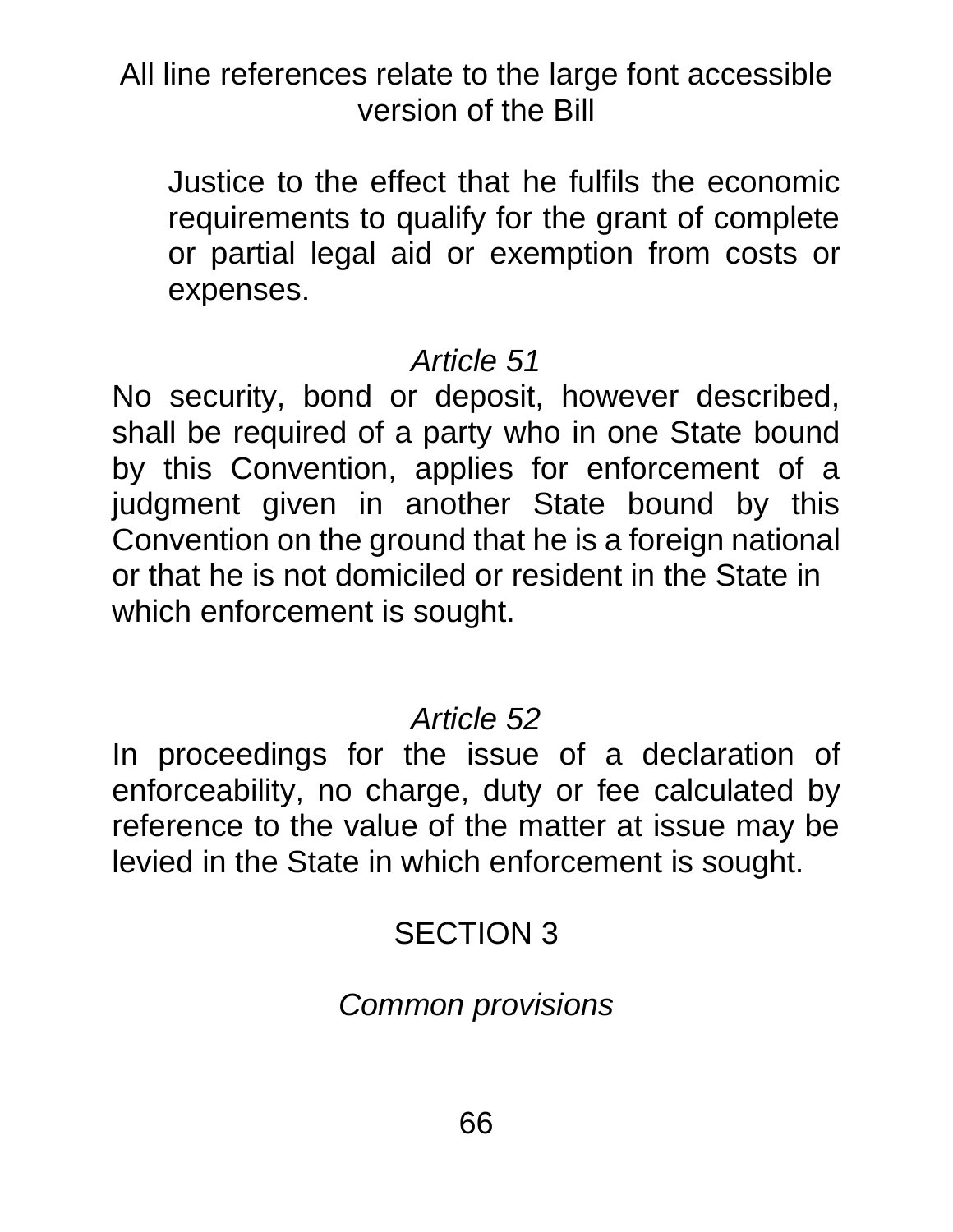Justice to the effect that he fulfils the economic requirements to qualify for the grant of complete or partial legal aid or exemption from costs or expenses.

*Article 51*

No security, bond or deposit, however described, shall be required of a party who in one State bound by this Convention, applies for enforcement of a judgment given in another State bound by this Convention on the ground that he is a foreign national or that he is not domiciled or resident in the State in which enforcement is sought.

*Article 52*

In proceedings for the issue of a declaration of enforceability, no charge, duty or fee calculated by reference to the value of the matter at issue may be levied in the State in which enforcement is sought.

SECTION 3

*Common provisions*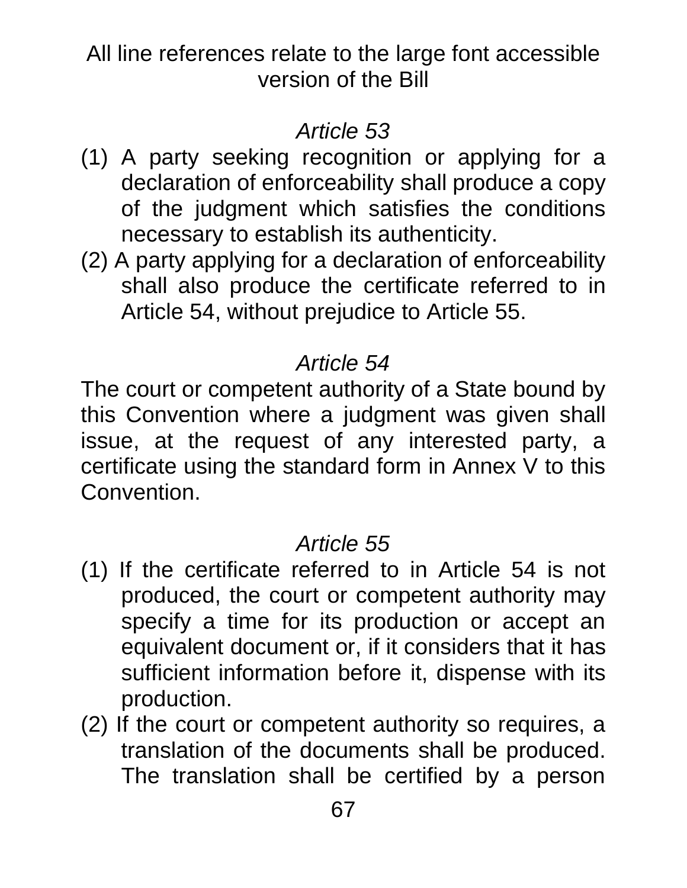All line references relate to the large font accessible version of the Bill

*Article 53*

(1) A party seeking recognition or applying for a declaration of enforceability shall produce a copy of the judgment which satisfies the conditions necessary to establish its authenticity.

(2) A party applying for a declaration of enforceability shall also produce the certificate referred to in Article 54, without prejudice to Article 55.

*Article 54*

The court or competent authority of a State bound by this Convention where a judgment was given shall issue, at the request of any interested party, a certificate using the standard form in Annex V to this Convention.

*Article 55*

(1) If the certificate referred to in Article 54 is not produced, the court or competent authority may specify a time for its production or accept an equivalent document or, if it considers that it has sufficient information before it, dispense with its production.

(2) If the court or competent authority so requires, a translation of the documents shall be produced. The translation shall be certified by a person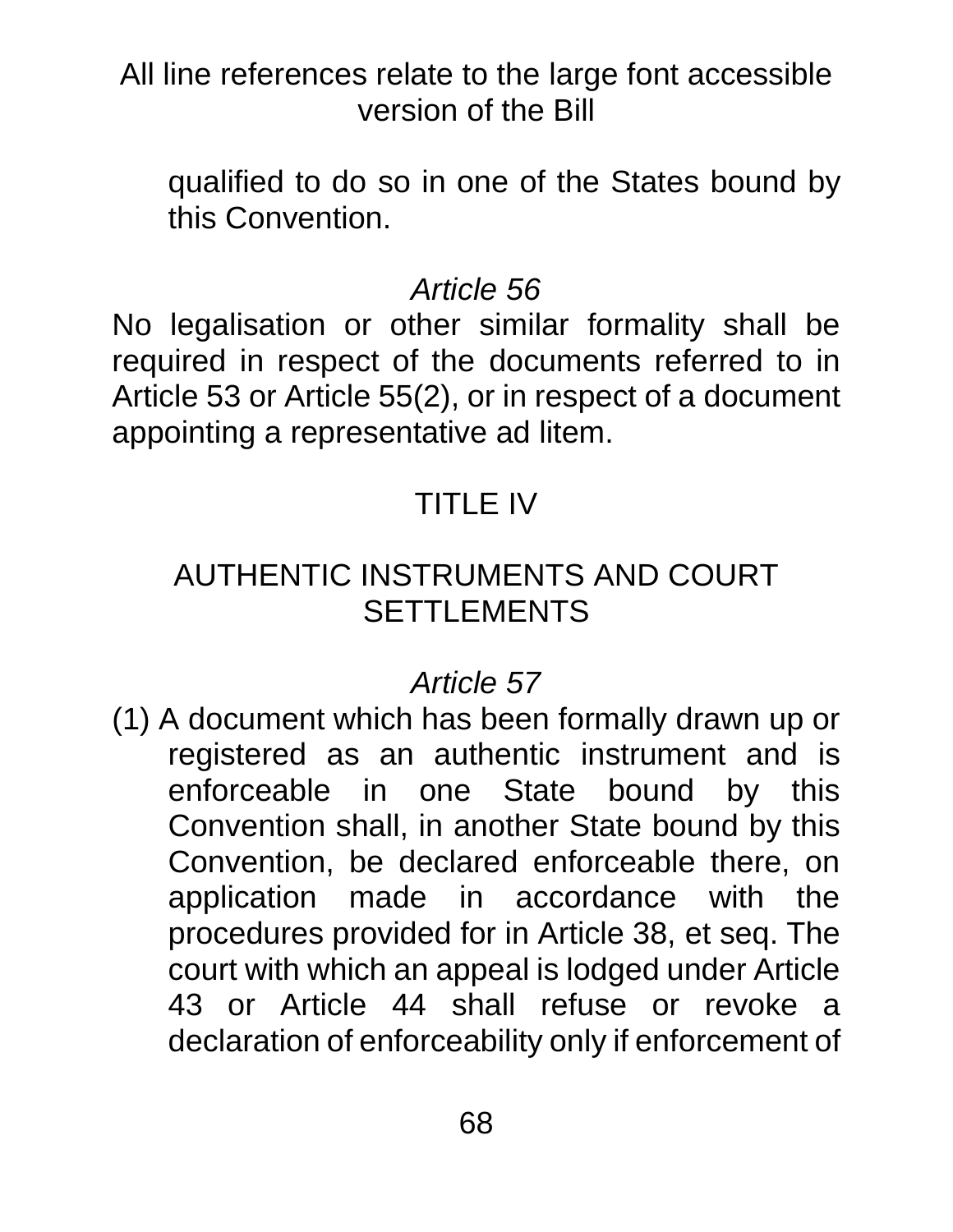qualified to do so in one of the States bound by this Convention.

*Article 56*

No legalisation or other similar formality shall be required in respect of the documents referred to in Article 53 or Article 55(2), or in respect of a document appointing a representative ad litem.

## TITLE IV

## AUTHENTIC INSTRUMENTS AND COURT SETTLEMENTS

*Article 57*

(1) A document which has been formally drawn up or registered as an authentic instrument and is enforceable in one State bound by this Convention shall, in another State bound by this Convention, be declared enforceable there, on application made in accordance with the procedures provided for in Article 38, et seq. The court with which an appeal is lodged under Article 43 or Article 44 shall refuse or revoke a declaration of enforceability only if enforcement of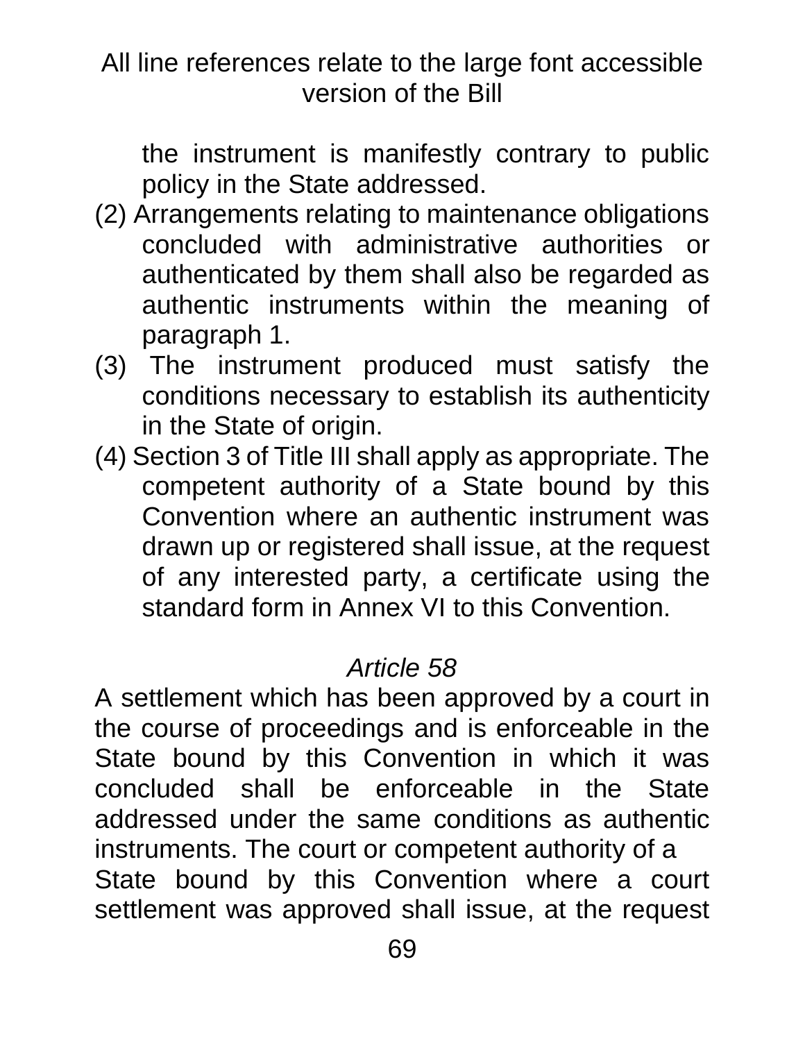the instrument is manifestly contrary to public policy in the State addressed.

(2) Arrangements relating to maintenance obligations concluded with administrative authorities or authenticated by them shall also be regarded as authentic instruments within the meaning of paragraph 1.

(3) The instrument produced must satisfy the conditions necessary to establish its authenticity in the State of origin.

(4) Section 3 of Title III shall apply as appropriate. The competent authority of a State bound by this Convention where an authentic instrument was drawn up or registered shall issue, at the request of any interested party, a certificate using the standard form in Annex VI to this Convention.

*Article 58*

A settlement which has been approved by a court in the course of proceedings and is enforceable in the State bound by this Convention in which it was concluded shall be enforceable in the State addressed under the same conditions as authentic instruments. The court or competent authority of a State bound by this Convention where a court settlement was approved shall issue, at the request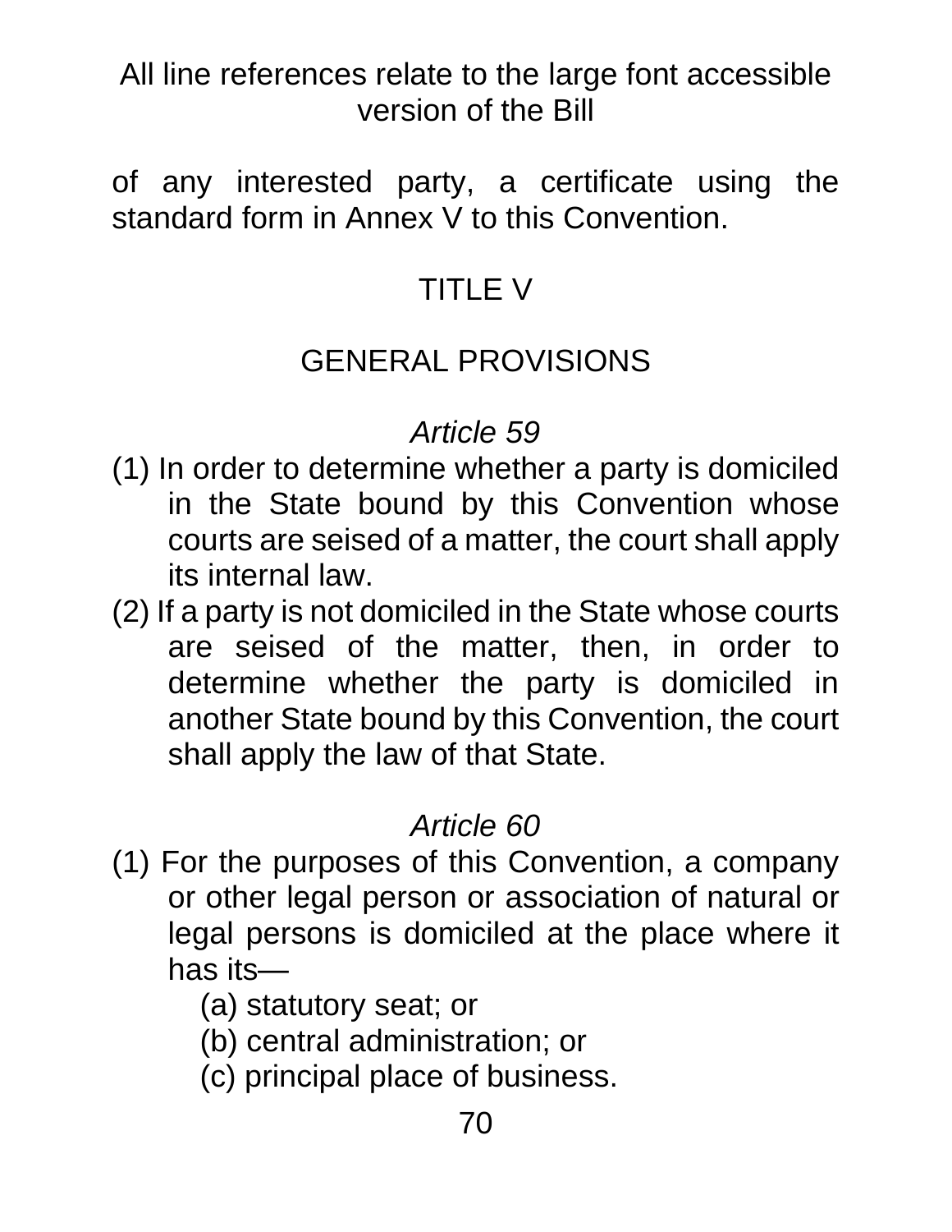of any interested party, a certificate using the standard form in Annex V to this Convention.

## TITLE V

## GENERAL PROVISIONS

### *Article 59*

(1) In order to determine whether a party is domiciled in the State bound by this Convention whose courts are seised of a matter, the court shall apply its internal law.

(2) If a party is not domiciled in the State whose courts are seised of the matter, then, in order to determine whether the party is domiciled in another State bound by this Convention, the court shall apply the law of that State.

### *Article 60*

(1) For the purposes of this Convention, a company or other legal person or association of natural or legal persons is domiciled at the place where it has its—

   (a) statutory seat; or
   (b) central administration; or
   (c) principal place of business.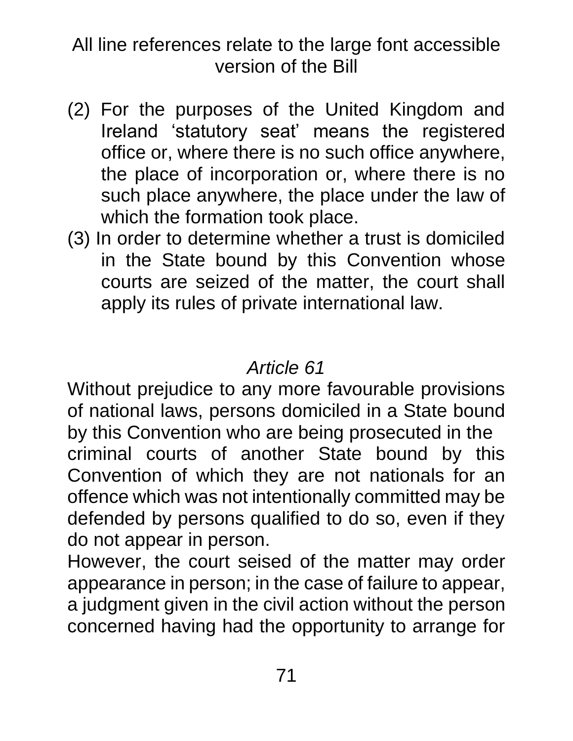All line references relate to the large font accessible version of the Bill

(2) For the purposes of the United Kingdom and Ireland ‘statutory seat’ means the registered office or, where there is no such office anywhere, the place of incorporation or, where there is no such place anywhere, the place under the law of which the formation took place.

(3) In order to determine whether a trust is domiciled in the State bound by this Convention whose courts are seized of the matter, the court shall apply its rules of private international law.

*Article 61*

Without prejudice to any more favourable provisions of national laws, persons domiciled in a State bound by this Convention who are being prosecuted in the criminal courts of another State bound by this Convention of which they are not nationals for an offence which was not intentionally committed may be defended by persons qualified to do so, even if they do not appear in person.

However, the court seised of the matter may order appearance in person; in the case of failure to appear, a judgment given in the civil action without the person concerned having had the opportunity to arrange for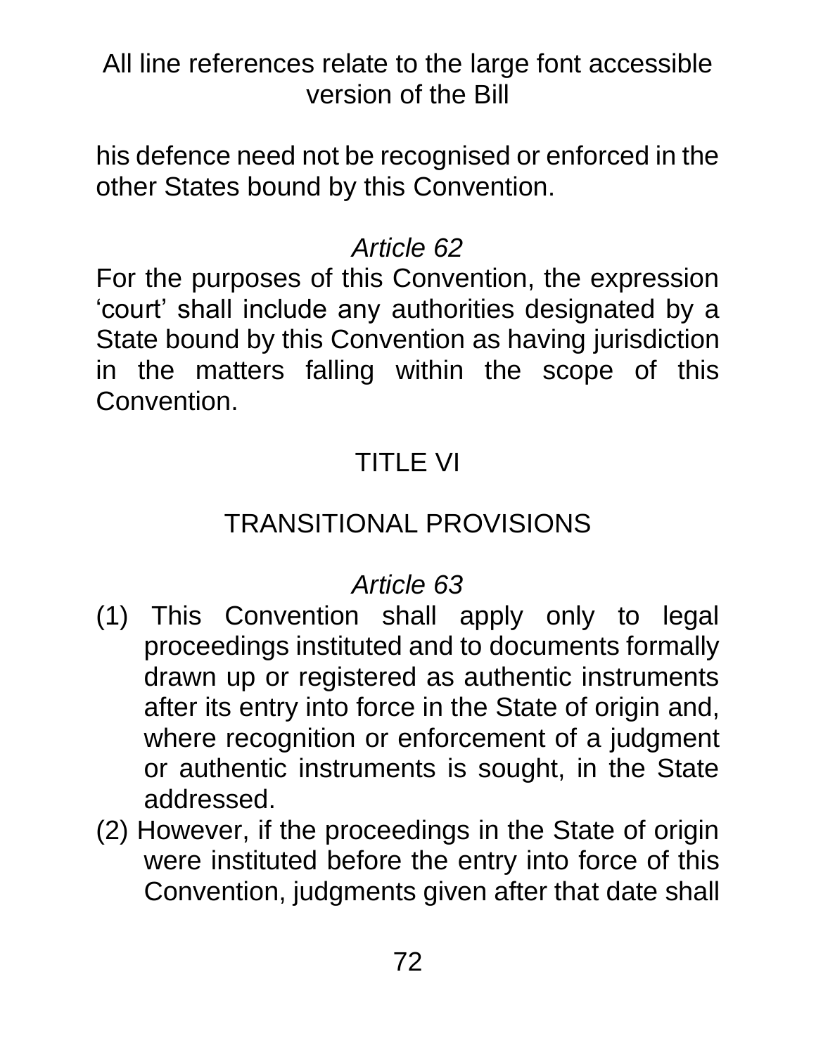his defence need not be recognised or enforced in the other States bound by this Convention.

*Article 62*

For the purposes of this Convention, the expression ‘court’ shall include any authorities designated by a State bound by this Convention as having jurisdiction in the matters falling within the scope of this Convention.

## TITLE VI

## TRANSITIONAL PROVISIONS

*Article 63*

(1) This Convention shall apply only to legal proceedings instituted and to documents formally drawn up or registered as authentic instruments after its entry into force in the State of origin and, where recognition or enforcement of a judgment or authentic instruments is sought, in the State addressed.

(2) However, if the proceedings in the State of origin were instituted before the entry into force of this Convention, judgments given after that date shall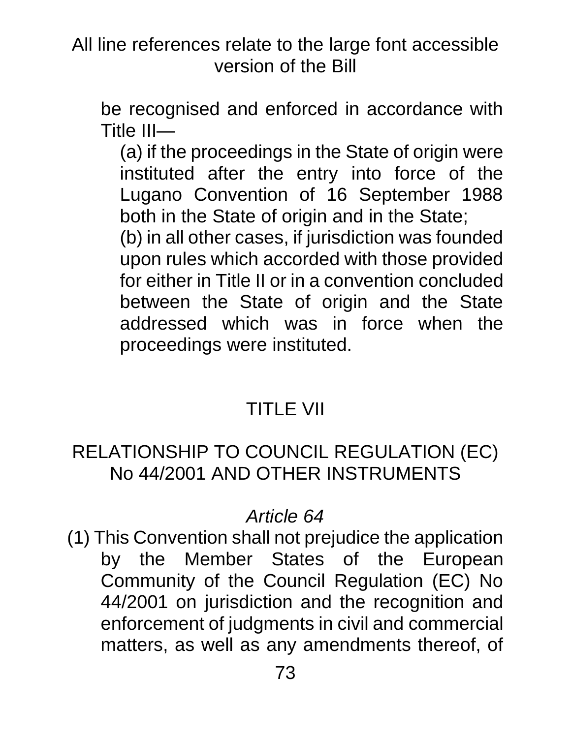be recognised and enforced in accordance with Title III—

(a) if the proceedings in the State of origin were instituted after the entry into force of the Lugano Convention of 16 September 1988 both in the State of origin and in the State;

(b) in all other cases, if jurisdiction was founded upon rules which accorded with those provided for either in Title II or in a convention concluded between the State of origin and the State addressed which was in force when the proceedings were instituted.

## TITLE VII

## RELATIONSHIP TO COUNCIL REGULATION (EC) No 44/2001 AND OTHER INSTRUMENTS

### *Article 64*

(1) This Convention shall not prejudice the application by the Member States of the European Community of the Council Regulation (EC) No 44/2001 on jurisdiction and the recognition and enforcement of judgments in civil and commercial matters, as well as any amendments thereof, of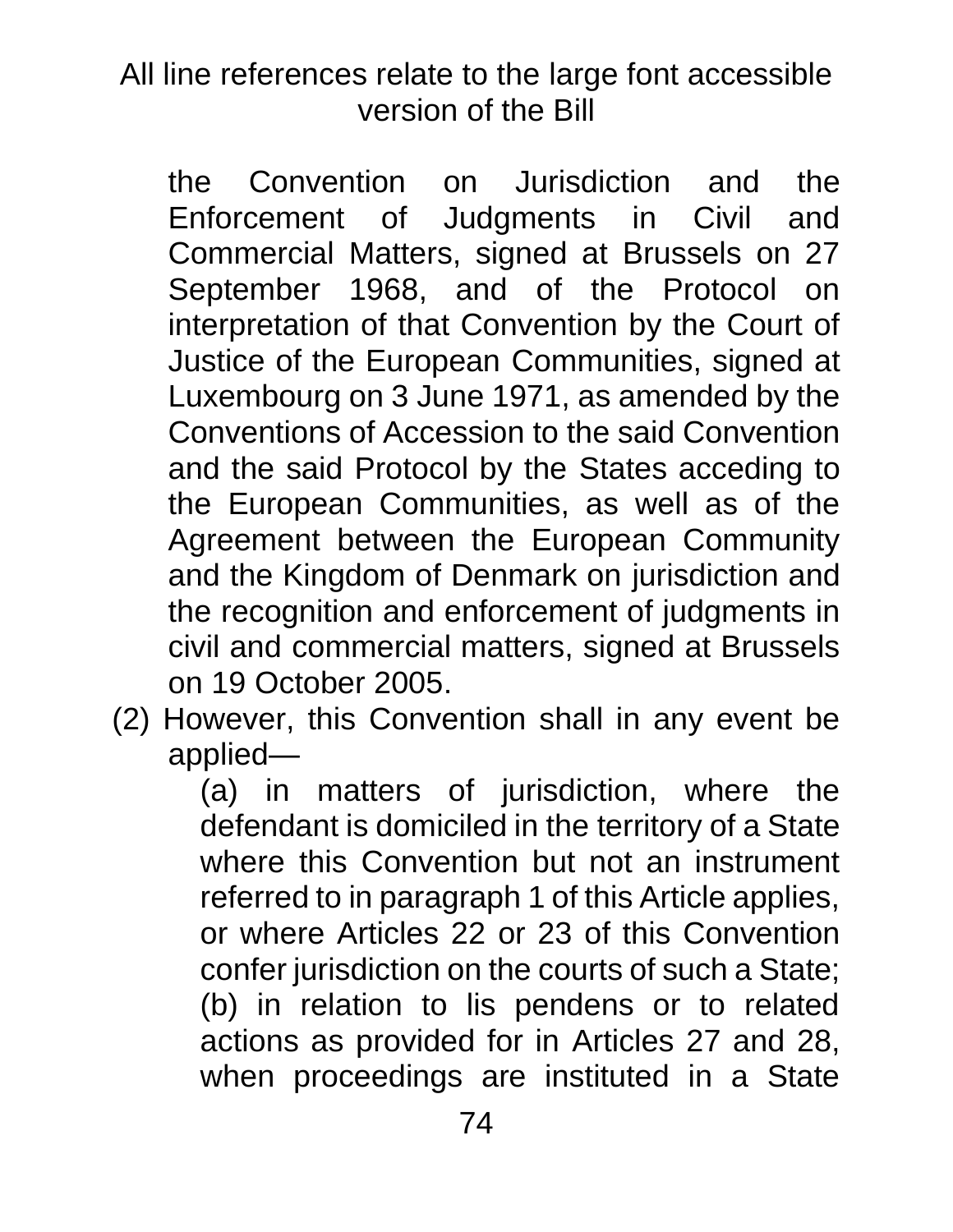the Convention on Jurisdiction and the Enforcement of Judgments in Civil and Commercial Matters, signed at Brussels on 27 September 1968, and of the Protocol on interpretation of that Convention by the Court of Justice of the European Communities, signed at Luxembourg on 3 June 1971, as amended by the Conventions of Accession to the said Convention and the said Protocol by the States acceding to the European Communities, as well as of the Agreement between the European Community and the Kingdom of Denmark on jurisdiction and the recognition and enforcement of judgments in civil and commercial matters, signed at Brussels on 19 October 2005.

(2) However, this Convention shall in any event be applied—

(a) in matters of jurisdiction, where the defendant is domiciled in the territory of a State where this Convention but not an instrument referred to in paragraph 1 of this Article applies, or where Articles 22 or 23 of this Convention confer jurisdiction on the courts of such a State;

(b) in relation to lis pendens or to related actions as provided for in Articles 27 and 28, when proceedings are instituted in a State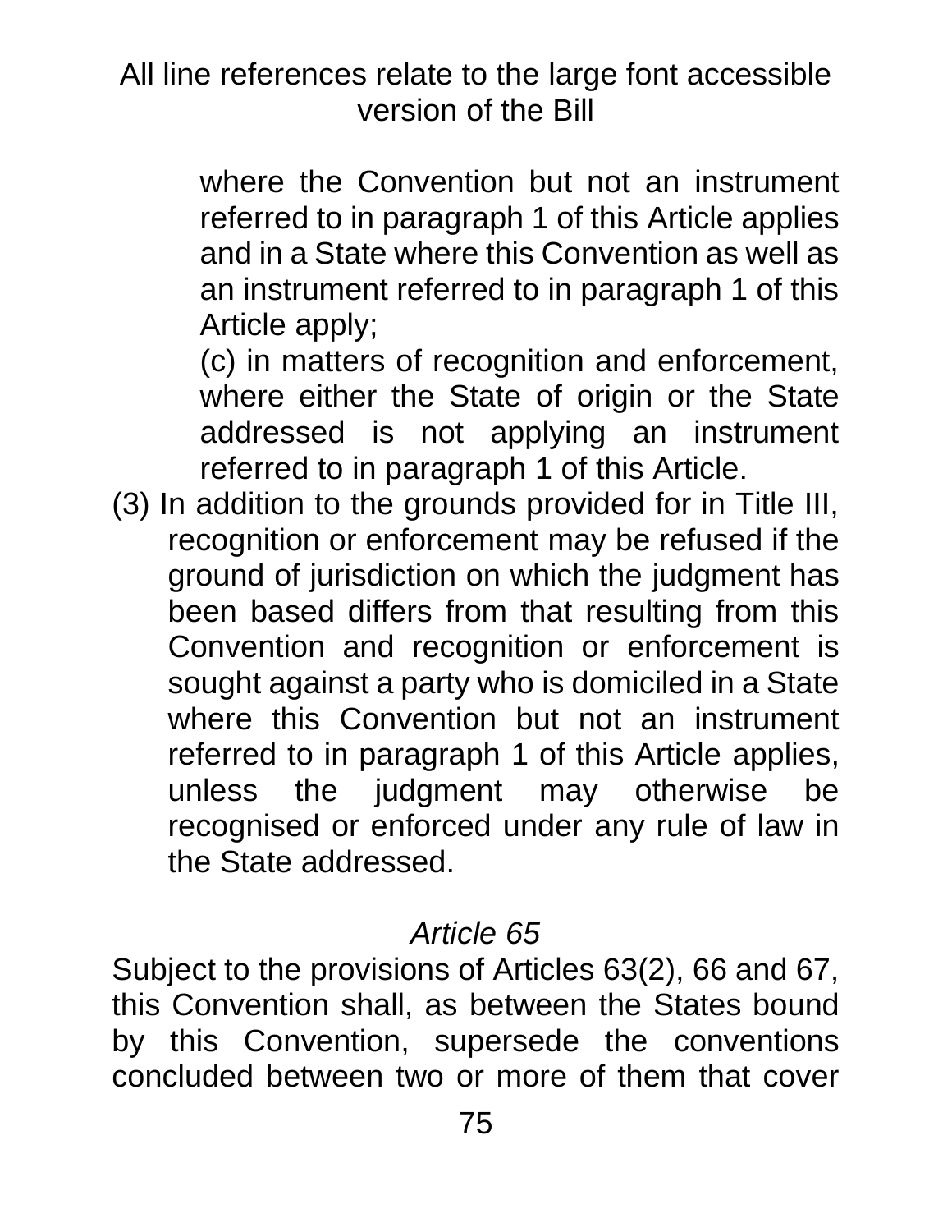where the Convention but not an instrument referred to in paragraph 1 of this Article applies and in a State where this Convention as well as an instrument referred to in paragraph 1 of this Article apply;

(c) in matters of recognition and enforcement, where either the State of origin or the State addressed is not applying an instrument referred to in paragraph 1 of this Article.

(3) In addition to the grounds provided for in Title III, recognition or enforcement may be refused if the ground of jurisdiction on which the judgment has been based differs from that resulting from this Convention and recognition or enforcement is sought against a party who is domiciled in a State where this Convention but not an instrument referred to in paragraph 1 of this Article applies, unless the judgment may otherwise be recognised or enforced under any rule of law in the State addressed.

*Article 65*

Subject to the provisions of Articles 63(2), 66 and 67, this Convention shall, as between the States bound by this Convention, supersede the conventions concluded between two or more of them that cover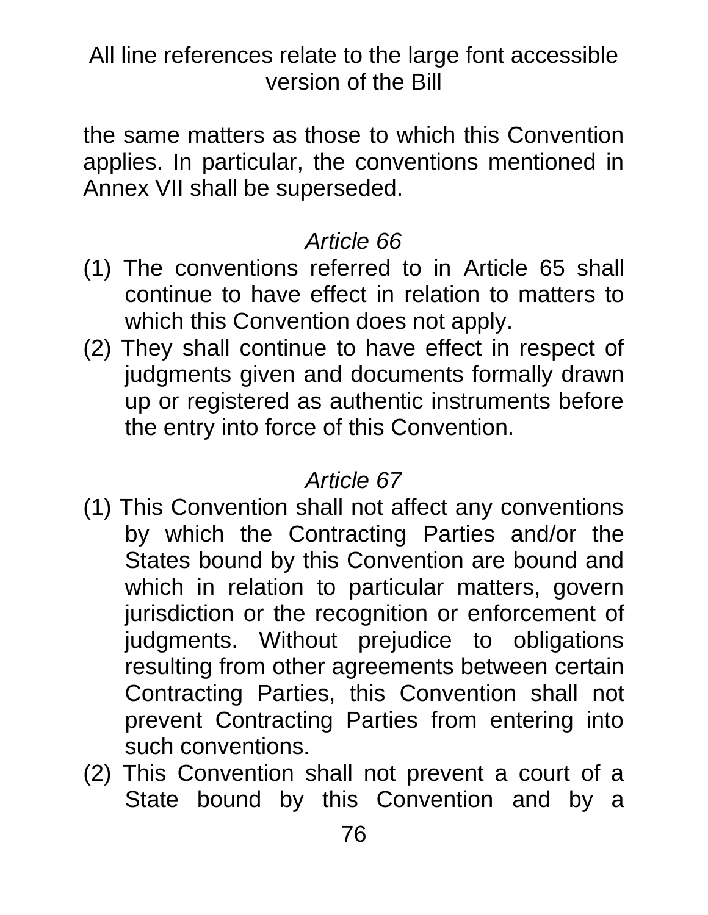the same matters as those to which this Convention applies. In particular, the conventions mentioned in Annex VII shall be superseded.

*Article 66*

(1) The conventions referred to in Article 65 shall continue to have effect in relation to matters to which this Convention does not apply.

(2) They shall continue to have effect in respect of judgments given and documents formally drawn up or registered as authentic instruments before the entry into force of this Convention.

*Article 67*

(1) This Convention shall not affect any conventions by which the Contracting Parties and/or the States bound by this Convention are bound and which in relation to particular matters, govern jurisdiction or the recognition or enforcement of judgments. Without prejudice to obligations resulting from other agreements between certain Contracting Parties, this Convention shall not prevent Contracting Parties from entering into such conventions.

(2) This Convention shall not prevent a court of a State bound by this Convention and by a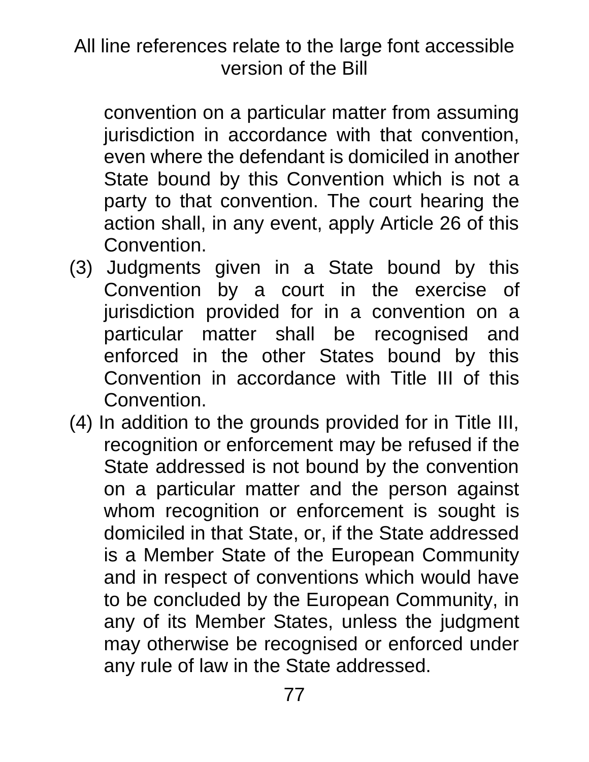convention on a particular matter from assuming jurisdiction in accordance with that convention, even where the defendant is domiciled in another State bound by this Convention which is not a party to that convention. The court hearing the action shall, in any event, apply Article 26 of this Convention.

(3) Judgments given in a State bound by this Convention by a court in the exercise of jurisdiction provided for in a convention on a particular matter shall be recognised and enforced in the other States bound by this Convention in accordance with Title III of this Convention.

(4) In addition to the grounds provided for in Title III, recognition or enforcement may be refused if the State addressed is not bound by the convention on a particular matter and the person against whom recognition or enforcement is sought is domiciled in that State, or, if the State addressed is a Member State of the European Community and in respect of conventions which would have to be concluded by the European Community, in any of its Member States, unless the judgment may otherwise be recognised or enforced under any rule of law in the State addressed.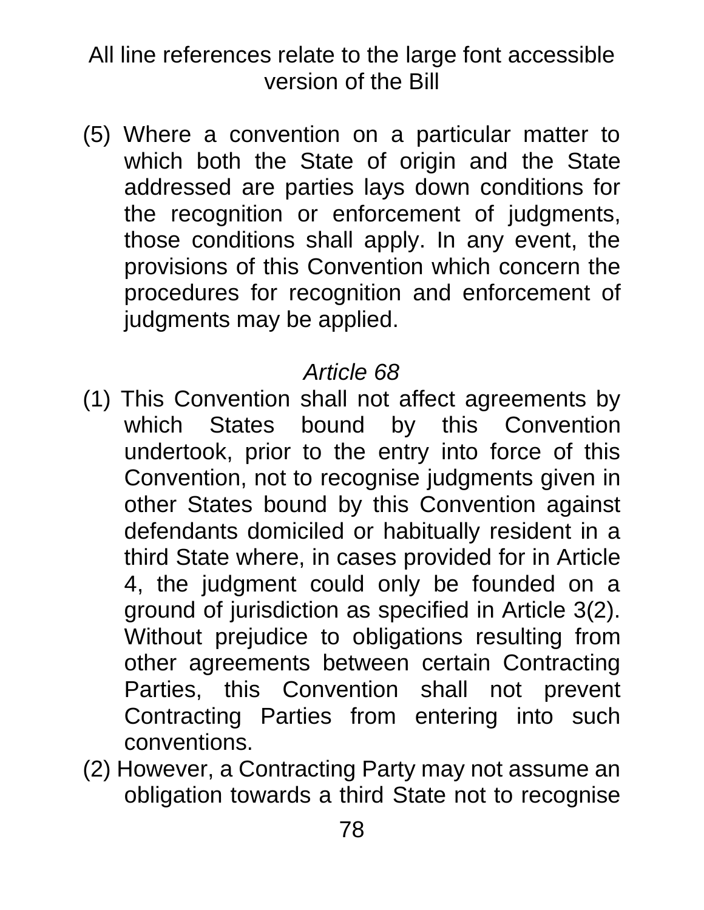(5) Where a convention on a particular matter to which both the State of origin and the State addressed are parties lays down conditions for the recognition or enforcement of judgments, those conditions shall apply. In any event, the provisions of this Convention which concern the procedures for recognition and enforcement of judgments may be applied.

*Article 68*

(1) This Convention shall not affect agreements by which States bound by this Convention undertook, prior to the entry into force of this Convention, not to recognise judgments given in other States bound by this Convention against defendants domiciled or habitually resident in a third State where, in cases provided for in Article 4, the judgment could only be founded on a ground of jurisdiction as specified in Article 3(2). Without prejudice to obligations resulting from other agreements between certain Contracting Parties, this Convention shall not prevent Contracting Parties from entering into such conventions.

(2) However, a Contracting Party may not assume an obligation towards a third State not to recognise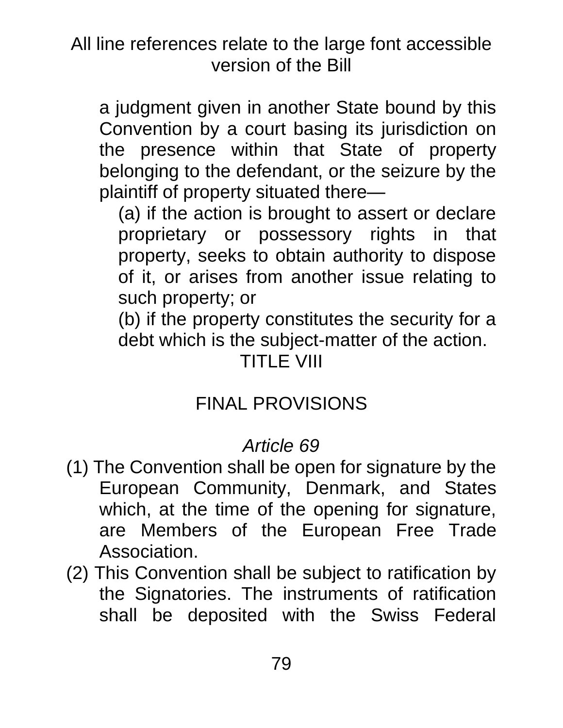a judgment given in another State bound by this Convention by a court basing its jurisdiction on the presence within that State of property belonging to the defendant, or the seizure by the plaintiff of property situated there—

(a) if the action is brought to assert or declare proprietary or possessory rights in that property, seeks to obtain authority to dispose of it, or arises from another issue relating to such property; or

(b) if the property constitutes the security for a debt which is the subject-matter of the action.

## TITLE VIII

## FINAL PROVISIONS

### *Article 69*

(1) The Convention shall be open for signature by the European Community, Denmark, and States which, at the time of the opening for signature, are Members of the European Free Trade Association.

(2) This Convention shall be subject to ratification by the Signatories. The instruments of ratification shall be deposited with the Swiss Federal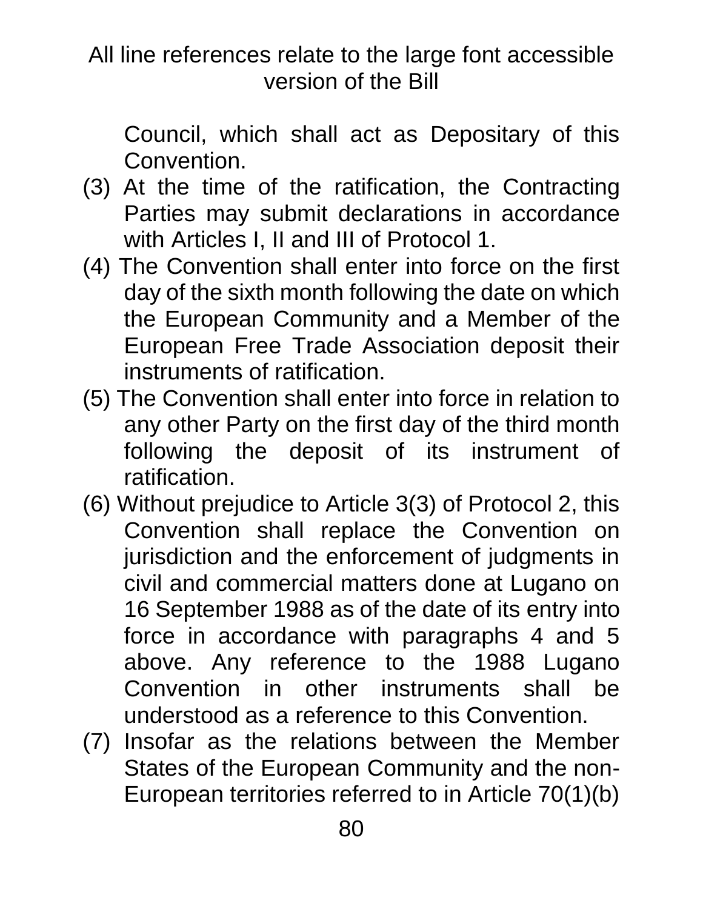Council, which shall act as Depositary of this Convention.

(3) At the time of the ratification, the Contracting Parties may submit declarations in accordance with Articles I, II and III of Protocol 1.

(4) The Convention shall enter into force on the first day of the sixth month following the date on which the European Community and a Member of the European Free Trade Association deposit their instruments of ratification.

(5) The Convention shall enter into force in relation to any other Party on the first day of the third month following the deposit of its instrument of ratification.

(6) Without prejudice to Article 3(3) of Protocol 2, this Convention shall replace the Convention on jurisdiction and the enforcement of judgments in civil and commercial matters done at Lugano on 16 September 1988 as of the date of its entry into force in accordance with paragraphs 4 and 5 above. Any reference to the 1988 Lugano Convention in other instruments shall be understood as a reference to this Convention.

(7) Insofar as the relations between the Member States of the European Community and the non-European territories referred to in Article 70(1)(b)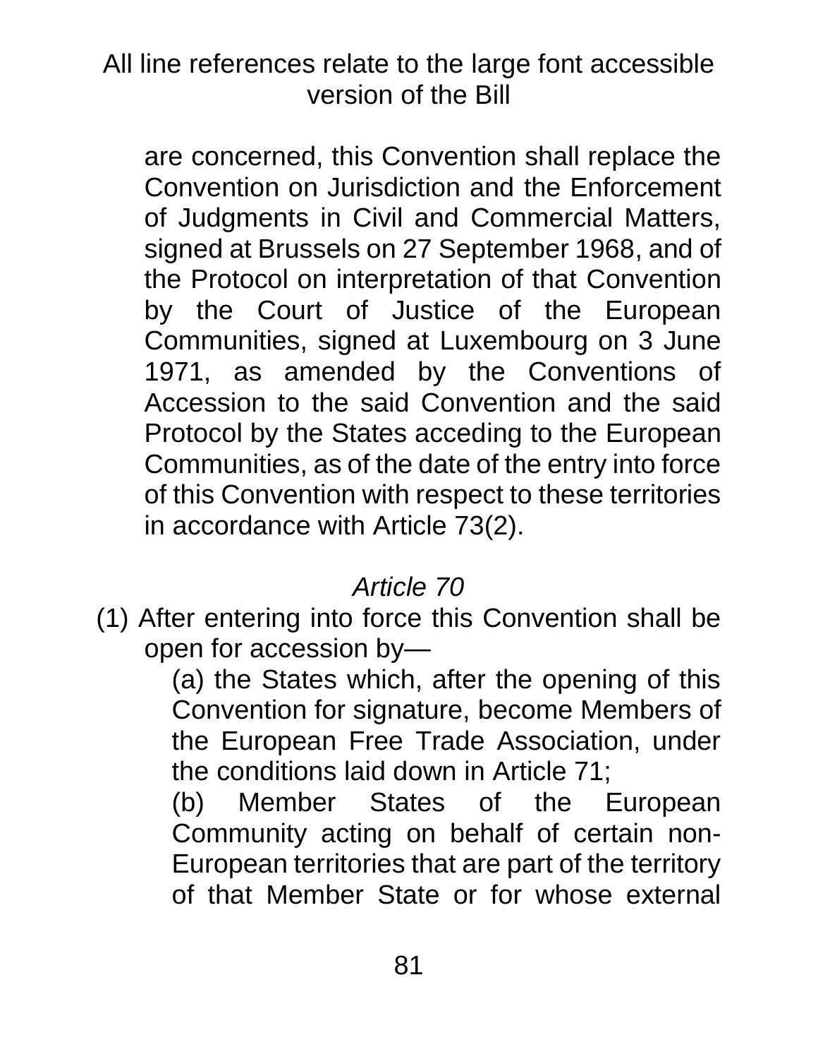are concerned, this Convention shall replace the Convention on Jurisdiction and the Enforcement of Judgments in Civil and Commercial Matters, signed at Brussels on 27 September 1968, and of the Protocol on interpretation of that Convention by the Court of Justice of the European Communities, signed at Luxembourg on 3 June 1971, as amended by the Conventions of Accession to the said Convention and the said Protocol by the States acceding to the European Communities, as of the date of the entry into force of this Convention with respect to these territories in accordance with Article 73(2).

*Article 70*

(1) After entering into force this Convention shall be open for accession by—

(a) the States which, after the opening of this Convention for signature, become Members of the European Free Trade Association, under the conditions laid down in Article 71;

(b) Member States of the European Community acting on behalf of certain non-European territories that are part of the territory of that Member State or for whose external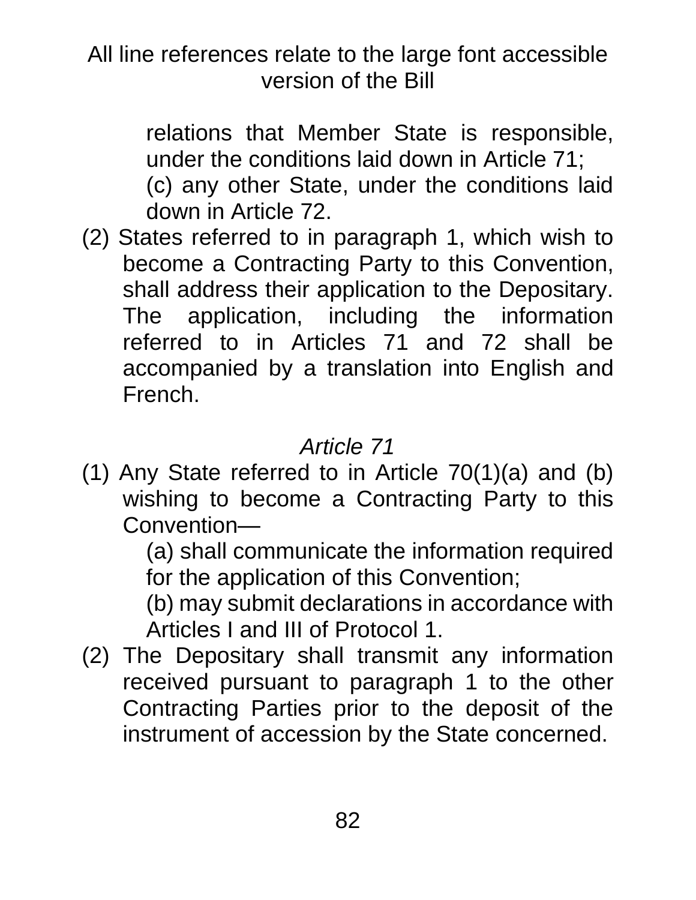relations that Member State is responsible, under the conditions laid down in Article 71;

(c) any other State, under the conditions laid down in Article 72.

(2) States referred to in paragraph 1, which wish to become a Contracting Party to this Convention, shall address their application to the Depositary. The application, including the information referred to in Articles 71 and 72 shall be accompanied by a translation into English and French.

*Article 71*

(1) Any State referred to in Article 70(1)(a) and (b) wishing to become a Contracting Party to this Convention—

(a) shall communicate the information required for the application of this Convention;

(b) may submit declarations in accordance with Articles I and III of Protocol 1.

(2) The Depositary shall transmit any information received pursuant to paragraph 1 to the other Contracting Parties prior to the deposit of the instrument of accession by the State concerned.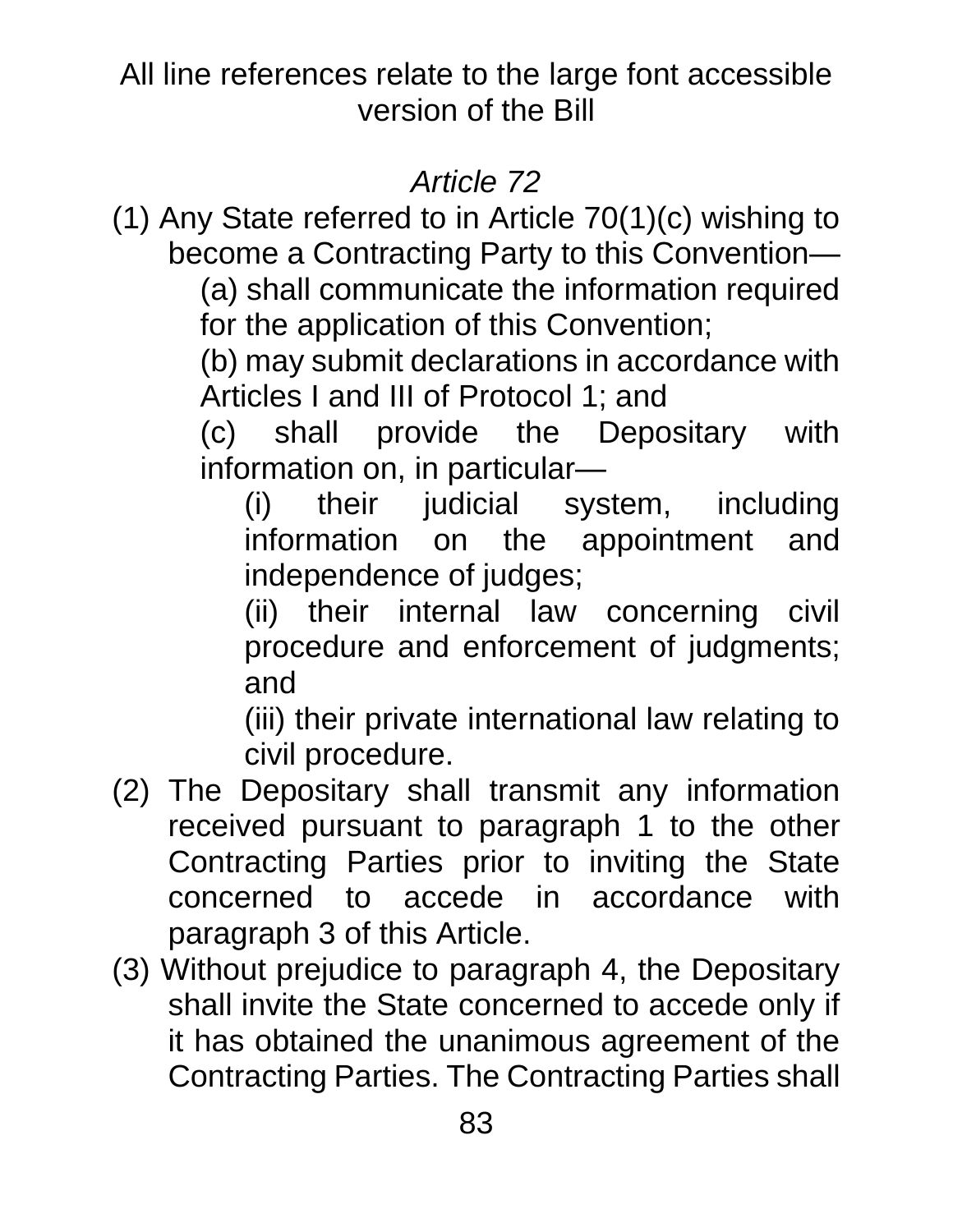All line references relate to the large font accessible version of the Bill

*Article 72*

(1) Any State referred to in Article 70(1)(c) wishing to become a Contracting Party to this Convention—

(a) shall communicate the information required for the application of this Convention;

(b) may submit declarations in accordance with Articles I and III of Protocol 1; and

(c) shall provide the Depositary with information on, in particular—

(i) their judicial system, including information on the appointment and independence of judges;

(ii) their internal law concerning civil procedure and enforcement of judgments; and

(iii) their private international law relating to civil procedure.

(2) The Depositary shall transmit any information received pursuant to paragraph 1 to the other Contracting Parties prior to inviting the State concerned to accede in accordance with paragraph 3 of this Article.

(3) Without prejudice to paragraph 4, the Depositary shall invite the State concerned to accede only if it has obtained the unanimous agreement of the Contracting Parties. The Contracting Parties shall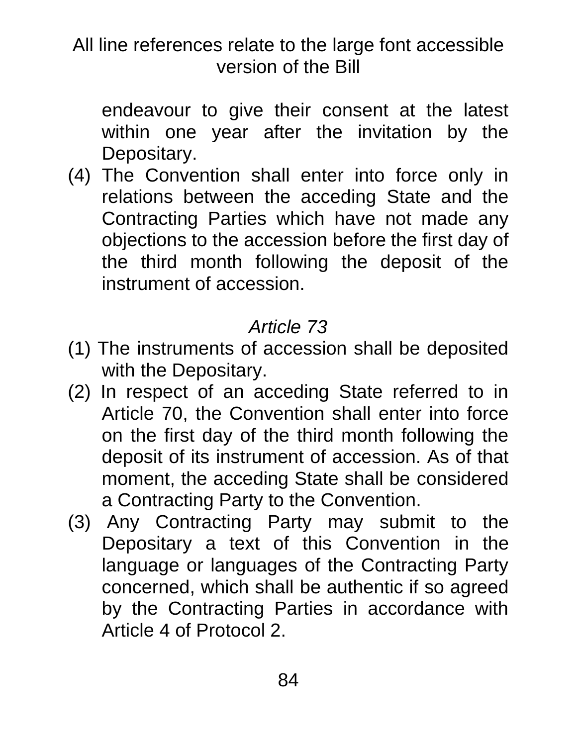endeavour to give their consent at the latest within one year after the invitation by the Depositary.

(4) The Convention shall enter into force only in relations between the acceding State and the Contracting Parties which have not made any objections to the accession before the first day of the third month following the deposit of the instrument of accession.

*Article 73*

(1) The instruments of accession shall be deposited with the Depositary.

(2) In respect of an acceding State referred to in Article 70, the Convention shall enter into force on the first day of the third month following the deposit of its instrument of accession. As of that moment, the acceding State shall be considered a Contracting Party to the Convention.

(3) Any Contracting Party may submit to the Depositary a text of this Convention in the language or languages of the Contracting Party concerned, which shall be authentic if so agreed by the Contracting Parties in accordance with Article 4 of Protocol 2.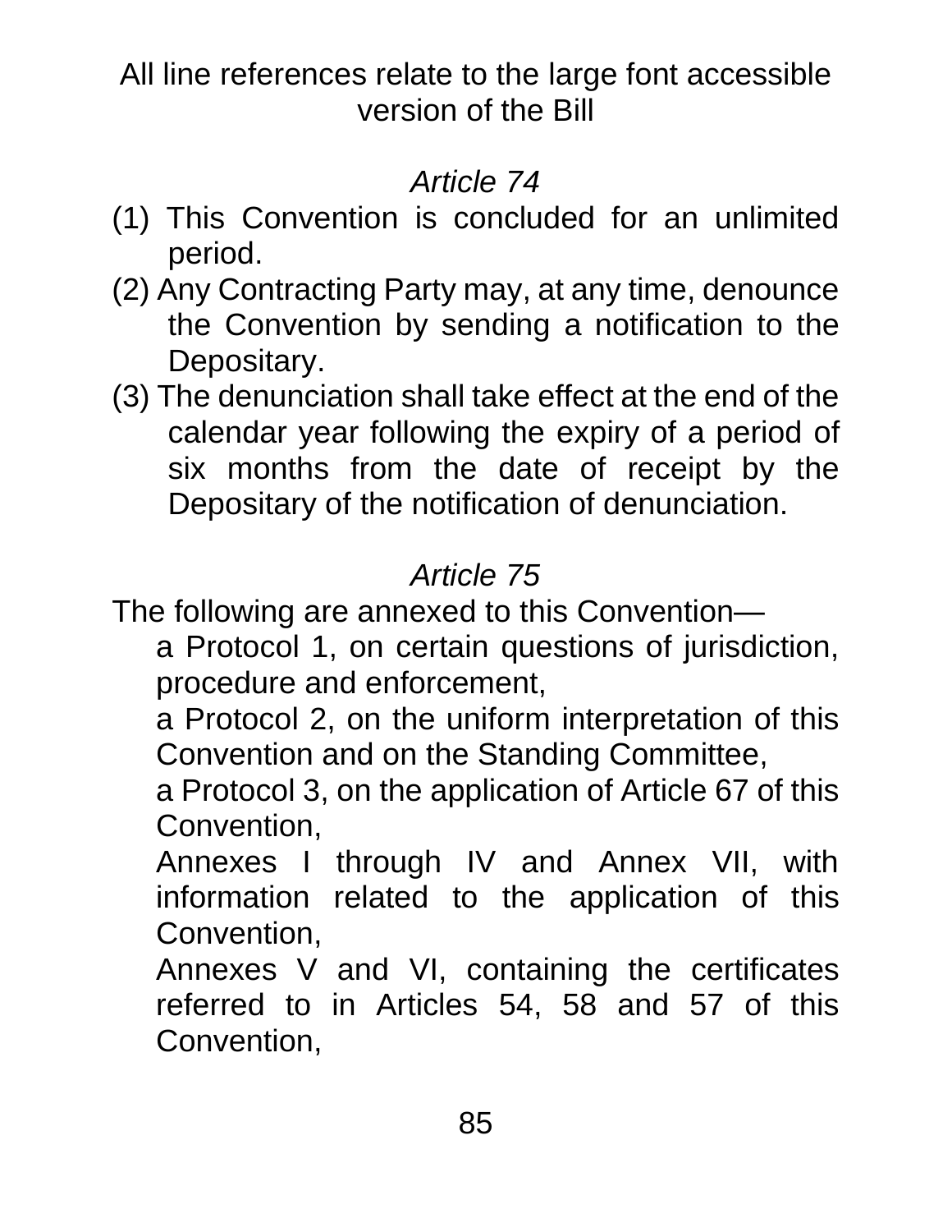All line references relate to the large font accessible version of the Bill

*Article 74*

(1) This Convention is concluded for an unlimited period.

(2) Any Contracting Party may, at any time, denounce the Convention by sending a notification to the Depositary.

(3) The denunciation shall take effect at the end of the calendar year following the expiry of a period of six months from the date of receipt by the Depositary of the notification of denunciation.

*Article 75*

The following are annexed to this Convention—

a Protocol 1, on certain questions of jurisdiction, procedure and enforcement,

a Protocol 2, on the uniform interpretation of this Convention and on the Standing Committee,

a Protocol 3, on the application of Article 67 of this Convention,

Annexes I through IV and Annex VII, with information related to the application of this Convention,

Annexes V and VI, containing the certificates referred to in Articles 54, 58 and 57 of this Convention,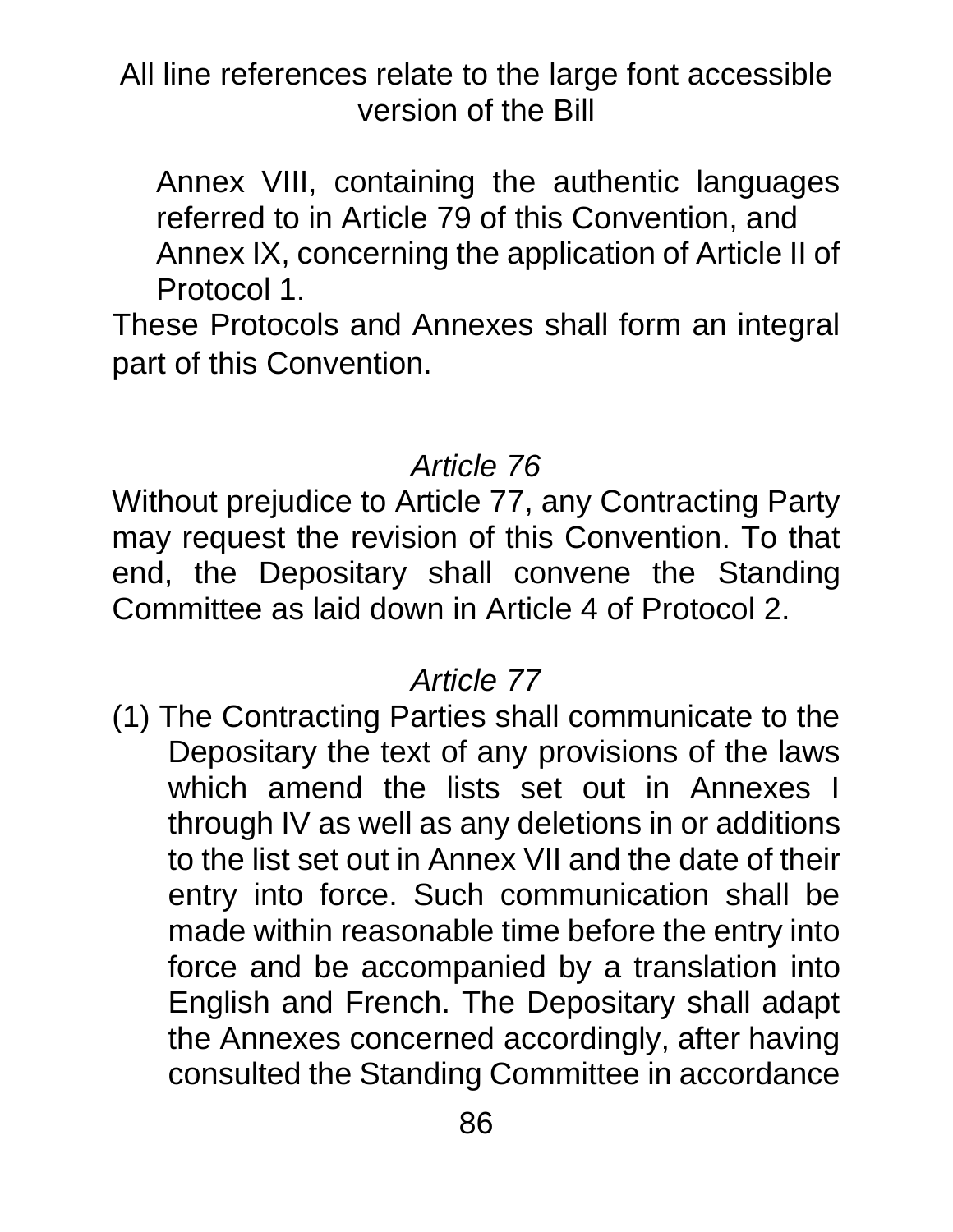Annex VIII, containing the authentic languages referred to in Article 79 of this Convention, and

Annex IX, concerning the application of Article II of Protocol 1.

These Protocols and Annexes shall form an integral part of this Convention.

*Article 76*

Without prejudice to Article 77, any Contracting Party may request the revision of this Convention. To that end, the Depositary shall convene the Standing Committee as laid down in Article 4 of Protocol 2.

*Article 77*

(1) The Contracting Parties shall communicate to the Depositary the text of any provisions of the laws which amend the lists set out in Annexes I through IV as well as any deletions in or additions to the list set out in Annex VII and the date of their entry into force. Such communication shall be made within reasonable time before the entry into force and be accompanied by a translation into English and French. The Depositary shall adapt the Annexes concerned accordingly, after having consulted the Standing Committee in accordance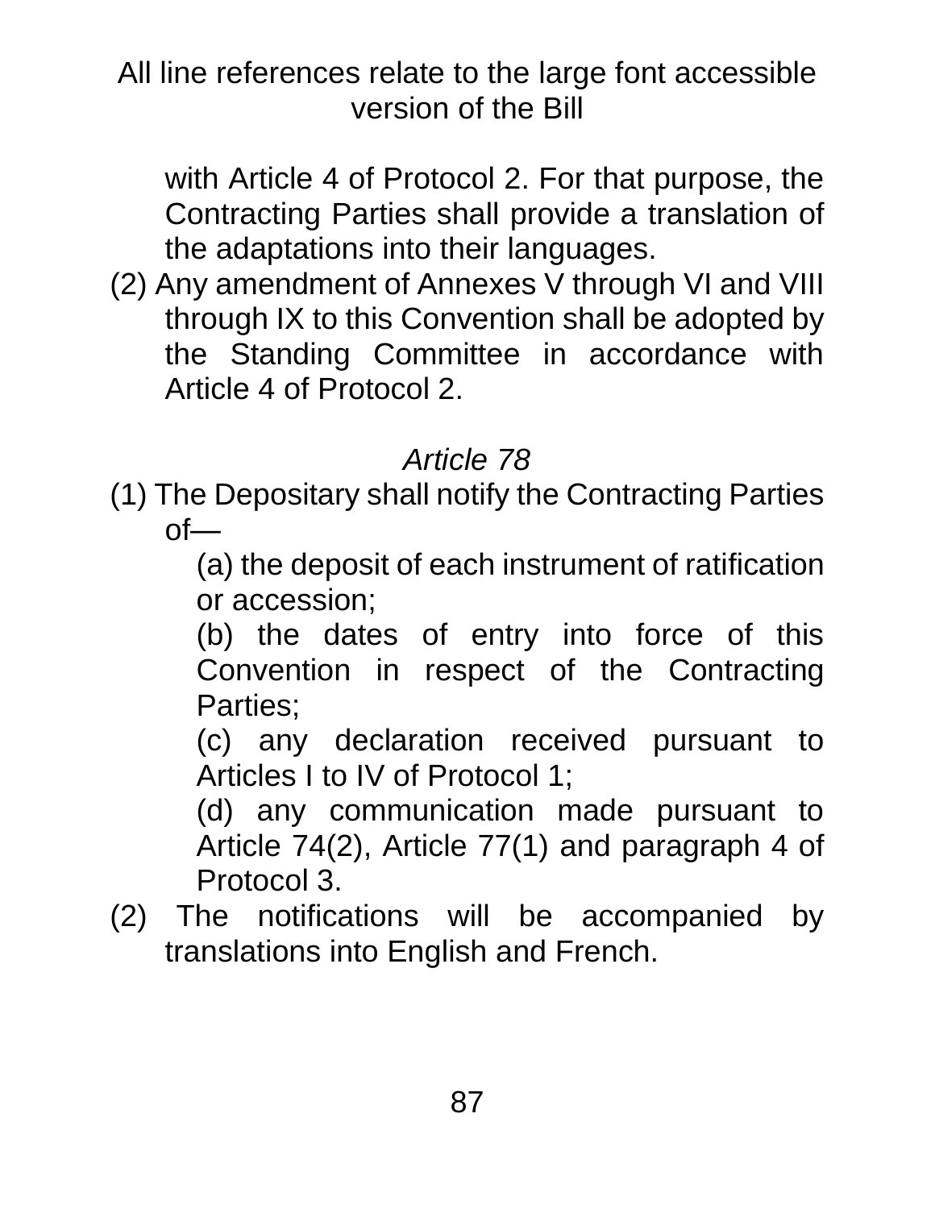with Article 4 of Protocol 2. For that purpose, the Contracting Parties shall provide a translation of the adaptations into their languages.

(2) Any amendment of Annexes V through VI and VIII through IX to this Convention shall be adopted by the Standing Committee in accordance with Article 4 of Protocol 2.

*Article 78*

(1) The Depositary shall notify the Contracting Parties of—

(a) the deposit of each instrument of ratification or accession;

(b) the dates of entry into force of this Convention in respect of the Contracting Parties;

(c) any declaration received pursuant to Articles I to IV of Protocol 1;

(d) any communication made pursuant to Article 74(2), Article 77(1) and paragraph 4 of Protocol 3.

(2) The notifications will be accompanied by translations into English and French.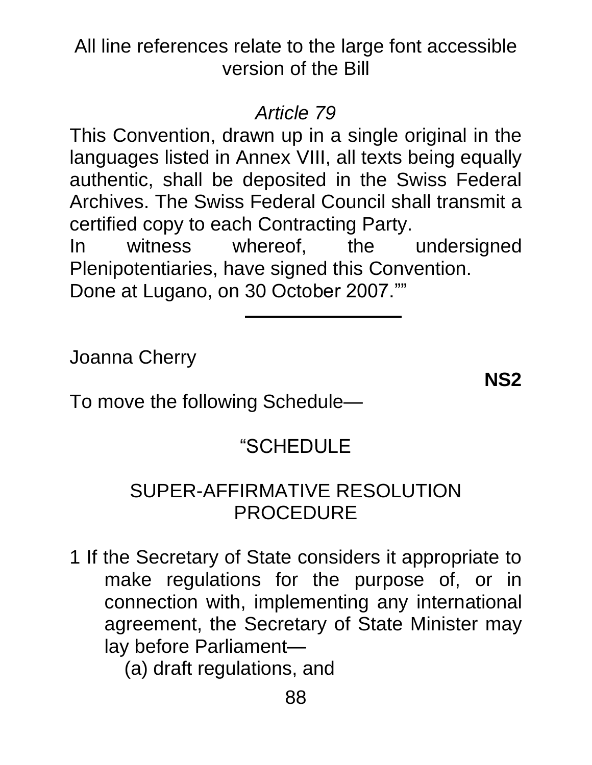All line references relate to the large font accessible version of the Bill

*Article 79*

This Convention, drawn up in a single original in the languages listed in Annex VIII, all texts being equally authentic, shall be deposited in the Swiss Federal Archives. The Swiss Federal Council shall transmit a certified copy to each Contracting Party.

In witness whereof, the undersigned Plenipotentiaries, have signed this Convention.

Done at Lugano, on 30 October 2007.””

---

Joanna Cherry

**NS2**

To move the following Schedule—

“SCHEDULE

SUPER-AFFIRMATIVE RESOLUTION PROCEDURE

1 If the Secretary of State considers it appropriate to make regulations for the purpose of, or in connection with, implementing any international agreement, the Secretary of State Minister may lay before Parliament—

(a) draft regulations, and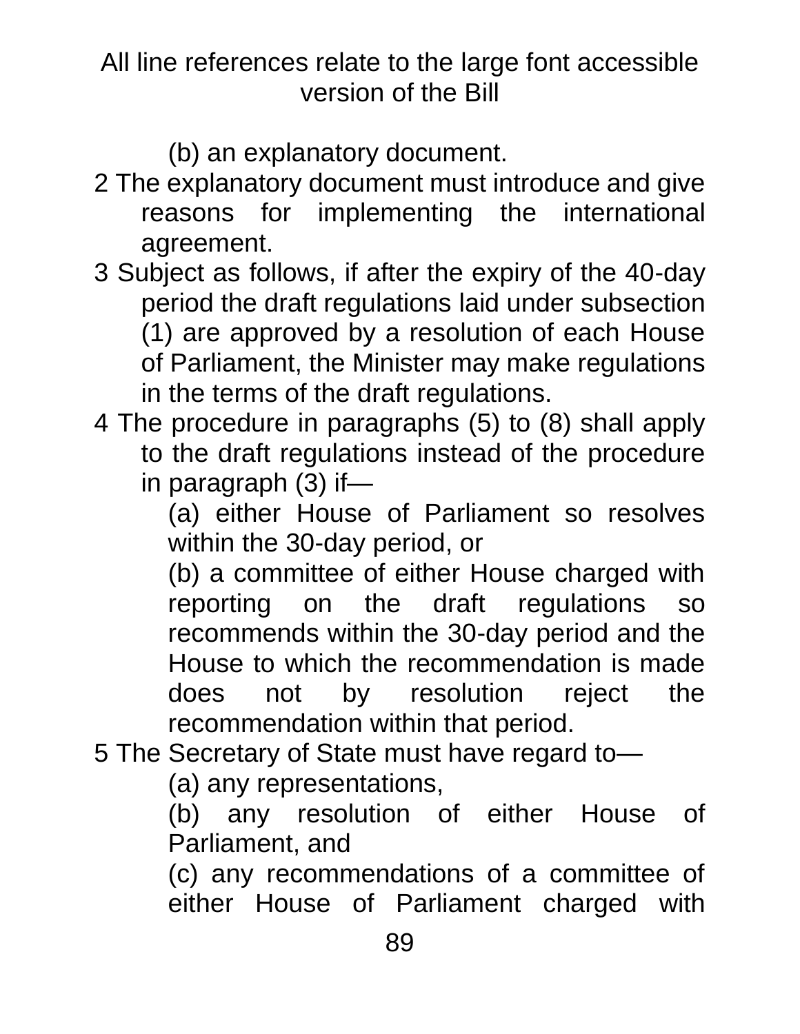All line references relate to the large font accessible version of the Bill

(b) an explanatory document.

2 The explanatory document must introduce and give reasons for implementing the international agreement.

3 Subject as follows, if after the expiry of the 40-day period the draft regulations laid under subsection (1) are approved by a resolution of each House of Parliament, the Minister may make regulations in the terms of the draft regulations.

4 The procedure in paragraphs (5) to (8) shall apply to the draft regulations instead of the procedure in paragraph (3) if—

(a) either House of Parliament so resolves within the 30-day period, or

(b) a committee of either House charged with reporting on the draft regulations so recommends within the 30-day period and the House to which the recommendation is made does not by resolution reject the recommendation within that period.

5 The Secretary of State must have regard to—

(a) any representations,

(b) any resolution of either House of Parliament, and

(c) any recommendations of a committee of either House of Parliament charged with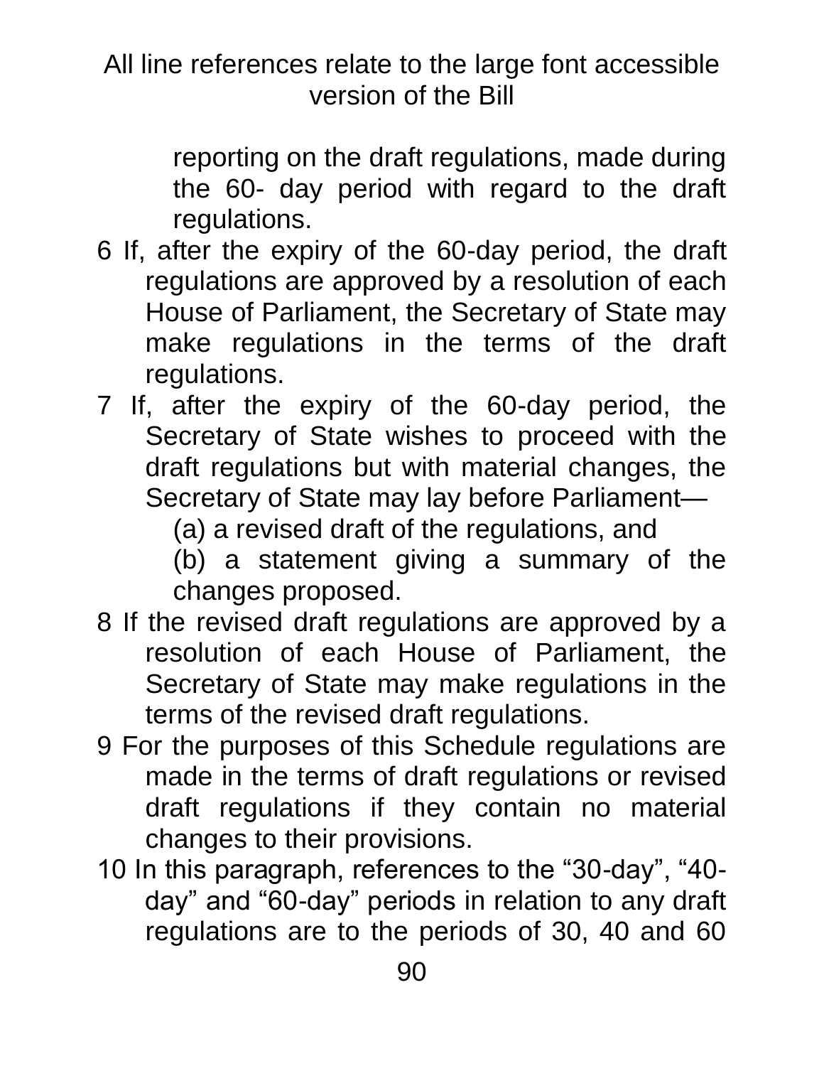reporting on the draft regulations, made during the 60- day period with regard to the draft regulations.

6 If, after the expiry of the 60-day period, the draft regulations are approved by a resolution of each House of Parliament, the Secretary of State may make regulations in the terms of the draft regulations.

7 If, after the expiry of the 60-day period, the Secretary of State wishes to proceed with the draft regulations but with material changes, the Secretary of State may lay before Parliament—

(a) a revised draft of the regulations, and

(b) a statement giving a summary of the changes proposed.

8 If the revised draft regulations are approved by a resolution of each House of Parliament, the Secretary of State may make regulations in the terms of the revised draft regulations.

9 For the purposes of this Schedule regulations are made in the terms of draft regulations or revised draft regulations if they contain no material changes to their provisions.

10 In this paragraph, references to the "30-day", "40-day" and "60-day" periods in relation to any draft regulations are to the periods of 30, 40 and 60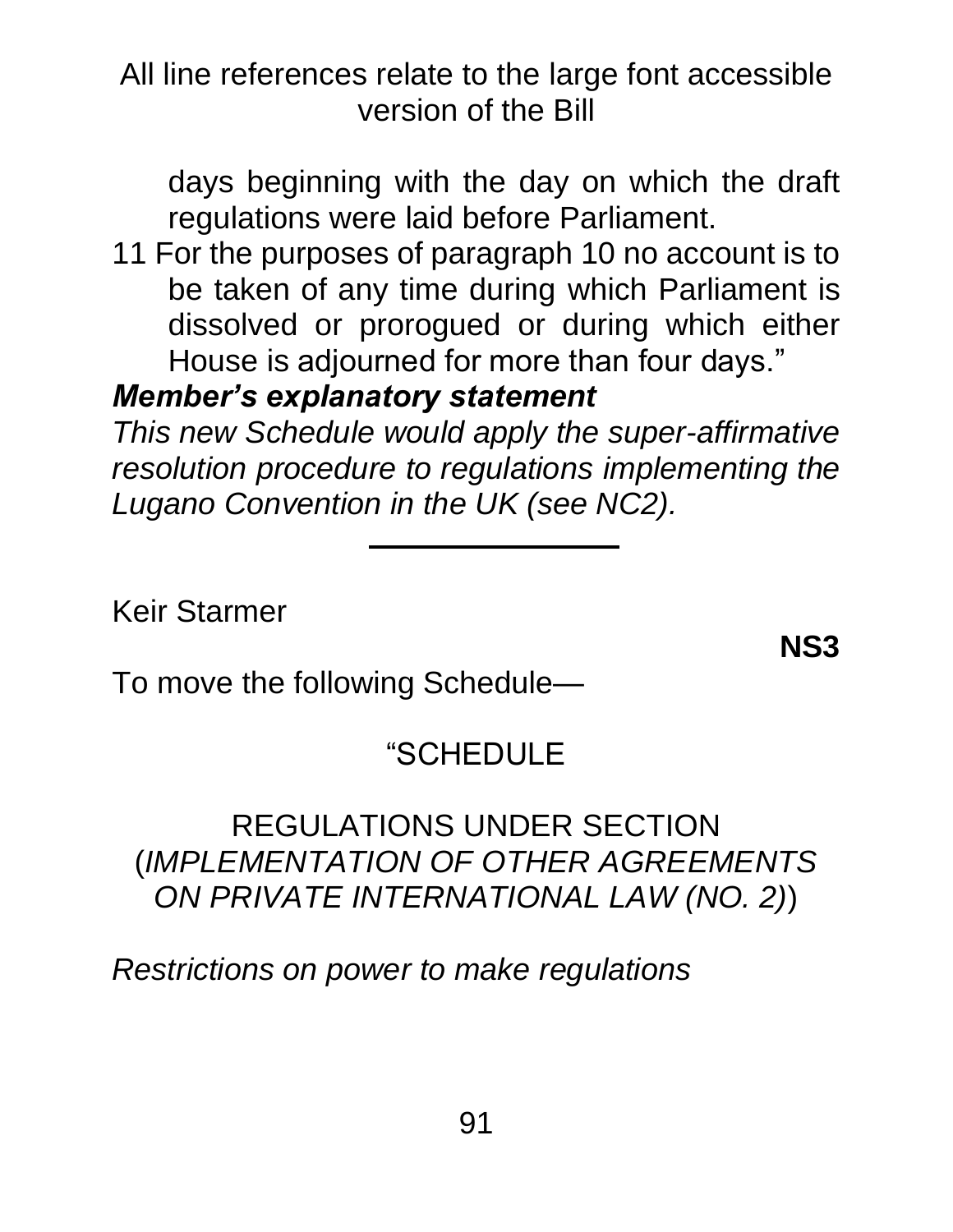days beginning with the day on which the draft regulations were laid before Parliament.

11 For the purposes of paragraph 10 no account is to be taken of any time during which Parliament is dissolved or prorogued or during which either House is adjourned for more than four days."

***Member's explanatory statement***

*This new Schedule would apply the super-affirmative resolution procedure to regulations implementing the Lugano Convention in the UK (see NC2).*

---

Keir Starmer

**NS3**

To move the following Schedule—

"SCHEDULE

REGULATIONS UNDER SECTION (*IMPLEMENTATION OF OTHER AGREEMENTS ON PRIVATE INTERNATIONAL LAW (NO. 2)*)

*Restrictions on power to make regulations*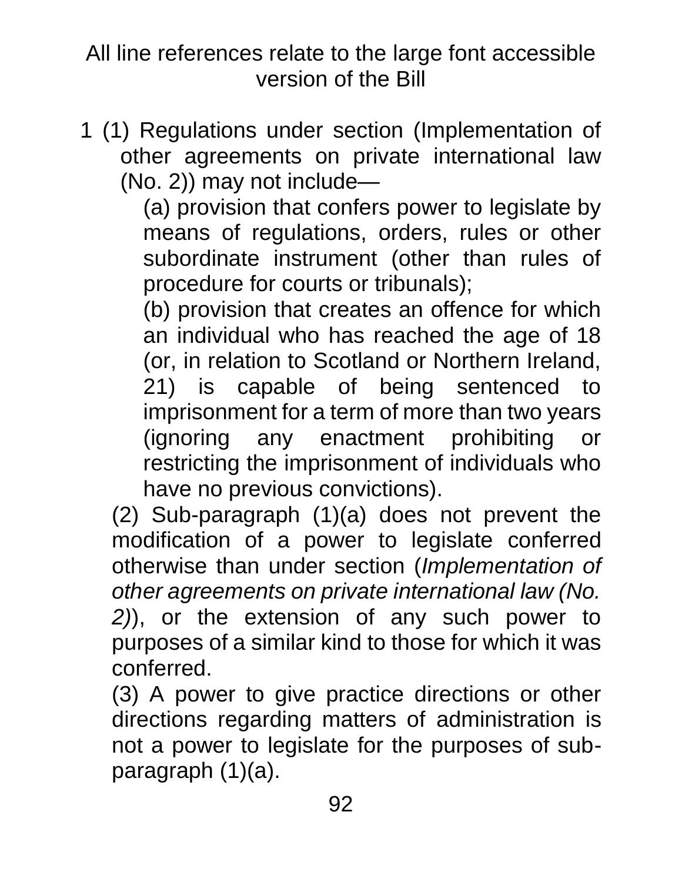All line references relate to the large font accessible version of the Bill

1 (1) Regulations under section (Implementation of other agreements on private international law (No. 2)) may not include—

(a) provision that confers power to legislate by means of regulations, orders, rules or other subordinate instrument (other than rules of procedure for courts or tribunals);

(b) provision that creates an offence for which an individual who has reached the age of 18 (or, in relation to Scotland or Northern Ireland, 21) is capable of being sentenced to imprisonment for a term of more than two years (ignoring any enactment prohibiting or restricting the imprisonment of individuals who have no previous convictions).

(2) Sub-paragraph (1)(a) does not prevent the modification of a power to legislate conferred otherwise than under section (*Implementation of other agreements on private international law (No. 2)*), or the extension of any such power to purposes of a similar kind to those for which it was conferred.

(3) A power to give practice directions or other directions regarding matters of administration is not a power to legislate for the purposes of sub-paragraph (1)(a).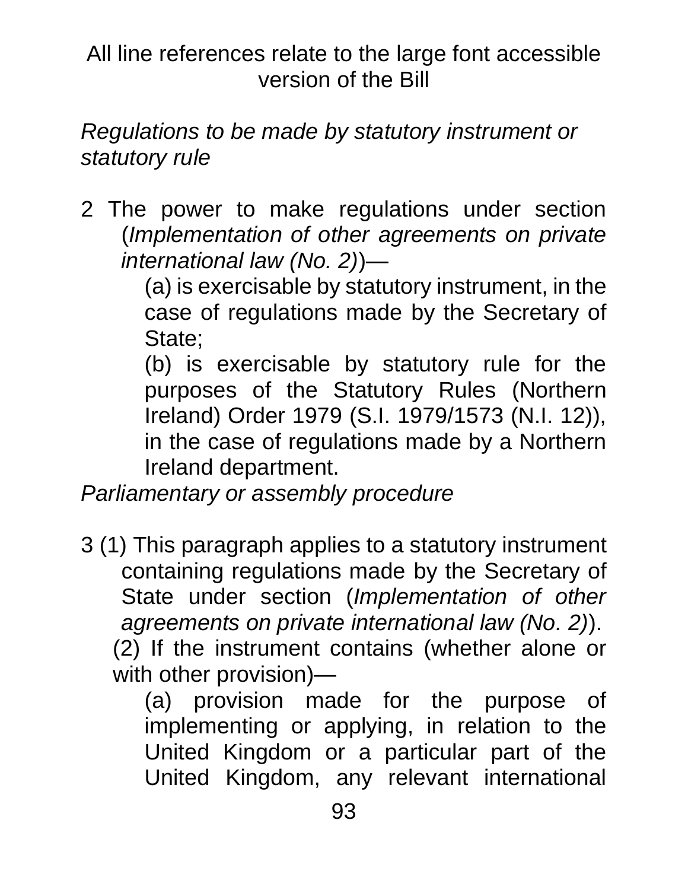All line references relate to the large font accessible version of the Bill

*Regulations to be made by statutory instrument or statutory rule*

2 The power to make regulations under section (*Implementation of other agreements on private international law (No. 2)*)—

(a) is exercisable by statutory instrument, in the case of regulations made by the Secretary of State;

(b) is exercisable by statutory rule for the purposes of the Statutory Rules (Northern Ireland) Order 1979 (S.I. 1979/1573 (N.I. 12)), in the case of regulations made by a Northern Ireland department.

*Parliamentary or assembly procedure*

3 (1) This paragraph applies to a statutory instrument containing regulations made by the Secretary of State under section (*Implementation of other agreements on private international law (No. 2)*).

(2) If the instrument contains (whether alone or with other provision)—

(a) provision made for the purpose of implementing or applying, in relation to the United Kingdom or a particular part of the United Kingdom, any relevant international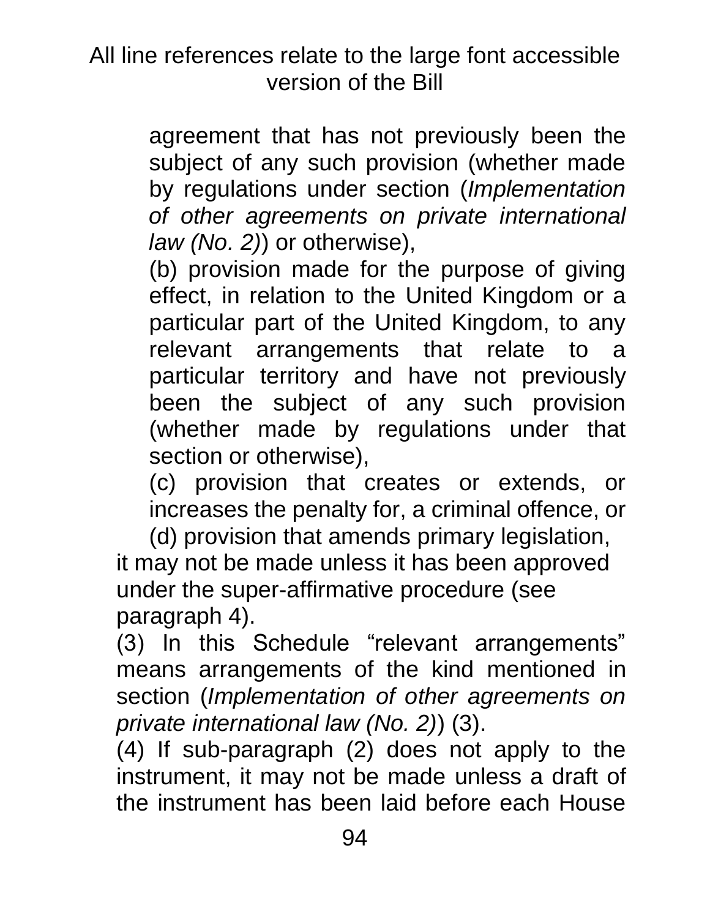agreement that has not previously been the subject of any such provision (whether made by regulations under section (*Implementation of other agreements on private international law (No. 2)*) or otherwise),

(b) provision made for the purpose of giving effect, in relation to the United Kingdom or a particular part of the United Kingdom, to any relevant arrangements that relate to a particular territory and have not previously been the subject of any such provision (whether made by regulations under that section or otherwise),

(c) provision that creates or extends, or increases the penalty for, a criminal offence, or

(d) provision that amends primary legislation,

it may not be made unless it has been approved under the super-affirmative procedure (see paragraph 4).

(3) In this Schedule "relevant arrangements" means arrangements of the kind mentioned in section (*Implementation of other agreements on private international law (No. 2)*) (3).

(4) If sub-paragraph (2) does not apply to the instrument, it may not be made unless a draft of the instrument has been laid before each House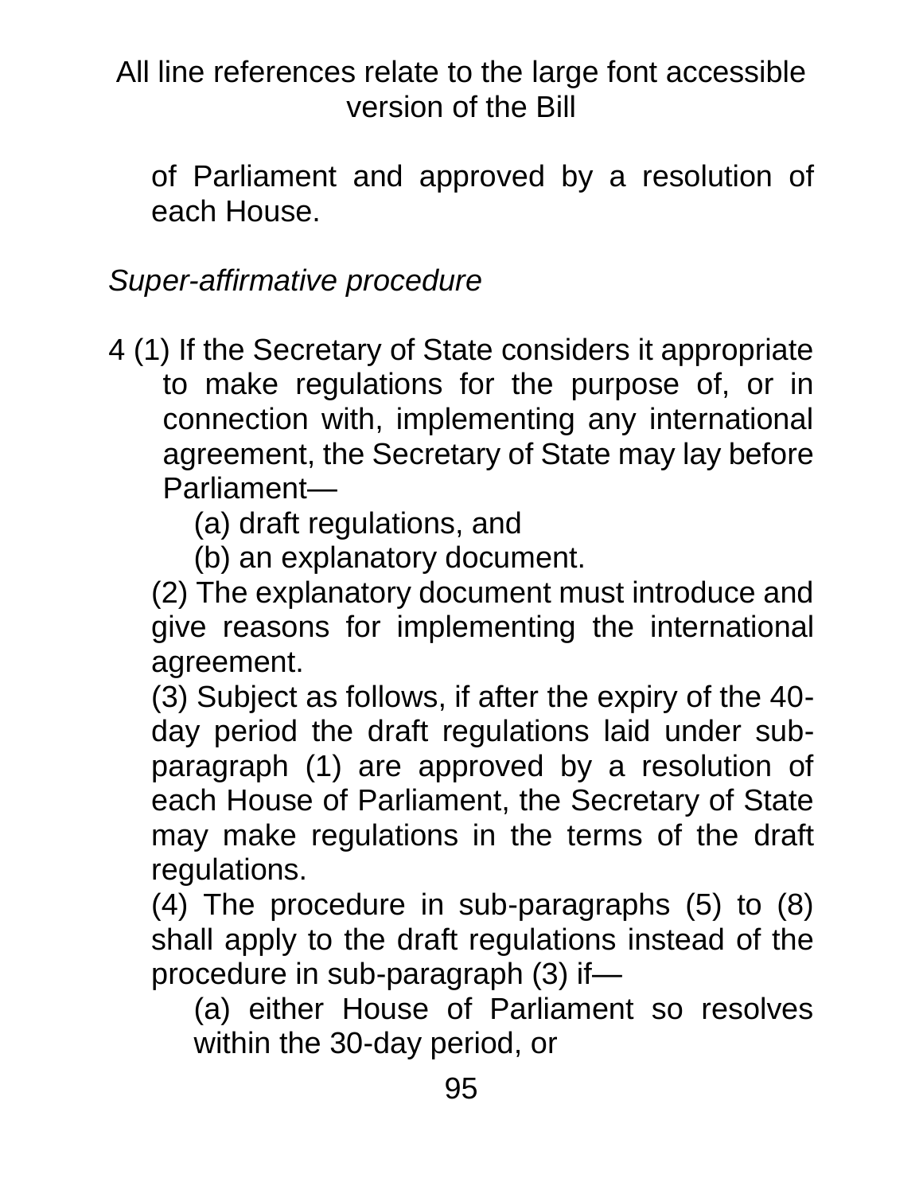All line references relate to the large font accessible version of the Bill

of Parliament and approved by a resolution of each House.

*Super-affirmative procedure*

4 (1) If the Secretary of State considers it appropriate to make regulations for the purpose of, or in connection with, implementing any international agreement, the Secretary of State may lay before Parliament—

(a) draft regulations, and

(b) an explanatory document.

(2) The explanatory document must introduce and give reasons for implementing the international agreement.

(3) Subject as follows, if after the expiry of the 40-day period the draft regulations laid under sub-paragraph (1) are approved by a resolution of each House of Parliament, the Secretary of State may make regulations in the terms of the draft regulations.

(4) The procedure in sub-paragraphs (5) to (8) shall apply to the draft regulations instead of the procedure in sub-paragraph (3) if—

(a) either House of Parliament so resolves within the 30-day period, or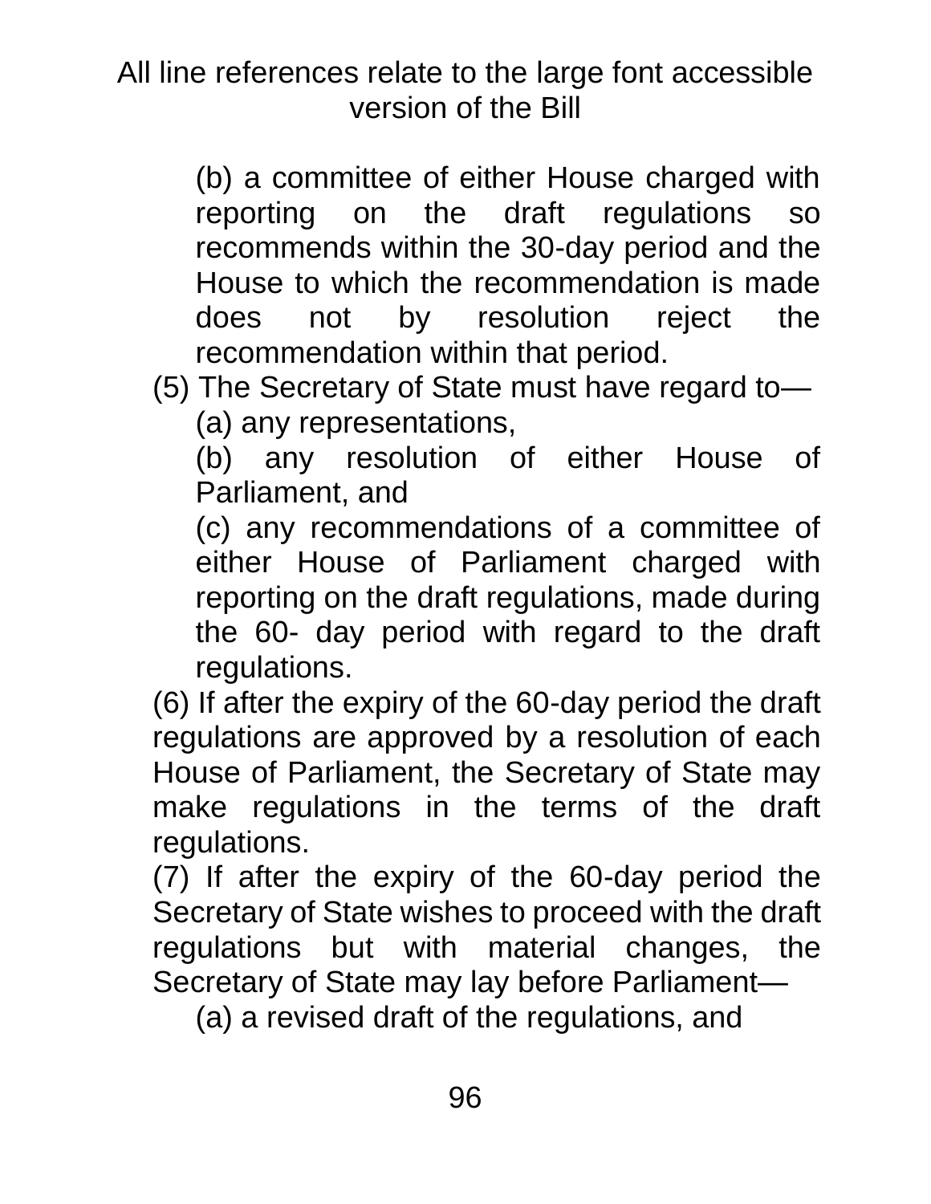(b) a committee of either House charged with reporting on the draft regulations so recommends within the 30-day period and the House to which the recommendation is made does not by resolution reject the recommendation within that period.

(5) The Secretary of State must have regard to—

(a) any representations,

(b) any resolution of either House of Parliament, and

(c) any recommendations of a committee of either House of Parliament charged with reporting on the draft regulations, made during the 60- day period with regard to the draft regulations.

(6) If after the expiry of the 60-day period the draft regulations are approved by a resolution of each House of Parliament, the Secretary of State may make regulations in the terms of the draft regulations.

(7) If after the expiry of the 60-day period the Secretary of State wishes to proceed with the draft regulations but with material changes, the Secretary of State may lay before Parliament—

(a) a revised draft of the regulations, and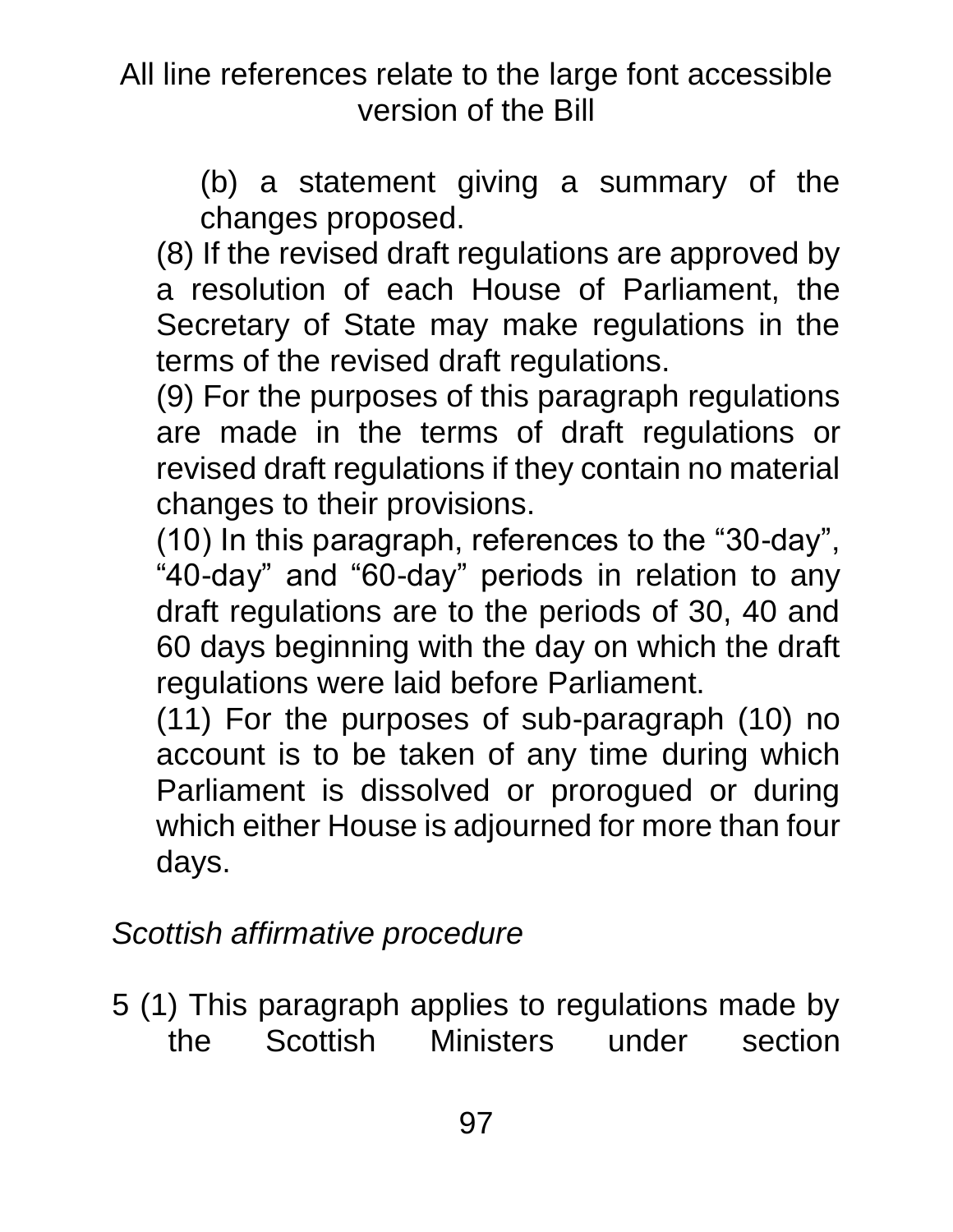All line references relate to the large font accessible version of the Bill

(b) a statement giving a summary of the changes proposed.

(8) If the revised draft regulations are approved by a resolution of each House of Parliament, the Secretary of State may make regulations in the terms of the revised draft regulations.

(9) For the purposes of this paragraph regulations are made in the terms of draft regulations or revised draft regulations if they contain no material changes to their provisions.

(10) In this paragraph, references to the "30-day", "40-day" and "60-day" periods in relation to any draft regulations are to the periods of 30, 40 and 60 days beginning with the day on which the draft regulations were laid before Parliament.

(11) For the purposes of sub-paragraph (10) no account is to be taken of any time during which Parliament is dissolved or prorogued or during which either House is adjourned for more than four days.

*Scottish affirmative procedure*

5 (1) This paragraph applies to regulations made by the Scottish Ministers under section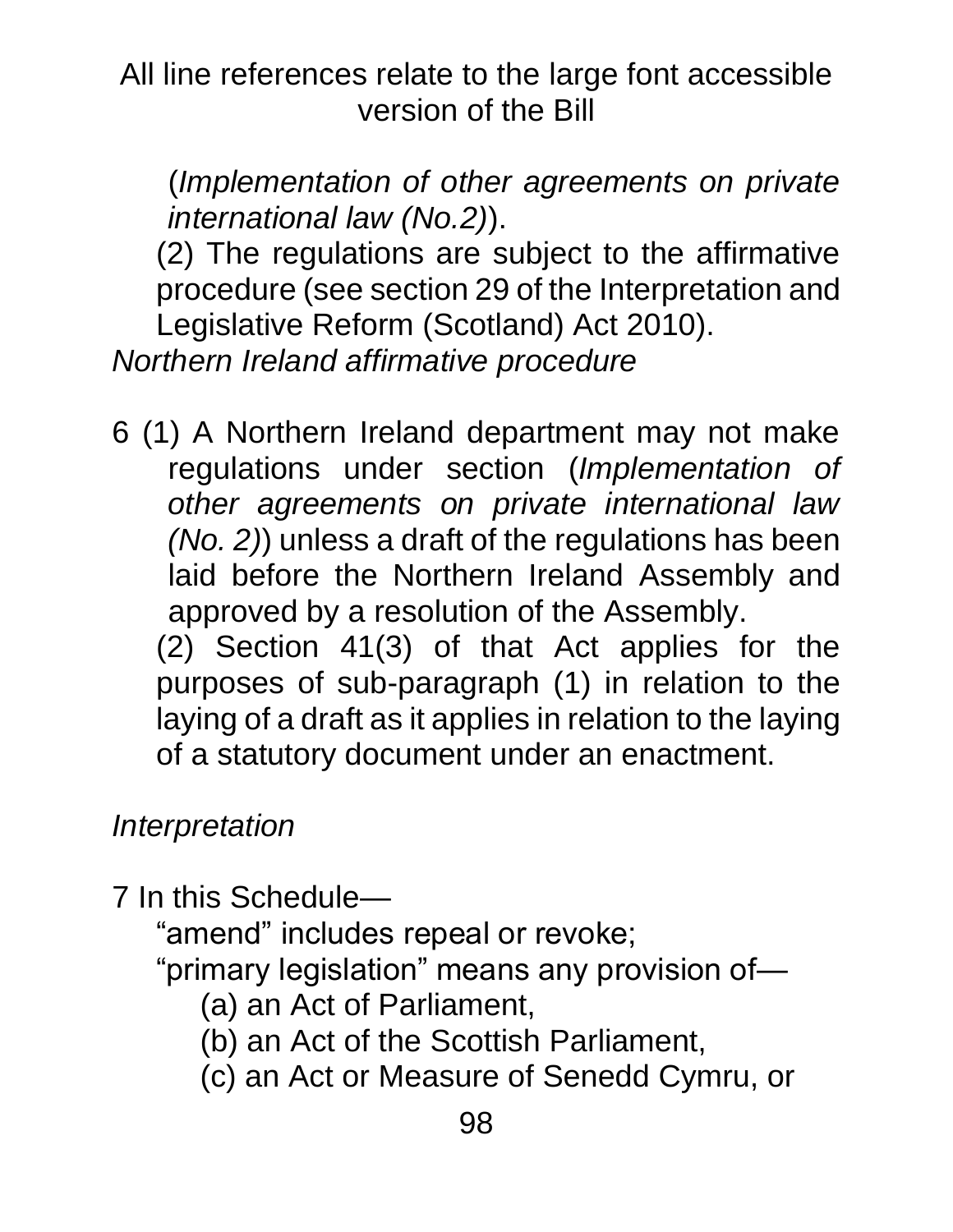(*Implementation of other agreements on private international law (No.2)*).

(2) The regulations are subject to the affirmative procedure (see section 29 of the Interpretation and Legislative Reform (Scotland) Act 2010).

*Northern Ireland affirmative procedure*

6 (1) A Northern Ireland department may not make regulations under section (*Implementation of other agreements on private international law (No. 2)*) unless a draft of the regulations has been laid before the Northern Ireland Assembly and approved by a resolution of the Assembly.

(2) Section 41(3) of that Act applies for the purposes of sub-paragraph (1) in relation to the laying of a draft as it applies in relation to the laying of a statutory document under an enactment.

*Interpretation*

7 In this Schedule—

“amend” includes repeal or revoke;

“primary legislation” means any provision of—

(a) an Act of Parliament,

(b) an Act of the Scottish Parliament,

(c) an Act or Measure of Senedd Cymru, or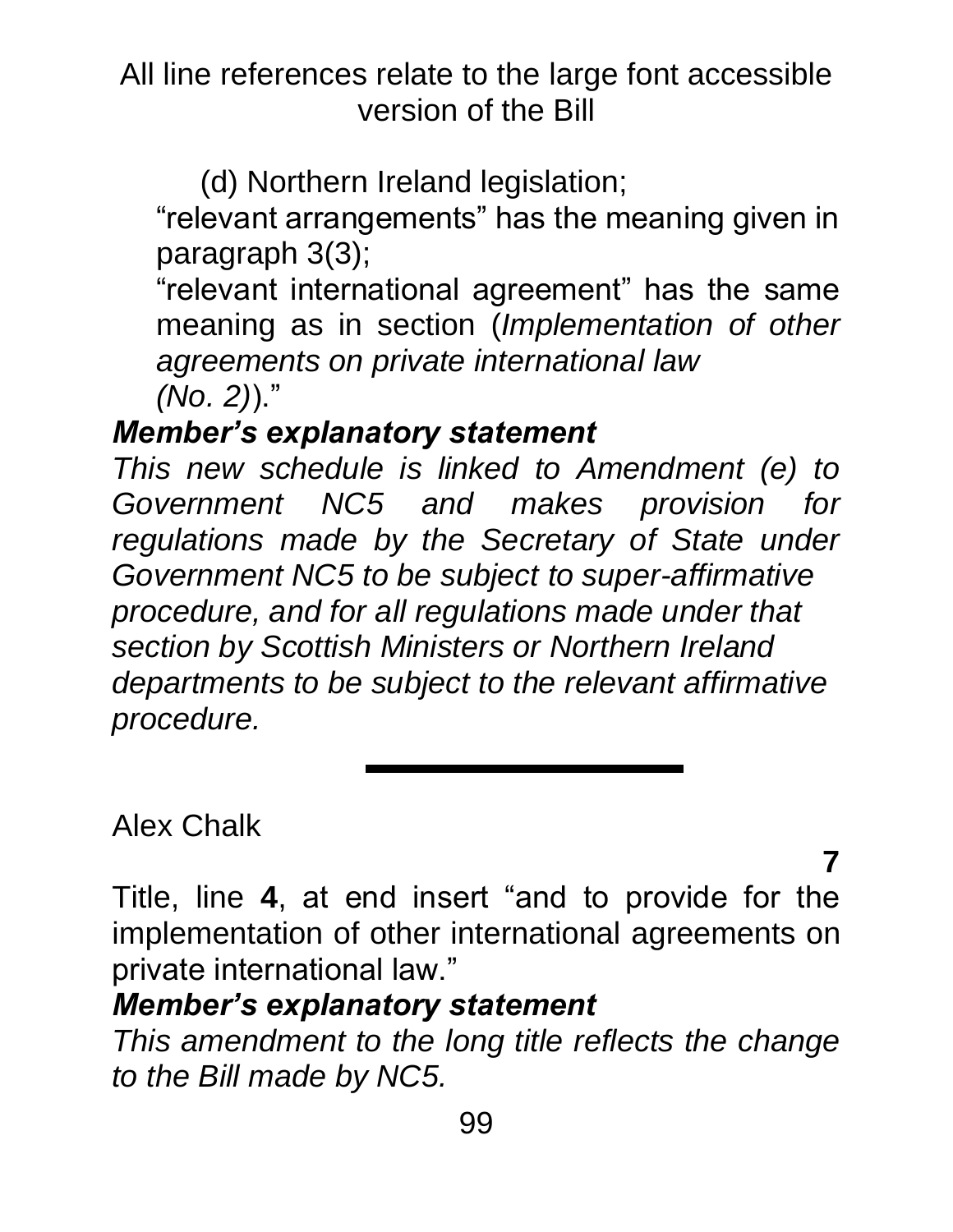All line references relate to the large font accessible version of the Bill

(d) Northern Ireland legislation;

"relevant arrangements" has the meaning given in paragraph 3(3);

"relevant international agreement" has the same meaning as in section (*Implementation of other agreements on private international law (No. 2)*)."

***Member's explanatory statement***

*This new schedule is linked to Amendment (e) to Government NC5 and makes provision for regulations made by the Secretary of State under Government NC5 to be subject to super-affirmative procedure, and for all regulations made under that section by Scottish Ministers or Northern Ireland departments to be subject to the relevant affirmative procedure.*

---

Alex Chalk

**7**

Title, line **4**, at end insert "and to provide for the implementation of other international agreements on private international law."

***Member's explanatory statement***

*This amendment to the long title reflects the change to the Bill made by NC5.*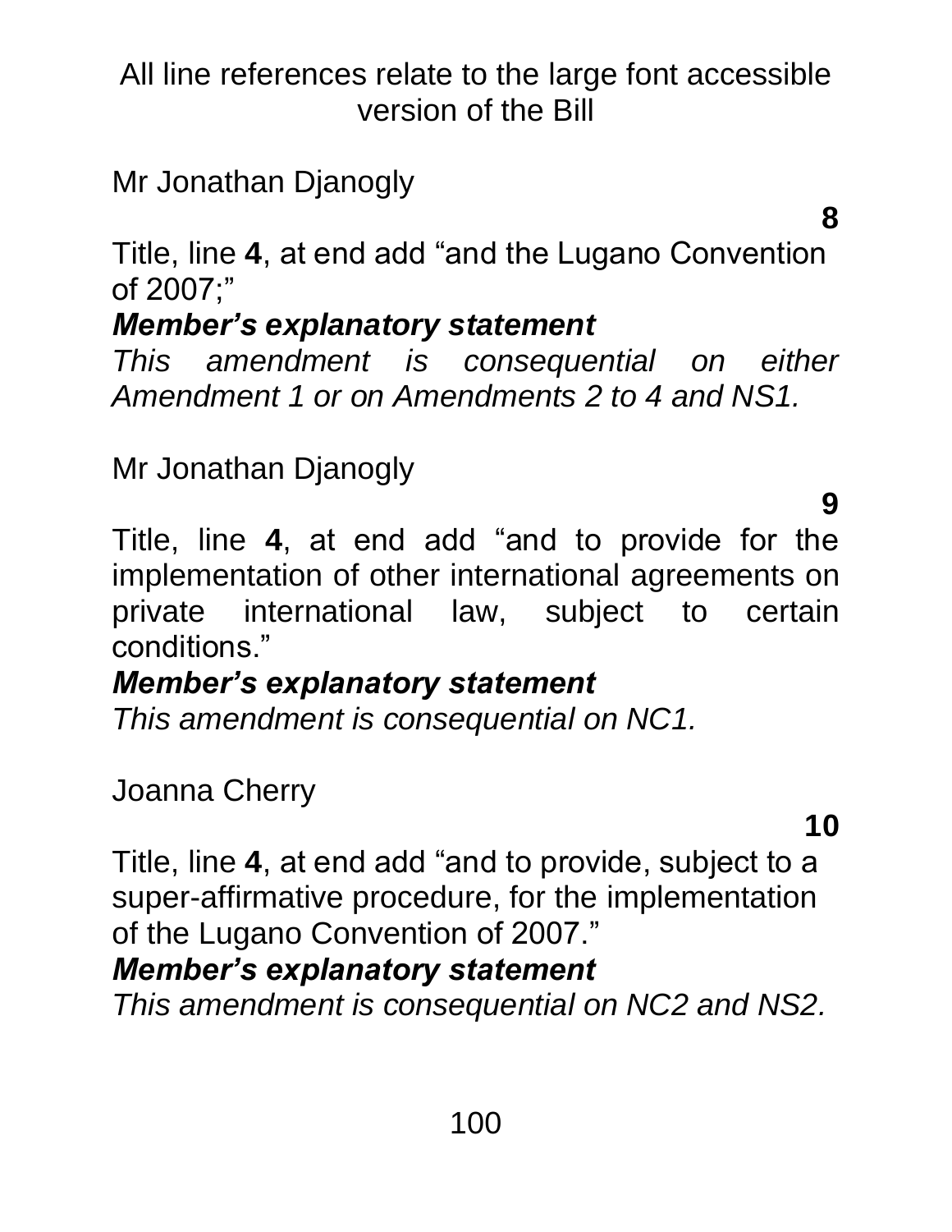All line references relate to the large font accessible version of the Bill

Mr Jonathan Djanogly

**8**

Title, line **4**, at end add "and the Lugano Convention of 2007;"

***Member's explanatory statement***

*This amendment is consequential on either Amendment 1 or on Amendments 2 to 4 and NS1.*

Mr Jonathan Djanogly

**9**

Title, line **4**, at end add "and to provide for the implementation of other international agreements on private international law, subject to certain conditions."

***Member's explanatory statement***

*This amendment is consequential on NC1.*

Joanna Cherry

**10**

Title, line **4**, at end add "and to provide, subject to a super-affirmative procedure, for the implementation of the Lugano Convention of 2007."

***Member's explanatory statement***

*This amendment is consequential on NC2 and NS2.*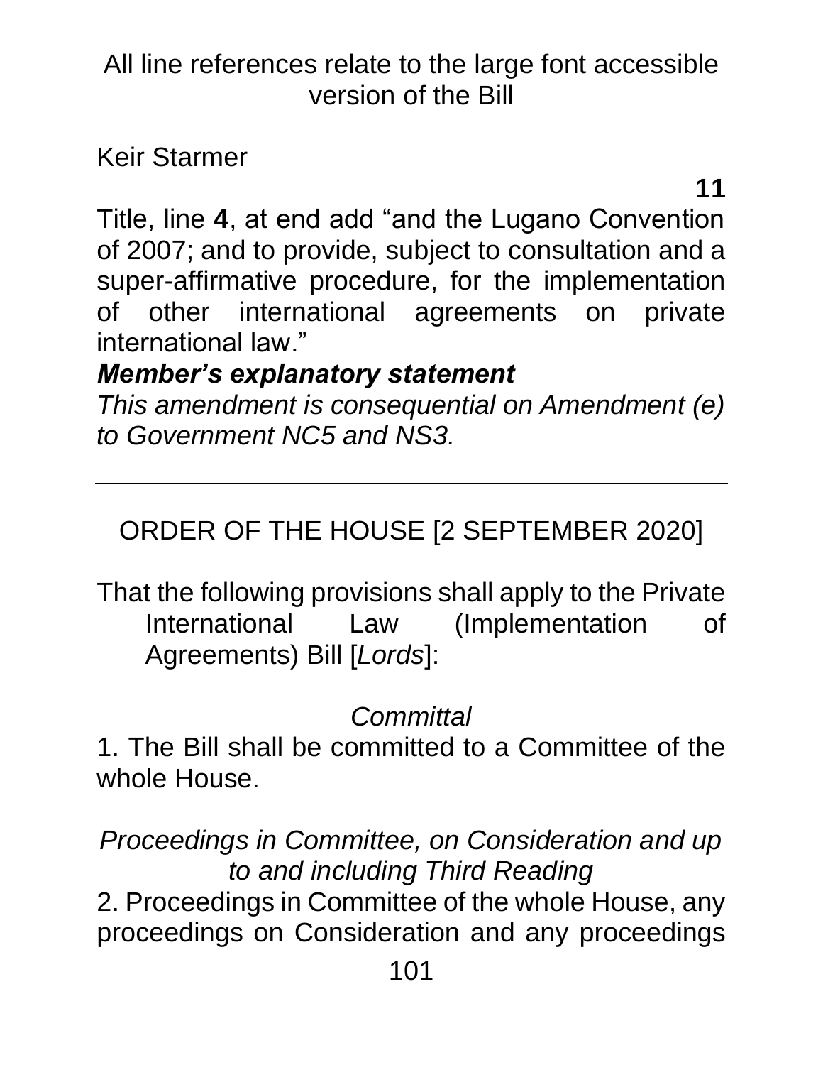All line references relate to the large font accessible version of the Bill

Keir Starmer

**11**

Title, line **4**, at end add "and the Lugano Convention of 2007; and to provide, subject to consultation and a super-affirmative procedure, for the implementation of other international agreements on private international law."

***Member's explanatory statement***

*This amendment is consequential on Amendment (e) to Government NC5 and NS3.*

---

ORDER OF THE HOUSE [2 SEPTEMBER 2020]

That the following provisions shall apply to the Private International Law (Implementation of Agreements) Bill [*Lords*]:

*Committal*

1. The Bill shall be committed to a Committee of the whole House.

*Proceedings in Committee, on Consideration and up to and including Third Reading*

2. Proceedings in Committee of the whole House, any proceedings on Consideration and any proceedings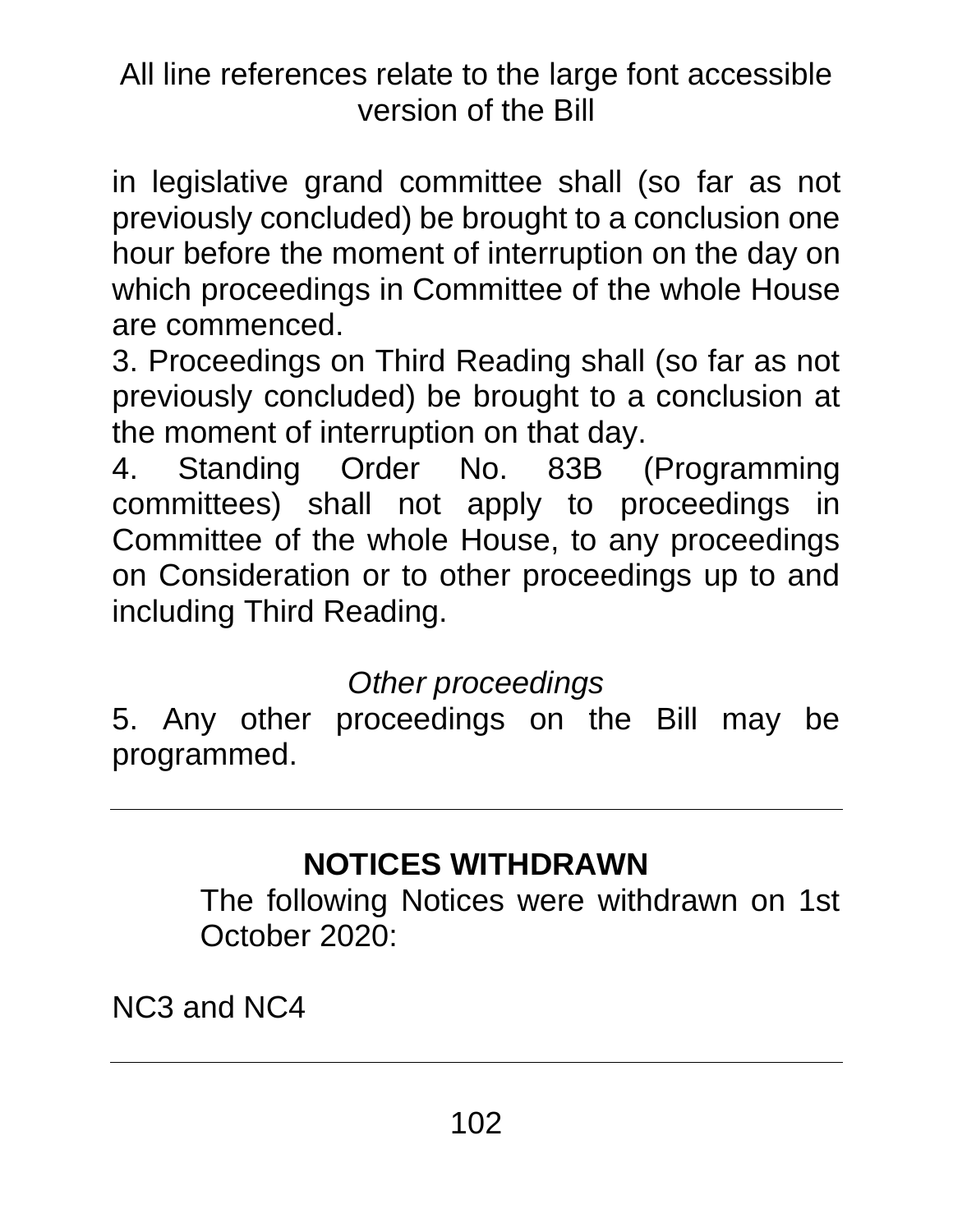in legislative grand committee shall (so far as not previously concluded) be brought to a conclusion one hour before the moment of interruption on the day on which proceedings in Committee of the whole House are commenced.

3. Proceedings on Third Reading shall (so far as not previously concluded) be brought to a conclusion at the moment of interruption on that day.

4. Standing Order No. 83B (Programming committees) shall not apply to proceedings in Committee of the whole House, to any proceedings on Consideration or to other proceedings up to and including Third Reading.

*Other proceedings*

5. Any other proceedings on the Bill may be programmed.

---

## NOTICES WITHDRAWN

The following Notices were withdrawn on 1st October 2020:

NC3 and NC4

---